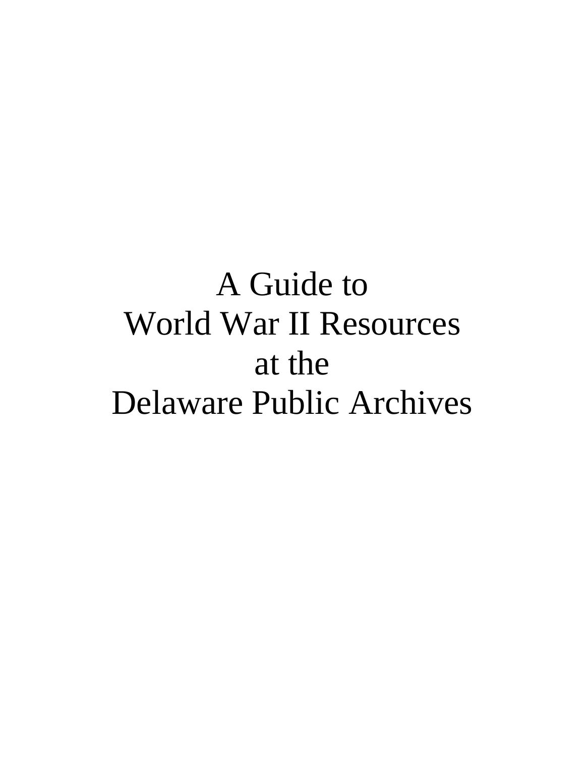# A Guide to World War II Resources at the Delaware Public Archives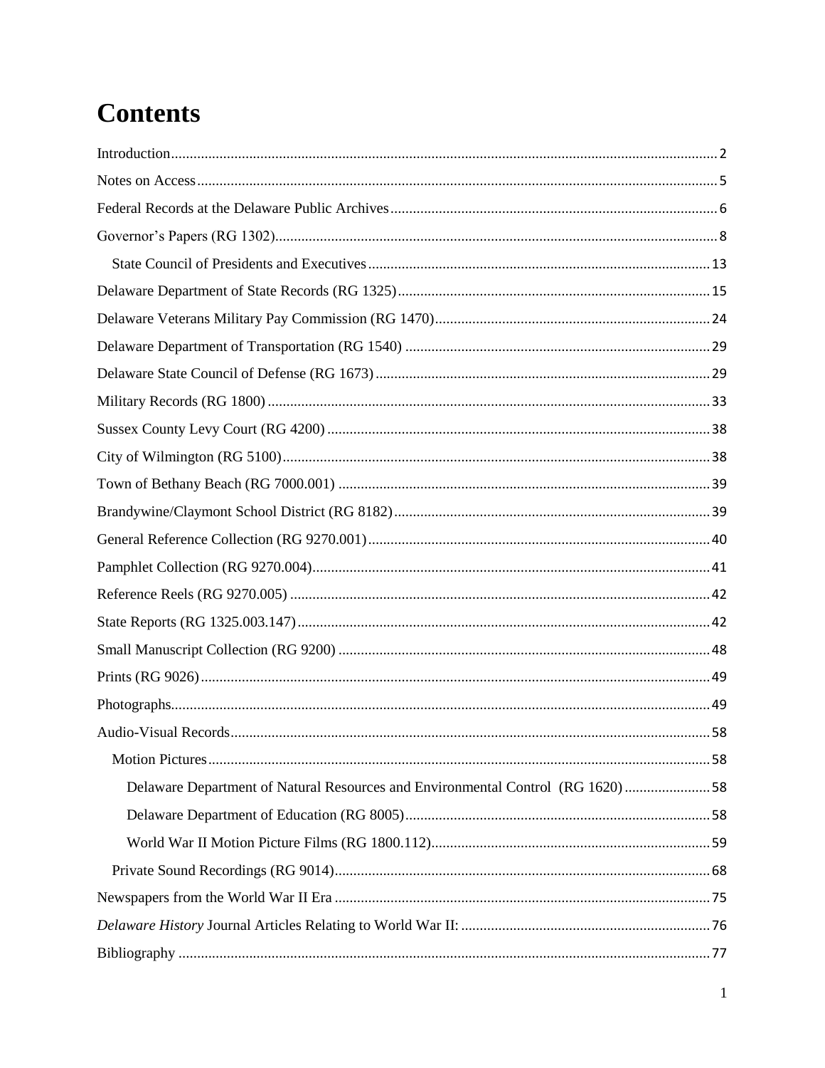# Contents

Introduction .......... 2
Notes on Access .......... 5
Federal Records at the Delaware Public Archives .......... 6
Governor’s Papers (RG 1302) .......... 8
  State Council of Presidents and Executives .......... 13
Delaware Department of State Records (RG 1325) .......... 15
Delaware Veterans Military Pay Commission (RG 1470) .......... 24
Delaware Department of Transportation (RG 1540) .......... 29
Delaware State Council of Defense (RG 1673) .......... 29
Military Records (RG 1800) .......... 33
Sussex County Levy Court (RG 4200) .......... 38
City of Wilmington (RG 5100) .......... 38
Town of Bethany Beach (RG 7000.001) .......... 39
Brandywine/Claymont School District (RG 8182) .......... 39
General Reference Collection (RG 9270.001) .......... 40
Pamphlet Collection (RG 9270.004) .......... 41
Reference Reels (RG 9270.005) .......... 42
State Reports (RG 1325.003.147) .......... 42
Small Manuscript Collection (RG 9200) .......... 48
Prints (RG 9026) .......... 49
Photographs .......... 49
Audio-Visual Records .......... 58
  Motion Pictures .......... 58
    Delaware Department of Natural Resources and Environmental Control (RG 1620) .......... 58
    Delaware Department of Education (RG 8005) .......... 58
    World War II Motion Picture Films (RG 1800.112) .......... 59
  Private Sound Recordings (RG 9014) .......... 68
Newspapers from the World War II Era .......... 75
*Delaware History* Journal Articles Relating to World War II: .......... 76
Bibliography .......... 77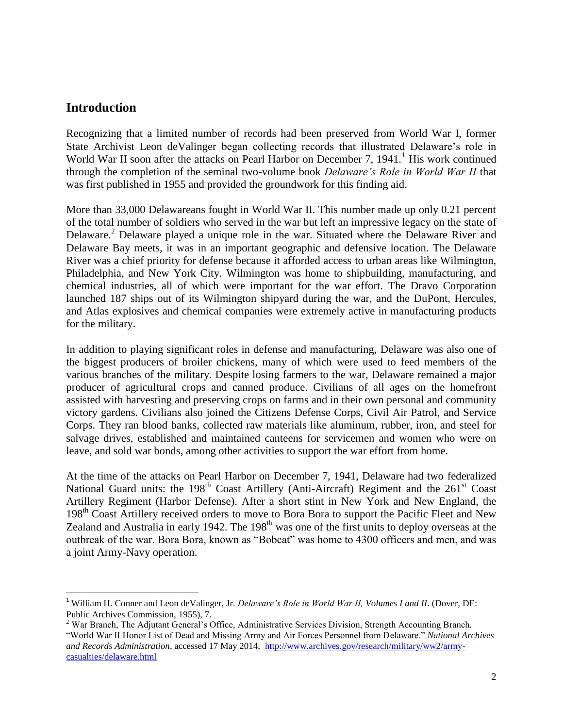## Introduction

Recognizing that a limited number of records had been preserved from World War I, former State Archivist Leon deValinger began collecting records that illustrated Delaware's role in World War II soon after the attacks on Pearl Harbor on December 7, 1941.[1] His work continued through the completion of the seminal two-volume book *Delaware's Role in World War II* that was first published in 1955 and provided the groundwork for this finding aid.

More than 33,000 Delawareans fought in World War II. This number made up only 0.21 percent of the total number of soldiers who served in the war but left an impressive legacy on the state of Delaware.[2] Delaware played a unique role in the war. Situated where the Delaware River and Delaware Bay meets, it was in an important geographic and defensive location. The Delaware River was a chief priority for defense because it afforded access to urban areas like Wilmington, Philadelphia, and New York City. Wilmington was home to shipbuilding, manufacturing, and chemical industries, all of which were important for the war effort. The Dravo Corporation launched 187 ships out of its Wilmington shipyard during the war, and the DuPont, Hercules, and Atlas explosives and chemical companies were extremely active in manufacturing products for the military.

In addition to playing significant roles in defense and manufacturing, Delaware was also one of the biggest producers of broiler chickens, many of which were used to feed members of the various branches of the military. Despite losing farmers to the war, Delaware remained a major producer of agricultural crops and canned produce. Civilians of all ages on the homefront assisted with harvesting and preserving crops on farms and in their own personal and community victory gardens. Civilians also joined the Citizens Defense Corps, Civil Air Patrol, and Service Corps. They ran blood banks, collected raw materials like aluminum, rubber, iron, and steel for salvage drives, established and maintained canteens for servicemen and women who were on leave, and sold war bonds, among other activities to support the war effort from home.

At the time of the attacks on Pearl Harbor on December 7, 1941, Delaware had two federalized National Guard units: the 198th Coast Artillery (Anti-Aircraft) Regiment and the 261st Coast Artillery Regiment (Harbor Defense). After a short stint in New York and New England, the 198th Coast Artillery received orders to move to Bora Bora to support the Pacific Fleet and New Zealand and Australia in early 1942. The 198th was one of the first units to deploy overseas at the outbreak of the war. Bora Bora, known as "Bobcat" was home to 4300 officers and men, and was a joint Army-Navy operation.

---

[1] William H. Conner and Leon deValinger, Jr. *Delaware's Role in World War II, Volumes I and II*. (Dover, DE: Public Archives Commission, 1955), 7.

[2] War Branch, The Adjutant General's Office, Administrative Services Division, Strength Accounting Branch. "World War II Honor List of Dead and Missing Army and Air Forces Personnel from Delaware." *National Archives and Records Administration*, accessed 17 May 2014, http://www.archives.gov/research/military/ww2/army-casualties/delaware.html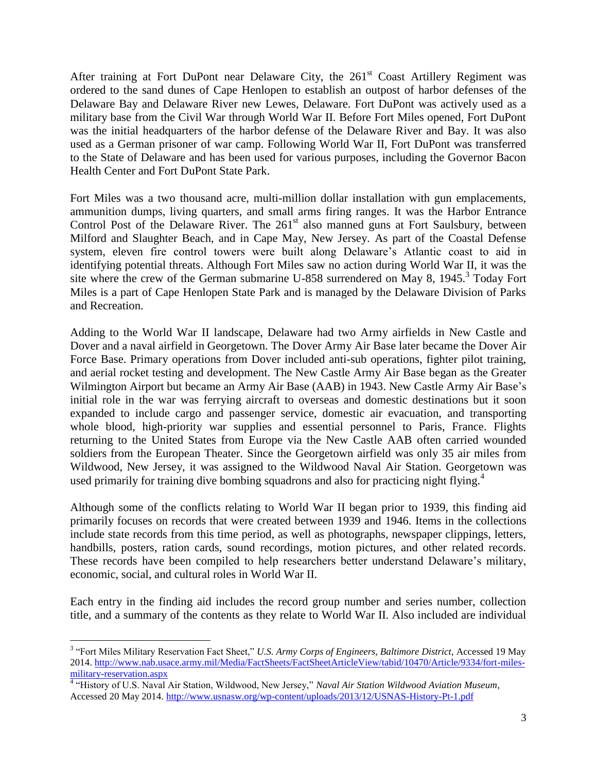After training at Fort DuPont near Delaware City, the 261st Coast Artillery Regiment was ordered to the sand dunes of Cape Henlopen to establish an outpost of harbor defenses of the Delaware Bay and Delaware River new Lewes, Delaware. Fort DuPont was actively used as a military base from the Civil War through World War II. Before Fort Miles opened, Fort DuPont was the initial headquarters of the harbor defense of the Delaware River and Bay. It was also used as a German prisoner of war camp. Following World War II, Fort DuPont was transferred to the State of Delaware and has been used for various purposes, including the Governor Bacon Health Center and Fort DuPont State Park.

Fort Miles was a two thousand acre, multi-million dollar installation with gun emplacements, ammunition dumps, living quarters, and small arms firing ranges. It was the Harbor Entrance Control Post of the Delaware River. The 261st also manned guns at Fort Saulsbury, between Milford and Slaughter Beach, and in Cape May, New Jersey. As part of the Coastal Defense system, eleven fire control towers were built along Delaware's Atlantic coast to aid in identifying potential threats. Although Fort Miles saw no action during World War II, it was the site where the crew of the German submarine U-858 surrendered on May 8, 1945.[3] Today Fort Miles is a part of Cape Henlopen State Park and is managed by the Delaware Division of Parks and Recreation.

Adding to the World War II landscape, Delaware had two Army airfields in New Castle and Dover and a naval airfield in Georgetown. The Dover Army Air Base later became the Dover Air Force Base. Primary operations from Dover included anti-sub operations, fighter pilot training, and aerial rocket testing and development. The New Castle Army Air Base began as the Greater Wilmington Airport but became an Army Air Base (AAB) in 1943. New Castle Army Air Base's initial role in the war was ferrying aircraft to overseas and domestic destinations but it soon expanded to include cargo and passenger service, domestic air evacuation, and transporting whole blood, high-priority war supplies and essential personnel to Paris, France. Flights returning to the United States from Europe via the New Castle AAB often carried wounded soldiers from the European Theater. Since the Georgetown airfield was only 35 air miles from Wildwood, New Jersey, it was assigned to the Wildwood Naval Air Station. Georgetown was used primarily for training dive bombing squadrons and also for practicing night flying.[4]

Although some of the conflicts relating to World War II began prior to 1939, this finding aid primarily focuses on records that were created between 1939 and 1946. Items in the collections include state records from this time period, as well as photographs, newspaper clippings, letters, handbills, posters, ration cards, sound recordings, motion pictures, and other related records. These records have been compiled to help researchers better understand Delaware's military, economic, social, and cultural roles in World War II.

Each entry in the finding aid includes the record group number and series number, collection title, and a summary of the contents as they relate to World War II. Also included are individual

---

[3] "Fort Miles Military Reservation Fact Sheet," *U.S. Army Corps of Engineers, Baltimore District*, Accessed 19 May 2014. http://www.nab.usace.army.mil/Media/FactSheets/FactSheetArticleView/tabid/10470/Article/9334/fort-miles-military-reservation.aspx

[4] "History of U.S. Naval Air Station, Wildwood, New Jersey," *Naval Air Station Wildwood Aviation Museum*, Accessed 20 May 2014. http://www.usnasw.org/wp-content/uploads/2013/12/USNAS-History-Pt-1.pdf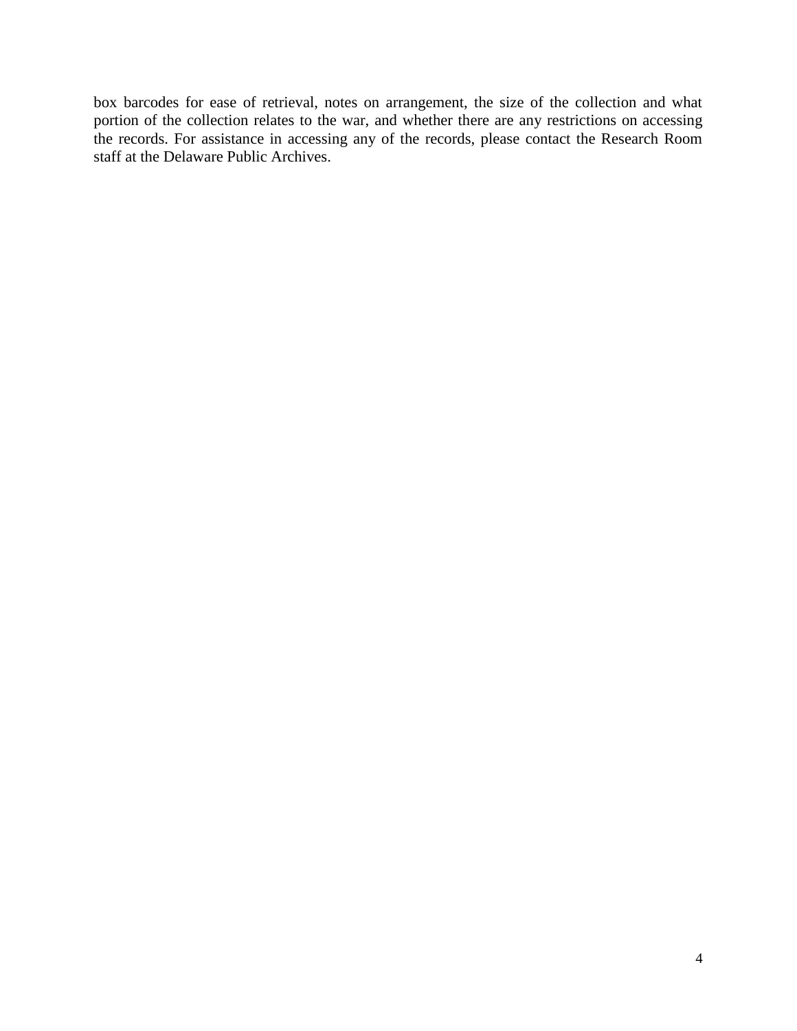box barcodes for ease of retrieval, notes on arrangement, the size of the collection and what portion of the collection relates to the war, and whether there are any restrictions on accessing the records. For assistance in accessing any of the records, please contact the Research Room staff at the Delaware Public Archives.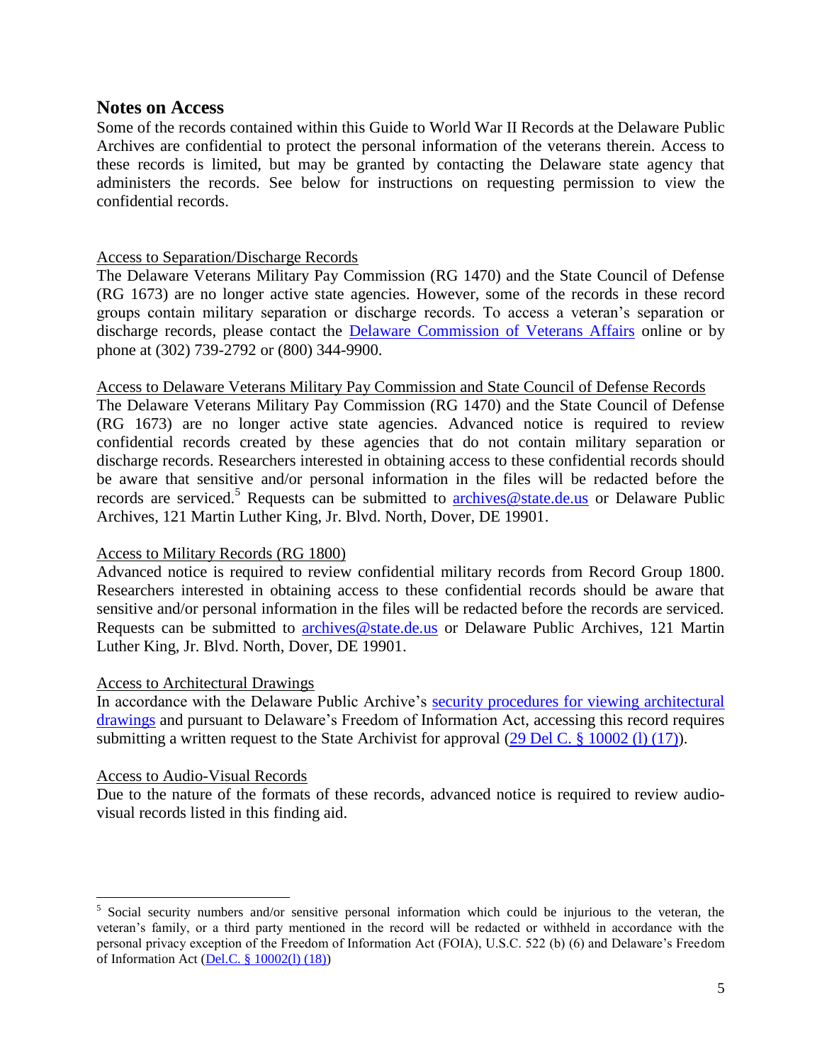## Notes on Access

Some of the records contained within this Guide to World War II Records at the Delaware Public Archives are confidential to protect the personal information of the veterans therein. Access to these records is limited, but may be granted by contacting the Delaware state agency that administers the records. See below for instructions on requesting permission to view the confidential records.

Access to Separation/Discharge Records

The Delaware Veterans Military Pay Commission (RG 1470) and the State Council of Defense (RG 1673) are no longer active state agencies. However, some of the records in these record groups contain military separation or discharge records. To access a veteran's separation or discharge records, please contact the Delaware Commission of Veterans Affairs online or by phone at (302) 739-2792 or (800) 344-9900.

Access to Delaware Veterans Military Pay Commission and State Council of Defense Records

The Delaware Veterans Military Pay Commission (RG 1470) and the State Council of Defense (RG 1673) are no longer active state agencies. Advanced notice is required to review confidential records created by these agencies that do not contain military separation or discharge records. Researchers interested in obtaining access to these confidential records should be aware that sensitive and/or personal information in the files will be redacted before the records are serviced.[5] Requests can be submitted to archives@state.de.us or Delaware Public Archives, 121 Martin Luther King, Jr. Blvd. North, Dover, DE 19901.

Access to Military Records (RG 1800)

Advanced notice is required to review confidential military records from Record Group 1800. Researchers interested in obtaining access to these confidential records should be aware that sensitive and/or personal information in the files will be redacted before the records are serviced. Requests can be submitted to archives@state.de.us or Delaware Public Archives, 121 Martin Luther King, Jr. Blvd. North, Dover, DE 19901.

Access to Architectural Drawings

In accordance with the Delaware Public Archive's security procedures for viewing architectural drawings and pursuant to Delaware's Freedom of Information Act, accessing this record requires submitting a written request to the State Archivist for approval (29 Del C. § 10002 (l) (17)).

Access to Audio-Visual Records

Due to the nature of the formats of these records, advanced notice is required to review audio-visual records listed in this finding aid.

---

[5] Social security numbers and/or sensitive personal information which could be injurious to the veteran, the veteran's family, or a third party mentioned in the record will be redacted or withheld in accordance with the personal privacy exception of the Freedom of Information Act (FOIA), U.S.C. 522 (b) (6) and Delaware's Freedom of Information Act (Del.C. § 10002(l) (18))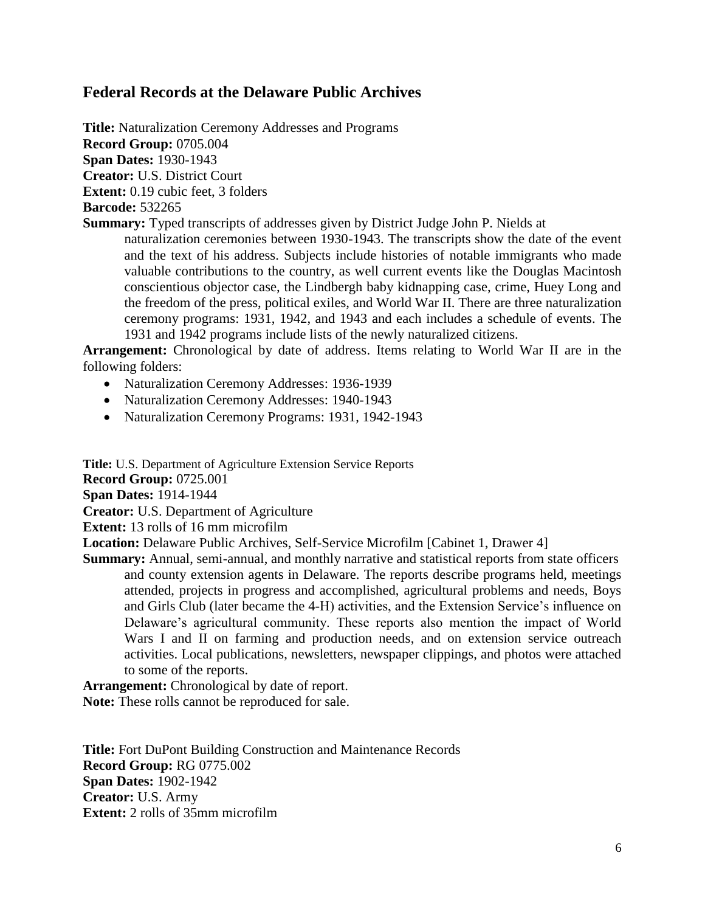## Federal Records at the Delaware Public Archives

**Title:** Naturalization Ceremony Addresses and Programs
**Record Group:** 0705.004
**Span Dates:** 1930-1943
**Creator:** U.S. District Court
**Extent:** 0.19 cubic feet, 3 folders
**Barcode:** 532265
**Summary:** Typed transcripts of addresses given by District Judge John P. Nields at naturalization ceremonies between 1930-1943. The transcripts show the date of the event and the text of his address. Subjects include histories of notable immigrants who made valuable contributions to the country, as well current events like the Douglas Macintosh conscientious objector case, the Lindbergh baby kidnapping case, crime, Huey Long and the freedom of the press, political exiles, and World War II. There are three naturalization ceremony programs: 1931, 1942, and 1943 and each includes a schedule of events. The 1931 and 1942 programs include lists of the newly naturalized citizens.
**Arrangement:** Chronological by date of address. Items relating to World War II are in the following folders:

- Naturalization Ceremony Addresses: 1936-1939
- Naturalization Ceremony Addresses: 1940-1943
- Naturalization Ceremony Programs: 1931, 1942-1943

**Title:** U.S. Department of Agriculture Extension Service Reports
**Record Group:** 0725.001
**Span Dates:** 1914-1944
**Creator:** U.S. Department of Agriculture
**Extent:** 13 rolls of 16 mm microfilm
**Location:** Delaware Public Archives, Self-Service Microfilm [Cabinet 1, Drawer 4]
**Summary:** Annual, semi-annual, and monthly narrative and statistical reports from state officers and county extension agents in Delaware. The reports describe programs held, meetings attended, projects in progress and accomplished, agricultural problems and needs, Boys and Girls Club (later became the 4-H) activities, and the Extension Service's influence on Delaware's agricultural community. These reports also mention the impact of World Wars I and II on farming and production needs, and on extension service outreach activities. Local publications, newsletters, newspaper clippings, and photos were attached to some of the reports.
**Arrangement:** Chronological by date of report.
**Note:** These rolls cannot be reproduced for sale.

**Title:** Fort DuPont Building Construction and Maintenance Records
**Record Group:** RG 0775.002
**Span Dates:** 1902-1942
**Creator:** U.S. Army
**Extent:** 2 rolls of 35mm microfilm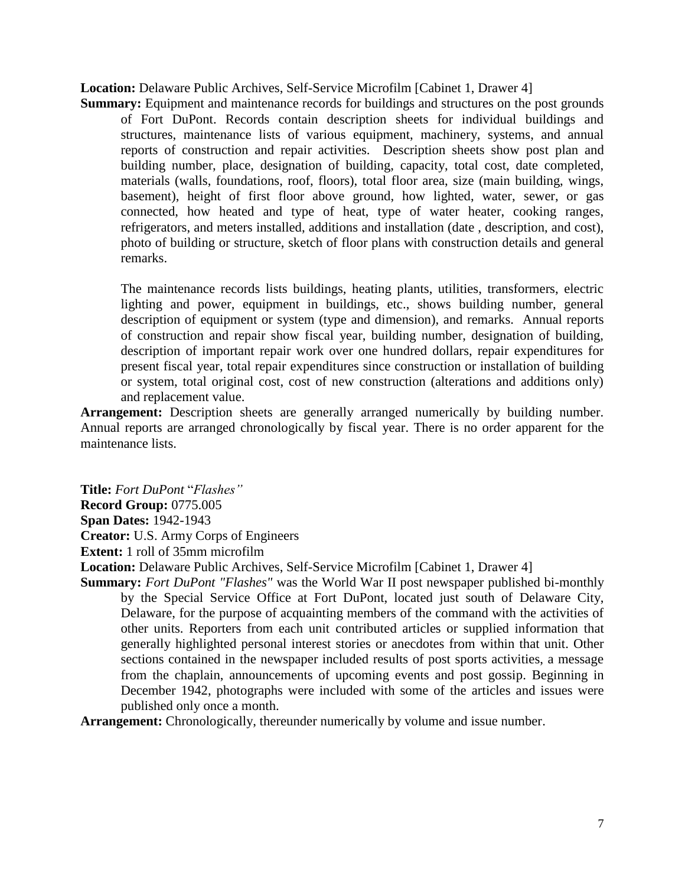**Location:** Delaware Public Archives, Self-Service Microfilm [Cabinet 1, Drawer 4]

**Summary:** Equipment and maintenance records for buildings and structures on the post grounds of Fort DuPont. Records contain description sheets for individual buildings and structures, maintenance lists of various equipment, machinery, systems, and annual reports of construction and repair activities. Description sheets show post plan and building number, place, designation of building, capacity, total cost, date completed, materials (walls, foundations, roof, floors), total floor area, size (main building, wings, basement), height of first floor above ground, how lighted, water, sewer, or gas connected, how heated and type of heat, type of water heater, cooking ranges, refrigerators, and meters installed, additions and installation (date , description, and cost), photo of building or structure, sketch of floor plans with construction details and general remarks.

The maintenance records lists buildings, heating plants, utilities, transformers, electric lighting and power, equipment in buildings, etc., shows building number, general description of equipment or system (type and dimension), and remarks. Annual reports of construction and repair show fiscal year, building number, designation of building, description of important repair work over one hundred dollars, repair expenditures for present fiscal year, total repair expenditures since construction or installation of building or system, total original cost, cost of new construction (alterations and additions only) and replacement value.

**Arrangement:** Description sheets are generally arranged numerically by building number. Annual reports are arranged chronologically by fiscal year. There is no order apparent for the maintenance lists.

**Title:** *Fort DuPont* "*Flashes"*

**Record Group:** 0775.005

**Span Dates:** 1942-1943

**Creator:** U.S. Army Corps of Engineers

**Extent:** 1 roll of 35mm microfilm

**Location:** Delaware Public Archives, Self-Service Microfilm [Cabinet 1, Drawer 4]

**Summary:** *Fort DuPont "Flashes"* was the World War II post newspaper published bi-monthly by the Special Service Office at Fort DuPont, located just south of Delaware City, Delaware, for the purpose of acquainting members of the command with the activities of other units. Reporters from each unit contributed articles or supplied information that generally highlighted personal interest stories or anecdotes from within that unit. Other sections contained in the newspaper included results of post sports activities, a message from the chaplain, announcements of upcoming events and post gossip. Beginning in December 1942, photographs were included with some of the articles and issues were published only once a month.

**Arrangement:** Chronologically, thereunder numerically by volume and issue number.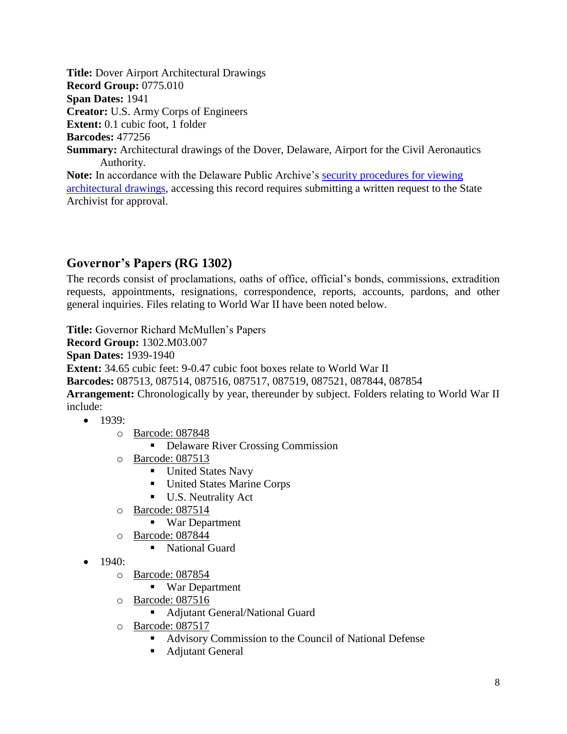**Title:** Dover Airport Architectural Drawings
**Record Group:** 0775.010
**Span Dates:** 1941
**Creator:** U.S. Army Corps of Engineers
**Extent:** 0.1 cubic foot, 1 folder
**Barcodes:** 477256
**Summary:** Architectural drawings of the Dover, Delaware, Airport for the Civil Aeronautics Authority.
**Note:** In accordance with the Delaware Public Archive's [security procedures for viewing architectural drawings](), accessing this record requires submitting a written request to the State Archivist for approval.

## Governor's Papers (RG 1302)

The records consist of proclamations, oaths of office, official's bonds, commissions, extradition requests, appointments, resignations, correspondence, reports, accounts, pardons, and other general inquiries. Files relating to World War II have been noted below.

**Title:** Governor Richard McMullen's Papers
**Record Group:** 1302.M03.007
**Span Dates:** 1939-1940
**Extent:** 34.65 cubic feet: 9-0.47 cubic foot boxes relate to World War II
**Barcodes:** 087513, 087514, 087516, 087517, 087519, 087521, 087844, 087854
**Arrangement:** Chronologically by year, thereunder by subject. Folders relating to World War II include:

- 1939:
  - Barcode: 087848
    - Delaware River Crossing Commission
  - Barcode: 087513
    - United States Navy
    - United States Marine Corps
    - U.S. Neutrality Act
  - Barcode: 087514
    - War Department
  - Barcode: 087844
    - National Guard
- 1940:
  - Barcode: 087854
    - War Department
  - Barcode: 087516
    - Adjutant General/National Guard
  - Barcode: 087517
    - Advisory Commission to the Council of National Defense
    - Adjutant General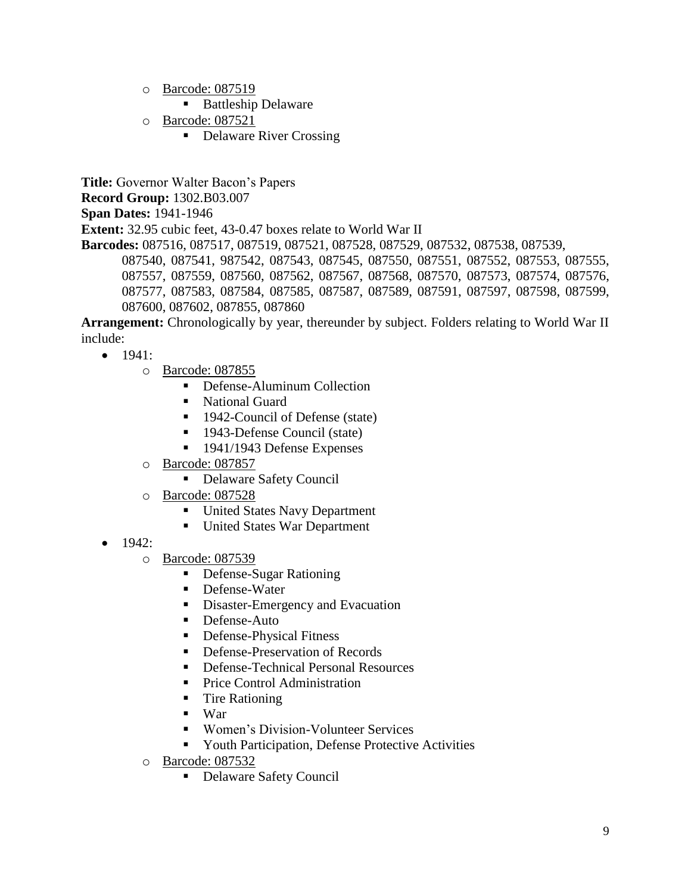- Barcode: 087519
    - Battleship Delaware
- Barcode: 087521
    - Delaware River Crossing

**Title:** Governor Walter Bacon's Papers

**Record Group:** 1302.B03.007

**Span Dates:** 1941-1946

**Extent:** 32.95 cubic feet, 43-0.47 boxes relate to World War II

**Barcodes:** 087516, 087517, 087519, 087521, 087528, 087529, 087532, 087538, 087539, 087540, 087541, 987542, 087543, 087545, 087550, 087551, 087552, 087553, 087555, 087557, 087559, 087560, 087562, 087567, 087568, 087570, 087573, 087574, 087576, 087577, 087583, 087584, 087585, 087587, 087589, 087591, 087597, 087598, 087599, 087600, 087602, 087855, 087860

**Arrangement:** Chronologically by year, thereunder by subject. Folders relating to World War II include:

- 1941:
    - Barcode: 087855
        - Defense-Aluminum Collection
        - National Guard
        - 1942-Council of Defense (state)
        - 1943-Defense Council (state)
        - 1941/1943 Defense Expenses
    - Barcode: 087857
        - Delaware Safety Council
    - Barcode: 087528
        - United States Navy Department
        - United States War Department
- 1942:
    - Barcode: 087539
        - Defense-Sugar Rationing
        - Defense-Water
        - Disaster-Emergency and Evacuation
        - Defense-Auto
        - Defense-Physical Fitness
        - Defense-Preservation of Records
        - Defense-Technical Personal Resources
        - Price Control Administration
        - Tire Rationing
        - War
        - Women's Division-Volunteer Services
        - Youth Participation, Defense Protective Activities
    - Barcode: 087532
        - Delaware Safety Council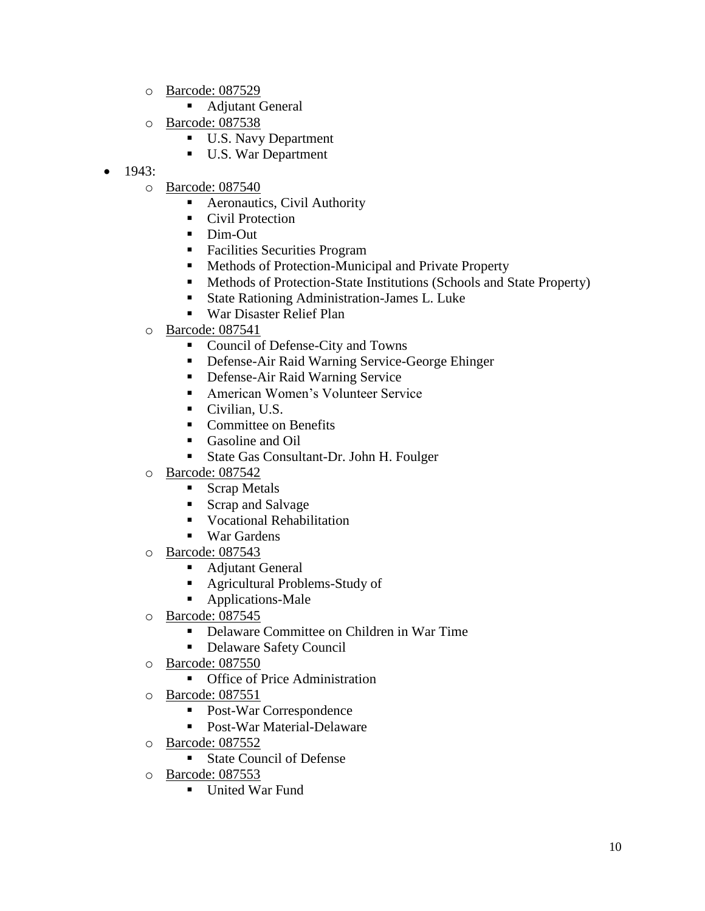- Barcode: 087529
  - Adjutant General
- Barcode: 087538
  - U.S. Navy Department
  - U.S. War Department

- 1943:
  - Barcode: 087540
    - Aeronautics, Civil Authority
    - Civil Protection
    - Dim-Out
    - Facilities Securities Program
    - Methods of Protection-Municipal and Private Property
    - Methods of Protection-State Institutions (Schools and State Property)
    - State Rationing Administration-James L. Luke
    - War Disaster Relief Plan
  - Barcode: 087541
    - Council of Defense-City and Towns
    - Defense-Air Raid Warning Service-George Ehinger
    - Defense-Air Raid Warning Service
    - American Women's Volunteer Service
    - Civilian, U.S.
    - Committee on Benefits
    - Gasoline and Oil
    - State Gas Consultant-Dr. John H. Foulger
  - Barcode: 087542
    - Scrap Metals
    - Scrap and Salvage
    - Vocational Rehabilitation
    - War Gardens
  - Barcode: 087543
    - Adjutant General
    - Agricultural Problems-Study of
    - Applications-Male
  - Barcode: 087545
    - Delaware Committee on Children in War Time
    - Delaware Safety Council
  - Barcode: 087550
    - Office of Price Administration
  - Barcode: 087551
    - Post-War Correspondence
    - Post-War Material-Delaware
  - Barcode: 087552
    - State Council of Defense
  - Barcode: 087553
    - United War Fund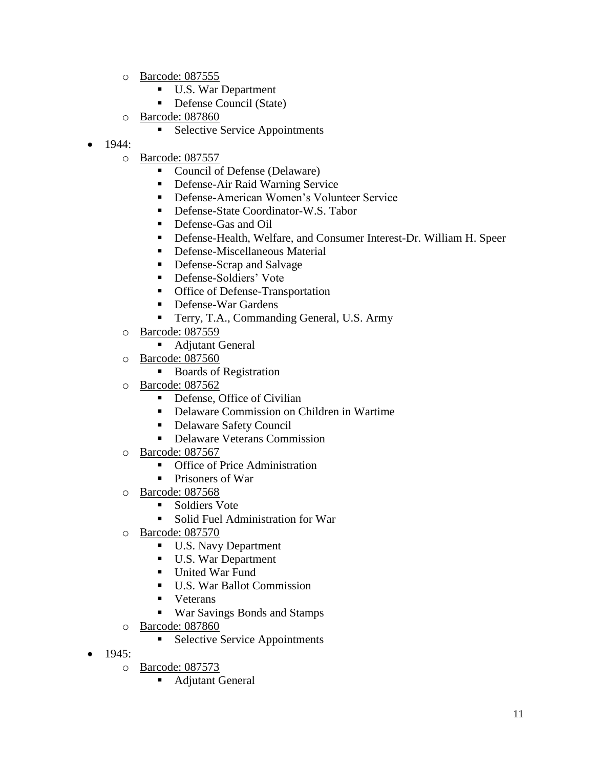- Barcode: 087555
  - U.S. War Department
  - Defense Council (State)
- Barcode: 087860
  - Selective Service Appointments

- 1944:
  - Barcode: 087557
    - Council of Defense (Delaware)
    - Defense-Air Raid Warning Service
    - Defense-American Women's Volunteer Service
    - Defense-State Coordinator-W.S. Tabor
    - Defense-Gas and Oil
    - Defense-Health, Welfare, and Consumer Interest-Dr. William H. Speer
    - Defense-Miscellaneous Material
    - Defense-Scrap and Salvage
    - Defense-Soldiers' Vote
    - Office of Defense-Transportation
    - Defense-War Gardens
    - Terry, T.A., Commanding General, U.S. Army
  - Barcode: 087559
    - Adjutant General
  - Barcode: 087560
    - Boards of Registration
  - Barcode: 087562
    - Defense, Office of Civilian
    - Delaware Commission on Children in Wartime
    - Delaware Safety Council
    - Delaware Veterans Commission
  - Barcode: 087567
    - Office of Price Administration
    - Prisoners of War
  - Barcode: 087568
    - Soldiers Vote
    - Solid Fuel Administration for War
  - Barcode: 087570
    - U.S. Navy Department
    - U.S. War Department
    - United War Fund
    - U.S. War Ballot Commission
    - Veterans
    - War Savings Bonds and Stamps
  - Barcode: 087860
    - Selective Service Appointments
- 1945:
  - Barcode: 087573
    - Adjutant General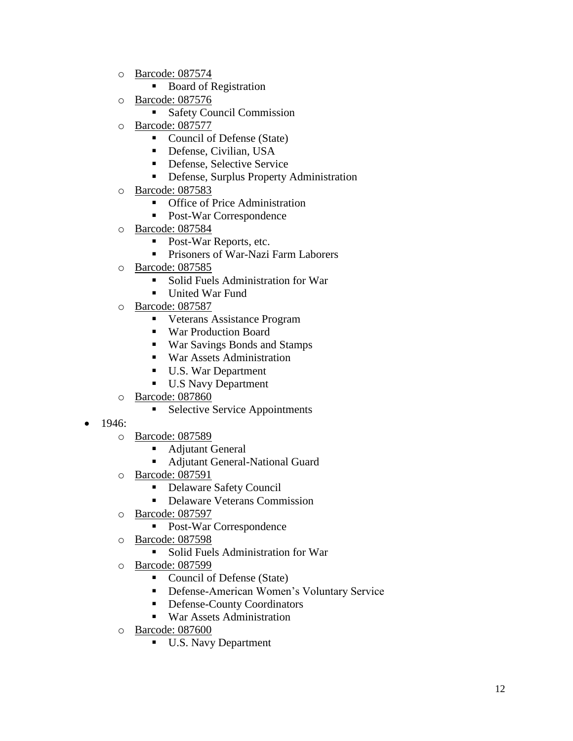- Barcode: 087574
    - Board of Registration
- Barcode: 087576
    - Safety Council Commission
- Barcode: 087577
    - Council of Defense (State)
    - Defense, Civilian, USA
    - Defense, Selective Service
    - Defense, Surplus Property Administration
- Barcode: 087583
    - Office of Price Administration
    - Post-War Correspondence
- Barcode: 087584
    - Post-War Reports, etc.
    - Prisoners of War-Nazi Farm Laborers
- Barcode: 087585
    - Solid Fuels Administration for War
    - United War Fund
- Barcode: 087587
    - Veterans Assistance Program
    - War Production Board
    - War Savings Bonds and Stamps
    - War Assets Administration
    - U.S. War Department
    - U.S Navy Department
- Barcode: 087860
    - Selective Service Appointments

- 1946:
    - Barcode: 087589
        - Adjutant General
        - Adjutant General-National Guard
    - Barcode: 087591
        - Delaware Safety Council
        - Delaware Veterans Commission
    - Barcode: 087597
        - Post-War Correspondence
    - Barcode: 087598
        - Solid Fuels Administration for War
    - Barcode: 087599
        - Council of Defense (State)
        - Defense-American Women's Voluntary Service
        - Defense-County Coordinators
        - War Assets Administration
    - Barcode: 087600
        - U.S. Navy Department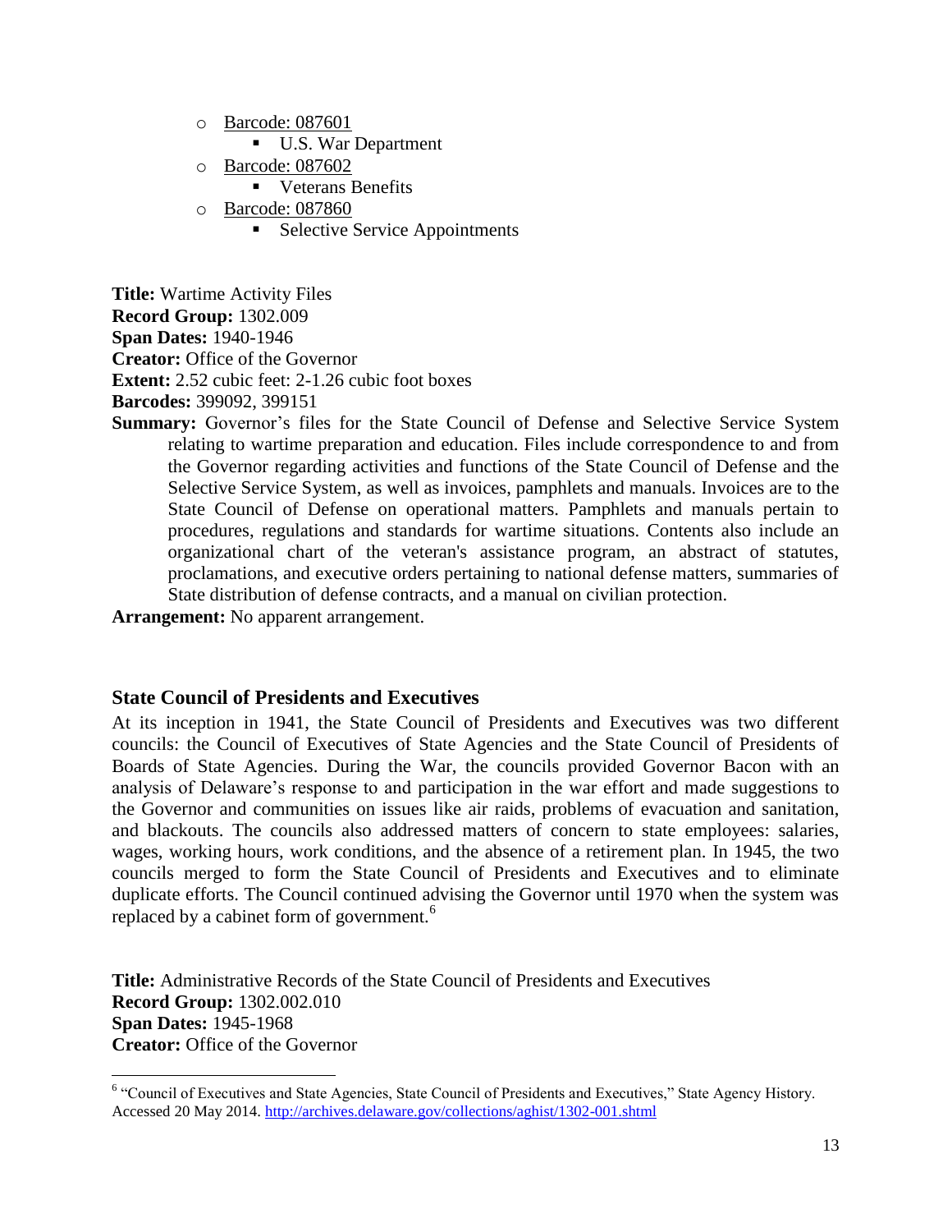- Barcode: 087601
  - U.S. War Department
- Barcode: 087602
  - Veterans Benefits
- Barcode: 087860
  - Selective Service Appointments

**Title:** Wartime Activity Files
**Record Group:** 1302.009
**Span Dates:** 1940-1946
**Creator:** Office of the Governor
**Extent:** 2.52 cubic feet: 2-1.26 cubic foot boxes
**Barcodes:** 399092, 399151
**Summary:** Governor's files for the State Council of Defense and Selective Service System relating to wartime preparation and education. Files include correspondence to and from the Governor regarding activities and functions of the State Council of Defense and the Selective Service System, as well as invoices, pamphlets and manuals. Invoices are to the State Council of Defense on operational matters. Pamphlets and manuals pertain to procedures, regulations and standards for wartime situations. Contents also include an organizational chart of the veteran's assistance program, an abstract of statutes, proclamations, and executive orders pertaining to national defense matters, summaries of State distribution of defense contracts, and a manual on civilian protection.
**Arrangement:** No apparent arrangement.

### State Council of Presidents and Executives

At its inception in 1941, the State Council of Presidents and Executives was two different councils: the Council of Executives of State Agencies and the State Council of Presidents of Boards of State Agencies. During the War, the councils provided Governor Bacon with an analysis of Delaware's response to and participation in the war effort and made suggestions to the Governor and communities on issues like air raids, problems of evacuation and sanitation, and blackouts. The councils also addressed matters of concern to state employees: salaries, wages, working hours, work conditions, and the absence of a retirement plan. In 1945, the two councils merged to form the State Council of Presidents and Executives and to eliminate duplicate efforts. The Council continued advising the Governor until 1970 when the system was replaced by a cabinet form of government.[6]

**Title:** Administrative Records of the State Council of Presidents and Executives
**Record Group:** 1302.002.010
**Span Dates:** 1945-1968
**Creator:** Office of the Governor

---

[6] "Council of Executives and State Agencies, State Council of Presidents and Executives," State Agency History. Accessed 20 May 2014. http://archives.delaware.gov/collections/aghist/1302-001.shtml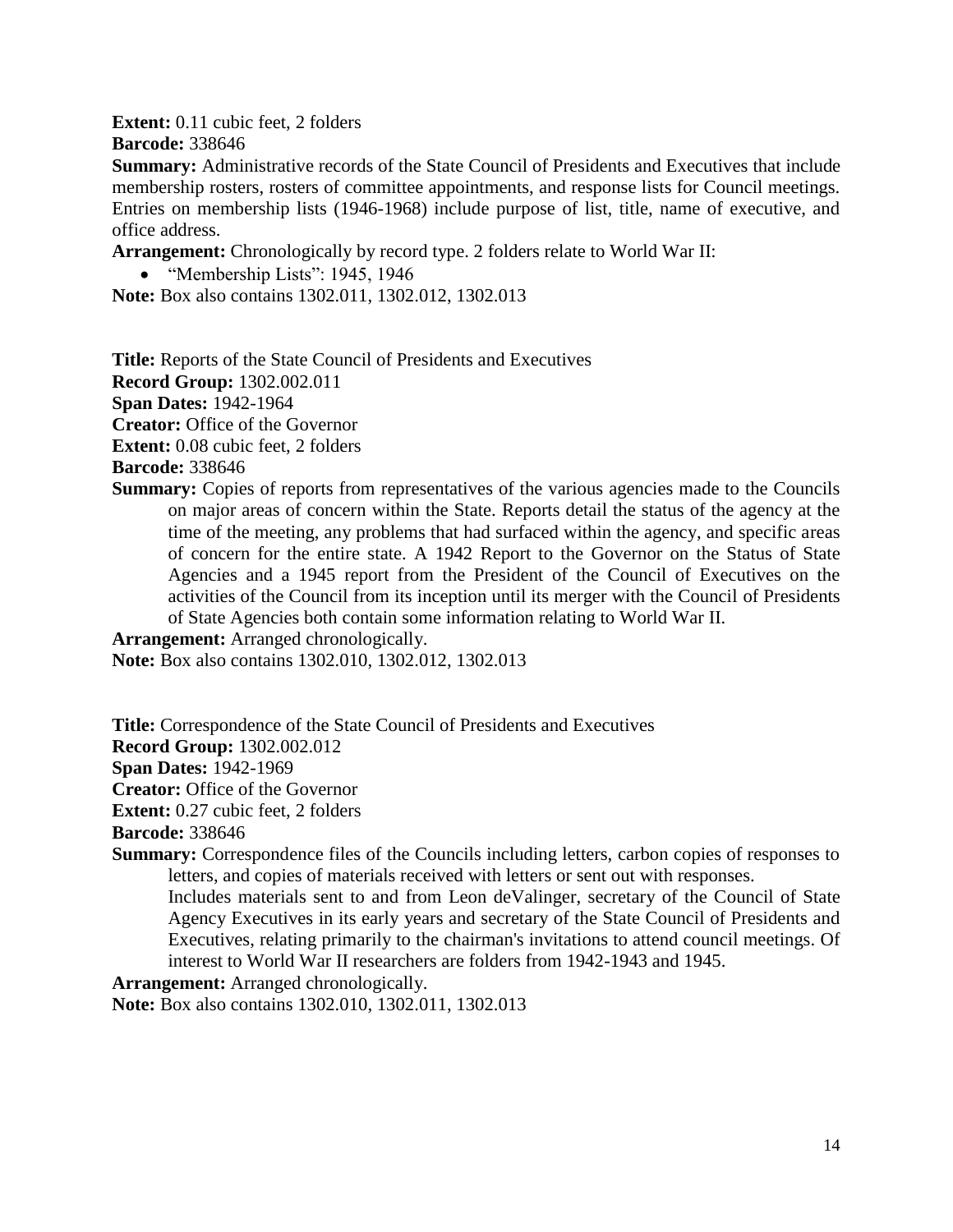**Extent:** 0.11 cubic feet, 2 folders
**Barcode:** 338646
**Summary:** Administrative records of the State Council of Presidents and Executives that include membership rosters, rosters of committee appointments, and response lists for Council meetings. Entries on membership lists (1946-1968) include purpose of list, title, name of executive, and office address.
**Arrangement:** Chronologically by record type. 2 folders relate to World War II:

- "Membership Lists": 1945, 1946

**Note:** Box also contains 1302.011, 1302.012, 1302.013

**Title:** Reports of the State Council of Presidents and Executives
**Record Group:** 1302.002.011
**Span Dates:** 1942-1964
**Creator:** Office of the Governor
**Extent:** 0.08 cubic feet, 2 folders
**Barcode:** 338646
**Summary:** Copies of reports from representatives of the various agencies made to the Councils on major areas of concern within the State. Reports detail the status of the agency at the time of the meeting, any problems that had surfaced within the agency, and specific areas of concern for the entire state. A 1942 Report to the Governor on the Status of State Agencies and a 1945 report from the President of the Council of Executives on the activities of the Council from its inception until its merger with the Council of Presidents of State Agencies both contain some information relating to World War II.
**Arrangement:** Arranged chronologically.
**Note:** Box also contains 1302.010, 1302.012, 1302.013

**Title:** Correspondence of the State Council of Presidents and Executives
**Record Group:** 1302.002.012
**Span Dates:** 1942-1969
**Creator:** Office of the Governor
**Extent:** 0.27 cubic feet, 2 folders
**Barcode:** 338646
**Summary:** Correspondence files of the Councils including letters, carbon copies of responses to letters, and copies of materials received with letters or sent out with responses.
Includes materials sent to and from Leon deValinger, secretary of the Council of State Agency Executives in its early years and secretary of the State Council of Presidents and Executives, relating primarily to the chairman's invitations to attend council meetings. Of interest to World War II researchers are folders from 1942-1943 and 1945.
**Arrangement:** Arranged chronologically.
**Note:** Box also contains 1302.010, 1302.011, 1302.013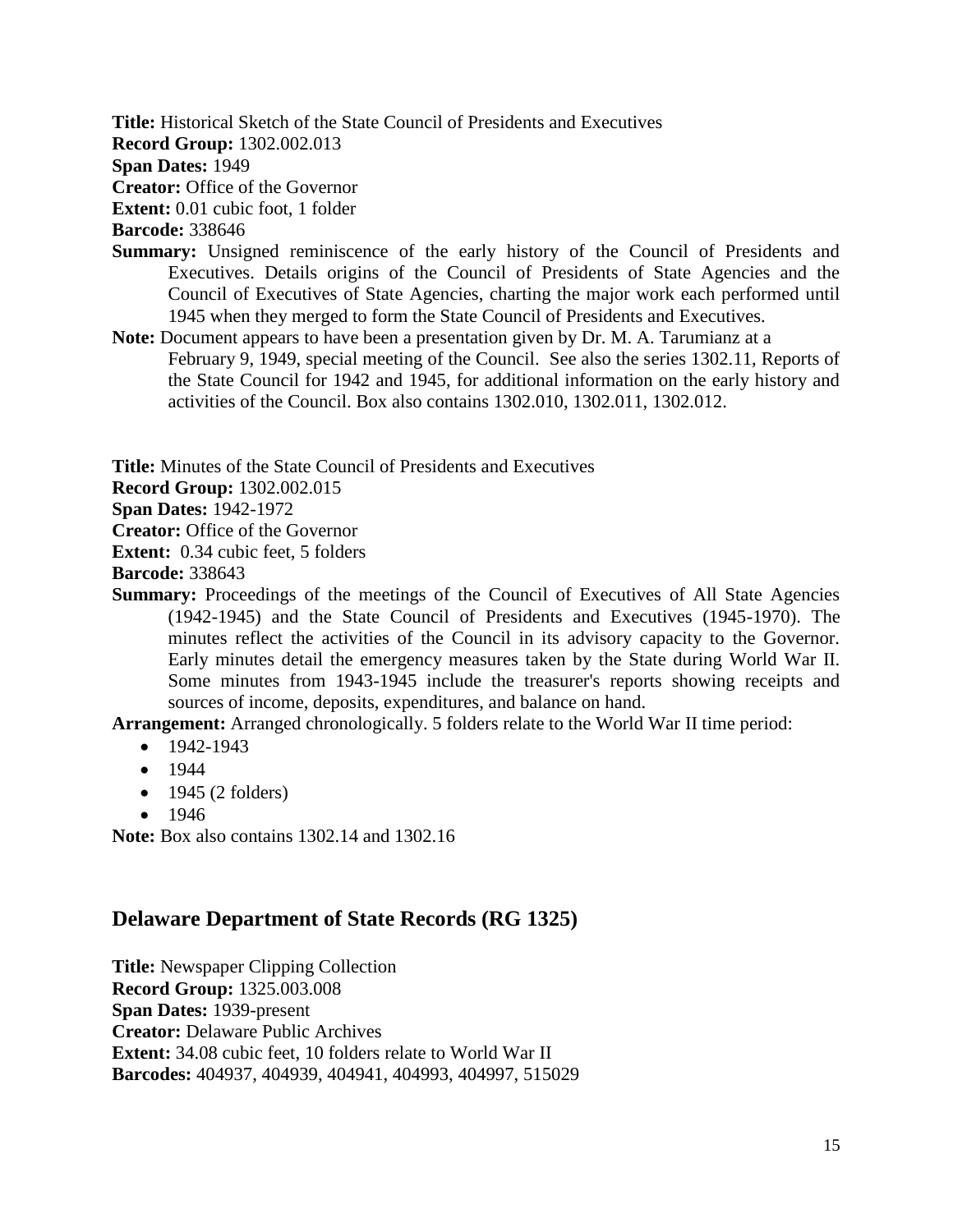**Title:** Historical Sketch of the State Council of Presidents and Executives
**Record Group:** 1302.002.013
**Span Dates:** 1949
**Creator:** Office of the Governor
**Extent:** 0.01 cubic foot, 1 folder
**Barcode:** 338646
**Summary:** Unsigned reminiscence of the early history of the Council of Presidents and Executives. Details origins of the Council of Presidents of State Agencies and the Council of Executives of State Agencies, charting the major work each performed until 1945 when they merged to form the State Council of Presidents and Executives.
**Note:** Document appears to have been a presentation given by Dr. M. A. Tarumianz at a February 9, 1949, special meeting of the Council. See also the series 1302.11, Reports of the State Council for 1942 and 1945, for additional information on the early history and activities of the Council. Box also contains 1302.010, 1302.011, 1302.012.

**Title:** Minutes of the State Council of Presidents and Executives
**Record Group:** 1302.002.015
**Span Dates:** 1942-1972
**Creator:** Office of the Governor
**Extent:** 0.34 cubic feet, 5 folders
**Barcode:** 338643
**Summary:** Proceedings of the meetings of the Council of Executives of All State Agencies (1942-1945) and the State Council of Presidents and Executives (1945-1970). The minutes reflect the activities of the Council in its advisory capacity to the Governor. Early minutes detail the emergency measures taken by the State during World War II. Some minutes from 1943-1945 include the treasurer's reports showing receipts and sources of income, deposits, expenditures, and balance on hand.
**Arrangement:** Arranged chronologically. 5 folders relate to the World War II time period:

- 1942-1943
- 1944
- 1945 (2 folders)
- 1946

**Note:** Box also contains 1302.14 and 1302.16

## Delaware Department of State Records (RG 1325)

**Title:** Newspaper Clipping Collection
**Record Group:** 1325.003.008
**Span Dates:** 1939-present
**Creator:** Delaware Public Archives
**Extent:** 34.08 cubic feet, 10 folders relate to World War II
**Barcodes:** 404937, 404939, 404941, 404993, 404997, 515029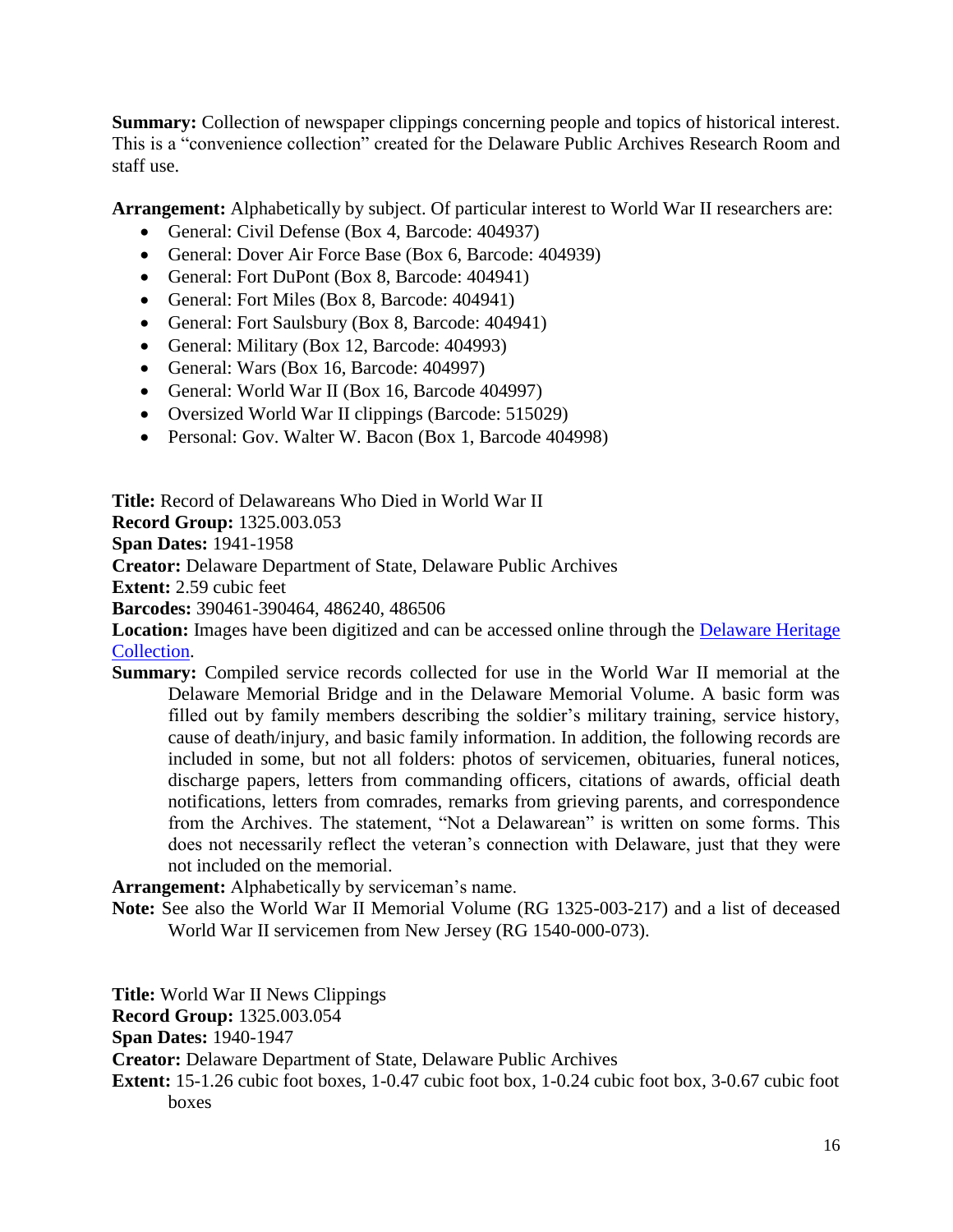**Summary:** Collection of newspaper clippings concerning people and topics of historical interest. This is a "convenience collection" created for the Delaware Public Archives Research Room and staff use.

**Arrangement:** Alphabetically by subject. Of particular interest to World War II researchers are:

- General: Civil Defense (Box 4, Barcode: 404937)
- General: Dover Air Force Base (Box 6, Barcode: 404939)
- General: Fort DuPont (Box 8, Barcode: 404941)
- General: Fort Miles (Box 8, Barcode: 404941)
- General: Fort Saulsbury (Box 8, Barcode: 404941)
- General: Military (Box 12, Barcode: 404993)
- General: Wars (Box 16, Barcode: 404997)
- General: World War II (Box 16, Barcode 404997)
- Oversized World War II clippings (Barcode: 515029)
- Personal: Gov. Walter W. Bacon (Box 1, Barcode 404998)

**Title:** Record of Delawareans Who Died in World War II
**Record Group:** 1325.003.053
**Span Dates:** 1941-1958
**Creator:** Delaware Department of State, Delaware Public Archives
**Extent:** 2.59 cubic feet
**Barcodes:** 390461-390464, 486240, 486506
**Location:** Images have been digitized and can be accessed online through the [Delaware Heritage Collection](Delaware Heritage Collection).
**Summary:** Compiled service records collected for use in the World War II memorial at the Delaware Memorial Bridge and in the Delaware Memorial Volume. A basic form was filled out by family members describing the soldier's military training, service history, cause of death/injury, and basic family information. In addition, the following records are included in some, but not all folders: photos of servicemen, obituaries, funeral notices, discharge papers, letters from commanding officers, citations of awards, official death notifications, letters from comrades, remarks from grieving parents, and correspondence from the Archives. The statement, "Not a Delawarean" is written on some forms. This does not necessarily reflect the veteran's connection with Delaware, just that they were not included on the memorial.
**Arrangement:** Alphabetically by serviceman's name.
**Note:** See also the World War II Memorial Volume (RG 1325-003-217) and a list of deceased World War II servicemen from New Jersey (RG 1540-000-073).

**Title:** World War II News Clippings
**Record Group:** 1325.003.054
**Span Dates:** 1940-1947
**Creator:** Delaware Department of State, Delaware Public Archives
**Extent:** 15-1.26 cubic foot boxes, 1-0.47 cubic foot box, 1-0.24 cubic foot box, 3-0.67 cubic foot boxes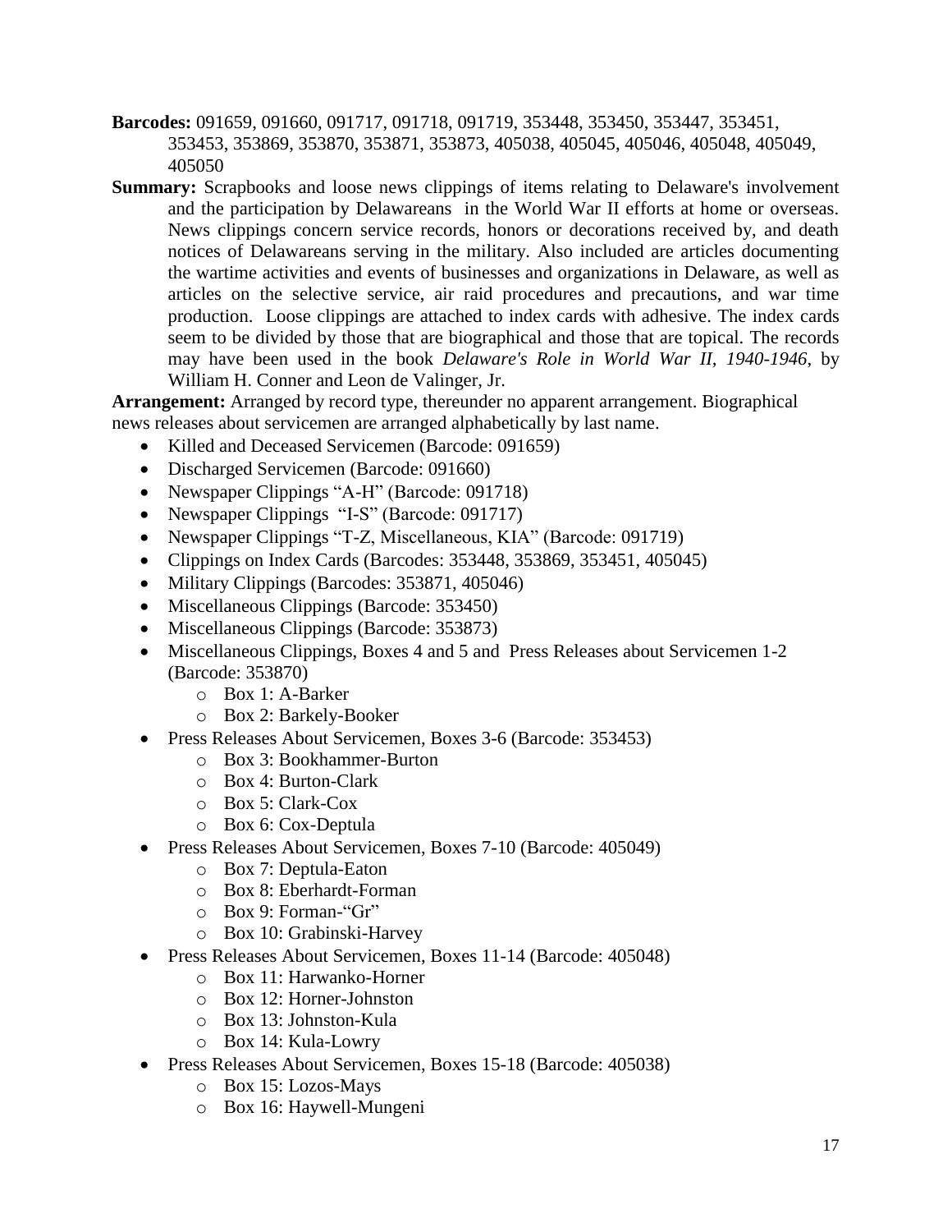**Barcodes:** 091659, 091660, 091717, 091718, 091719, 353448, 353450, 353447, 353451, 353453, 353869, 353870, 353871, 353873, 405038, 405045, 405046, 405048, 405049, 405050

**Summary:** Scrapbooks and loose news clippings of items relating to Delaware's involvement and the participation by Delawareans in the World War II efforts at home or overseas. News clippings concern service records, honors or decorations received by, and death notices of Delawareans serving in the military. Also included are articles documenting the wartime activities and events of businesses and organizations in Delaware, as well as articles on the selective service, air raid procedures and precautions, and war time production. Loose clippings are attached to index cards with adhesive. The index cards seem to be divided by those that are biographical and those that are topical. The records may have been used in the book *Delaware's Role in World War II, 1940-1946*, by William H. Conner and Leon de Valinger, Jr.

**Arrangement:** Arranged by record type, thereunder no apparent arrangement. Biographical news releases about servicemen are arranged alphabetically by last name.

- Killed and Deceased Servicemen (Barcode: 091659)
- Discharged Servicemen (Barcode: 091660)
- Newspaper Clippings "A-H" (Barcode: 091718)
- Newspaper Clippings "I-S" (Barcode: 091717)
- Newspaper Clippings "T-Z, Miscellaneous, KIA" (Barcode: 091719)
- Clippings on Index Cards (Barcodes: 353448, 353869, 353451, 405045)
- Military Clippings (Barcodes: 353871, 405046)
- Miscellaneous Clippings (Barcode: 353450)
- Miscellaneous Clippings (Barcode: 353873)
- Miscellaneous Clippings, Boxes 4 and 5 and Press Releases about Servicemen 1-2 (Barcode: 353870)
  - Box 1: A-Barker
  - Box 2: Barkely-Booker
- Press Releases About Servicemen, Boxes 3-6 (Barcode: 353453)
  - Box 3: Bookhammer-Burton
  - Box 4: Burton-Clark
  - Box 5: Clark-Cox
  - Box 6: Cox-Deptula
- Press Releases About Servicemen, Boxes 7-10 (Barcode: 405049)
  - Box 7: Deptula-Eaton
  - Box 8: Eberhardt-Forman
  - Box 9: Forman-"Gr"
  - Box 10: Grabinski-Harvey
- Press Releases About Servicemen, Boxes 11-14 (Barcode: 405048)
  - Box 11: Harwanko-Horner
  - Box 12: Horner-Johnston
  - Box 13: Johnston-Kula
  - Box 14: Kula-Lowry
- Press Releases About Servicemen, Boxes 15-18 (Barcode: 405038)
  - Box 15: Lozos-Mays
  - Box 16: Haywell-Mungeni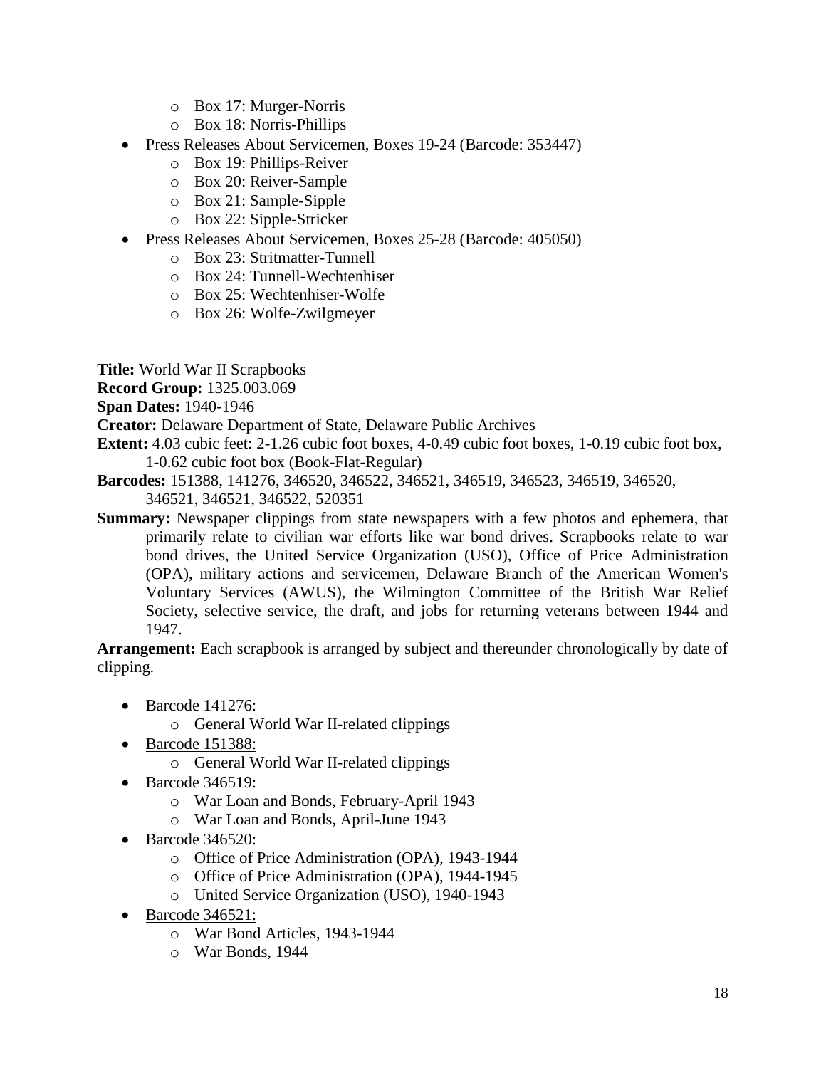- Box 17: Murger-Norris
    - Box 18: Norris-Phillips
- Press Releases About Servicemen, Boxes 19-24 (Barcode: 353447)
    - Box 19: Phillips-Reiver
    - Box 20: Reiver-Sample
    - Box 21: Sample-Sipple
    - Box 22: Sipple-Stricker
- Press Releases About Servicemen, Boxes 25-28 (Barcode: 405050)
    - Box 23: Stritmatter-Tunnell
    - Box 24: Tunnell-Wechtenhiser
    - Box 25: Wechtenhiser-Wolfe
    - Box 26: Wolfe-Zwilgmeyer

**Title:** World War II Scrapbooks
**Record Group:** 1325.003.069
**Span Dates:** 1940-1946
**Creator:** Delaware Department of State, Delaware Public Archives
**Extent:** 4.03 cubic feet: 2-1.26 cubic foot boxes, 4-0.49 cubic foot boxes, 1-0.19 cubic foot box, 1-0.62 cubic foot box (Book-Flat-Regular)
**Barcodes:** 151388, 141276, 346520, 346522, 346521, 346519, 346523, 346519, 346520, 346521, 346521, 346522, 520351
**Summary:** Newspaper clippings from state newspapers with a few photos and ephemera, that primarily relate to civilian war efforts like war bond drives. Scrapbooks relate to war bond drives, the United Service Organization (USO), Office of Price Administration (OPA), military actions and servicemen, Delaware Branch of the American Women's Voluntary Services (AWUS), the Wilmington Committee of the British War Relief Society, selective service, the draft, and jobs for returning veterans between 1944 and 1947.
**Arrangement:** Each scrapbook is arranged by subject and thereunder chronologically by date of clipping.

- Barcode 141276:
    - General World War II-related clippings
- Barcode 151388:
    - General World War II-related clippings
- Barcode 346519:
    - War Loan and Bonds, February-April 1943
    - War Loan and Bonds, April-June 1943
- Barcode 346520:
    - Office of Price Administration (OPA), 1943-1944
    - Office of Price Administration (OPA), 1944-1945
    - United Service Organization (USO), 1940-1943
- Barcode 346521:
    - War Bond Articles, 1943-1944
    - War Bonds, 1944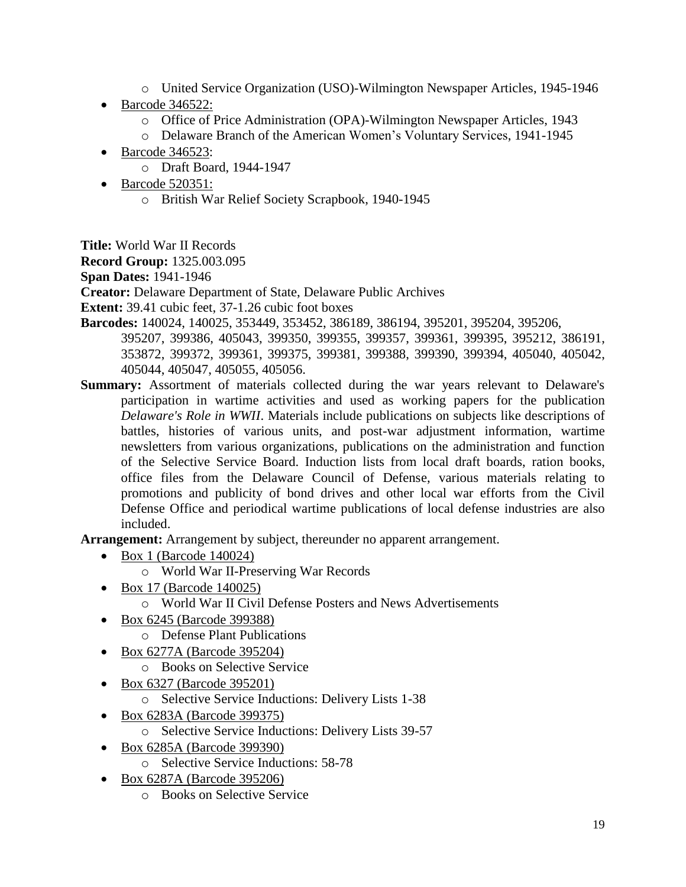- United Service Organization (USO)-Wilmington Newspaper Articles, 1945-1946

- Barcode 346522:
  - Office of Price Administration (OPA)-Wilmington Newspaper Articles, 1943
  - Delaware Branch of the American Women's Voluntary Services, 1941-1945
- Barcode 346523:
  - Draft Board, 1944-1947
- Barcode 520351:
  - British War Relief Society Scrapbook, 1940-1945

**Title:** World War II Records

**Record Group:** 1325.003.095

**Span Dates:** 1941-1946

**Creator:** Delaware Department of State, Delaware Public Archives

**Extent:** 39.41 cubic feet, 37-1.26 cubic foot boxes

**Barcodes:** 140024, 140025, 353449, 353452, 386189, 386194, 395201, 395204, 395206, 395207, 399386, 405043, 399350, 399355, 399357, 399361, 399395, 395212, 386191, 353872, 399372, 399361, 399375, 399381, 399388, 399390, 399394, 405040, 405042, 405044, 405047, 405055, 405056.

**Summary:** Assortment of materials collected during the war years relevant to Delaware's participation in wartime activities and used as working papers for the publication *Delaware's Role in WWII*. Materials include publications on subjects like descriptions of battles, histories of various units, and post-war adjustment information, wartime newsletters from various organizations, publications on the administration and function of the Selective Service Board. Induction lists from local draft boards, ration books, office files from the Delaware Council of Defense, various materials relating to promotions and publicity of bond drives and other local war efforts from the Civil Defense Office and periodical wartime publications of local defense industries are also included.

**Arrangement:** Arrangement by subject, thereunder no apparent arrangement.

- Box 1 (Barcode 140024)
  - World War II-Preserving War Records
- Box 17 (Barcode 140025)
  - World War II Civil Defense Posters and News Advertisements
- Box 6245 (Barcode 399388)
  - Defense Plant Publications
- Box 6277A (Barcode 395204)
  - Books on Selective Service
- Box 6327 (Barcode 395201)
  - Selective Service Inductions: Delivery Lists 1-38
- Box 6283A (Barcode 399375)
  - Selective Service Inductions: Delivery Lists 39-57
- Box 6285A (Barcode 399390)
  - Selective Service Inductions: 58-78
- Box 6287A (Barcode 395206)
  - Books on Selective Service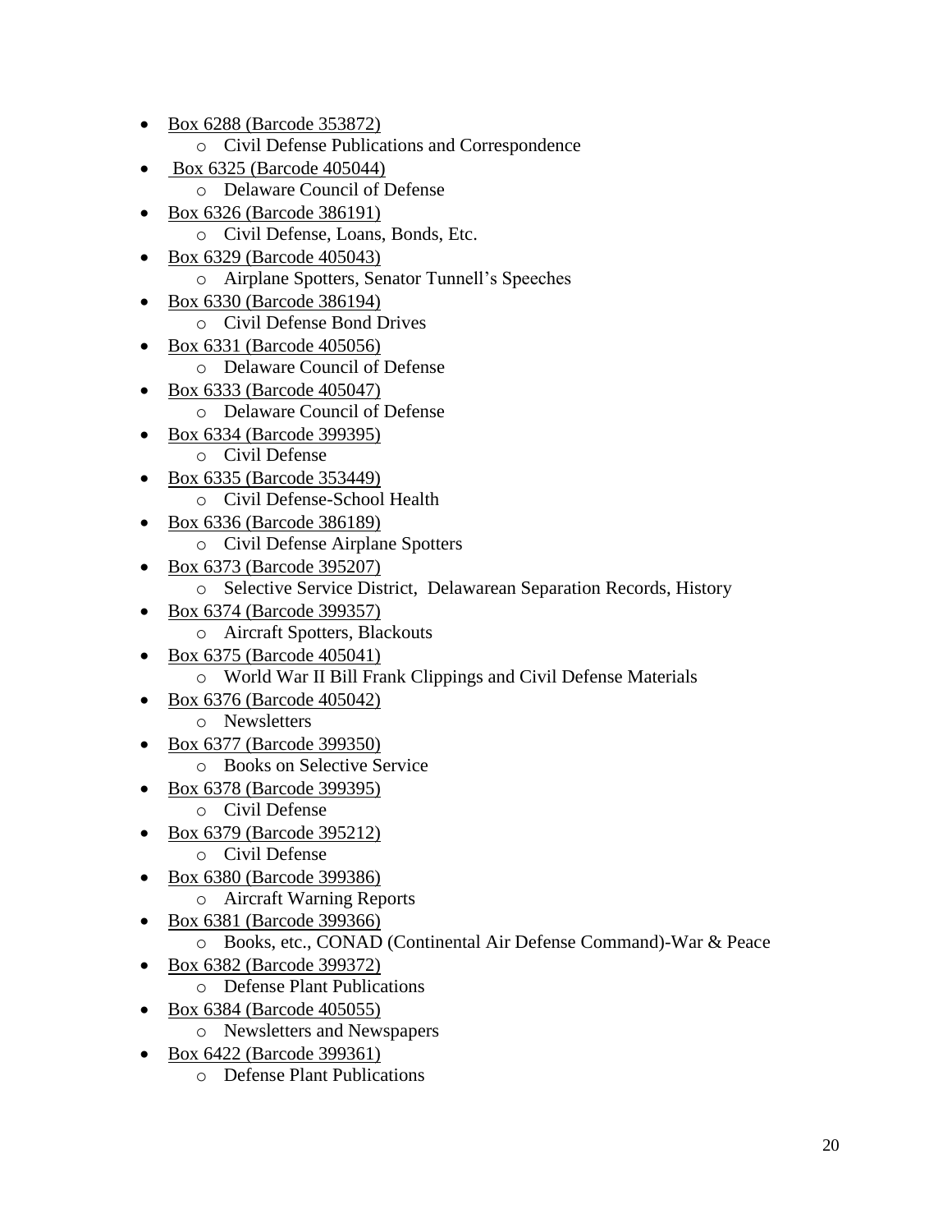- Box 6288 (Barcode 353872)
  - Civil Defense Publications and Correspondence
- Box 6325 (Barcode 405044)
  - Delaware Council of Defense
- Box 6326 (Barcode 386191)
  - Civil Defense, Loans, Bonds, Etc.
- Box 6329 (Barcode 405043)
  - Airplane Spotters, Senator Tunnell's Speeches
- Box 6330 (Barcode 386194)
  - Civil Defense Bond Drives
- Box 6331 (Barcode 405056)
  - Delaware Council of Defense
- Box 6333 (Barcode 405047)
  - Delaware Council of Defense
- Box 6334 (Barcode 399395)
  - Civil Defense
- Box 6335 (Barcode 353449)
  - Civil Defense-School Health
- Box 6336 (Barcode 386189)
  - Civil Defense Airplane Spotters
- Box 6373 (Barcode 395207)
  - Selective Service District, Delawarean Separation Records, History
- Box 6374 (Barcode 399357)
  - Aircraft Spotters, Blackouts
- Box 6375 (Barcode 405041)
  - World War II Bill Frank Clippings and Civil Defense Materials
- Box 6376 (Barcode 405042)
  - Newsletters
- Box 6377 (Barcode 399350)
  - Books on Selective Service
- Box 6378 (Barcode 399395)
  - Civil Defense
- Box 6379 (Barcode 395212)
  - Civil Defense
- Box 6380 (Barcode 399386)
  - Aircraft Warning Reports
- Box 6381 (Barcode 399366)
  - Books, etc., CONAD (Continental Air Defense Command)-War & Peace
- Box 6382 (Barcode 399372)
  - Defense Plant Publications
- Box 6384 (Barcode 405055)
  - Newsletters and Newspapers
- Box 6422 (Barcode 399361)
  - Defense Plant Publications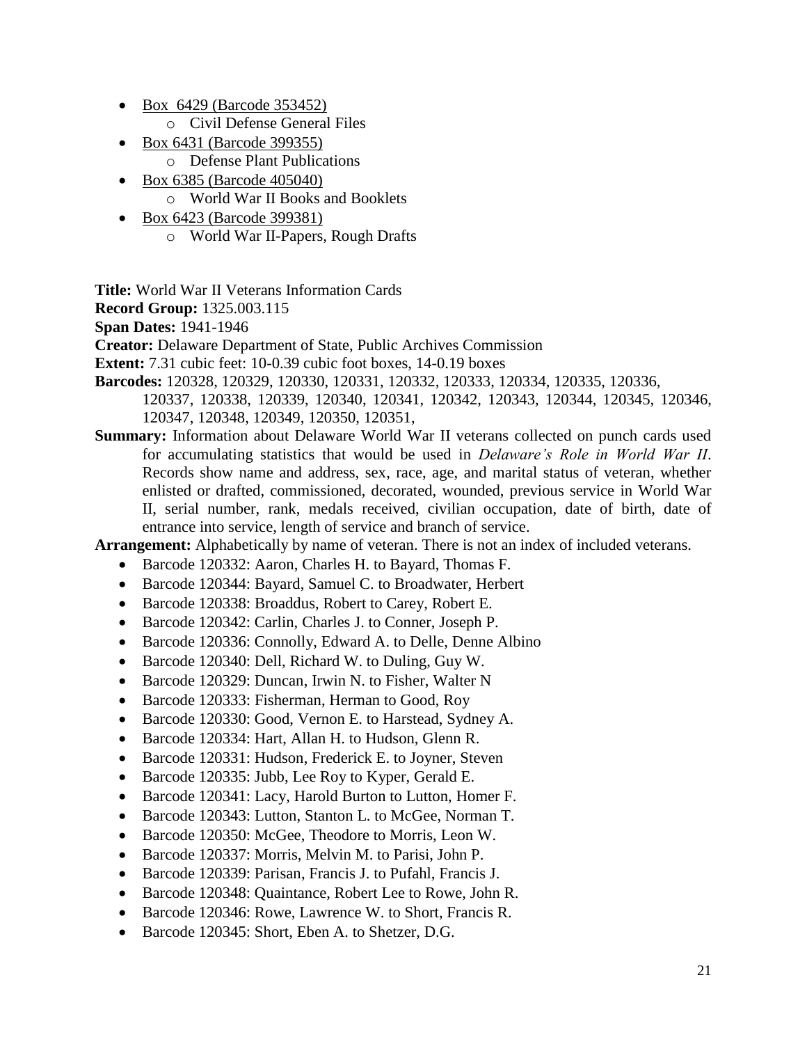- Box  6429 (Barcode 353452)
    - Civil Defense General Files
- Box 6431 (Barcode 399355)
    - Defense Plant Publications
- Box 6385 (Barcode 405040)
    - World War II Books and Booklets
- Box 6423 (Barcode 399381)
    - World War II-Papers, Rough Drafts

**Title:** World War II Veterans Information Cards

**Record Group:** 1325.003.115

**Span Dates:** 1941-1946

**Creator:** Delaware Department of State, Public Archives Commission

**Extent:** 7.31 cubic feet: 10-0.39 cubic foot boxes, 14-0.19 boxes

**Barcodes:** 120328, 120329, 120330, 120331, 120332, 120333, 120334, 120335, 120336, 120337, 120338, 120339, 120340, 120341, 120342, 120343, 120344, 120345, 120346, 120347, 120348, 120349, 120350, 120351,

**Summary:** Information about Delaware World War II veterans collected on punch cards used for accumulating statistics that would be used in *Delaware's Role in World War II*. Records show name and address, sex, race, age, and marital status of veteran, whether enlisted or drafted, commissioned, decorated, wounded, previous service in World War II, serial number, rank, medals received, civilian occupation, date of birth, date of entrance into service, length of service and branch of service.

**Arrangement:** Alphabetically by name of veteran. There is not an index of included veterans.

- Barcode 120332: Aaron, Charles H. to Bayard, Thomas F.
- Barcode 120344: Bayard, Samuel C. to Broadwater, Herbert
- Barcode 120338: Broaddus, Robert to Carey, Robert E.
- Barcode 120342: Carlin, Charles J. to Conner, Joseph P.
- Barcode 120336: Connolly, Edward A. to Delle, Denne Albino
- Barcode 120340: Dell, Richard W. to Duling, Guy W.
- Barcode 120329: Duncan, Irwin N. to Fisher, Walter N
- Barcode 120333: Fisherman, Herman to Good, Roy
- Barcode 120330: Good, Vernon E. to Harstead, Sydney A.
- Barcode 120334: Hart, Allan H. to Hudson, Glenn R.
- Barcode 120331: Hudson, Frederick E. to Joyner, Steven
- Barcode 120335: Jubb, Lee Roy to Kyper, Gerald E.
- Barcode 120341: Lacy, Harold Burton to Lutton, Homer F.
- Barcode 120343: Lutton, Stanton L. to McGee, Norman T.
- Barcode 120350: McGee, Theodore to Morris, Leon W.
- Barcode 120337: Morris, Melvin M. to Parisi, John P.
- Barcode 120339: Parisan, Francis J. to Pufahl, Francis J.
- Barcode 120348: Quaintance, Robert Lee to Rowe, John R.
- Barcode 120346: Rowe, Lawrence W. to Short, Francis R.
- Barcode 120345: Short, Eben A. to Shetzer, D.G.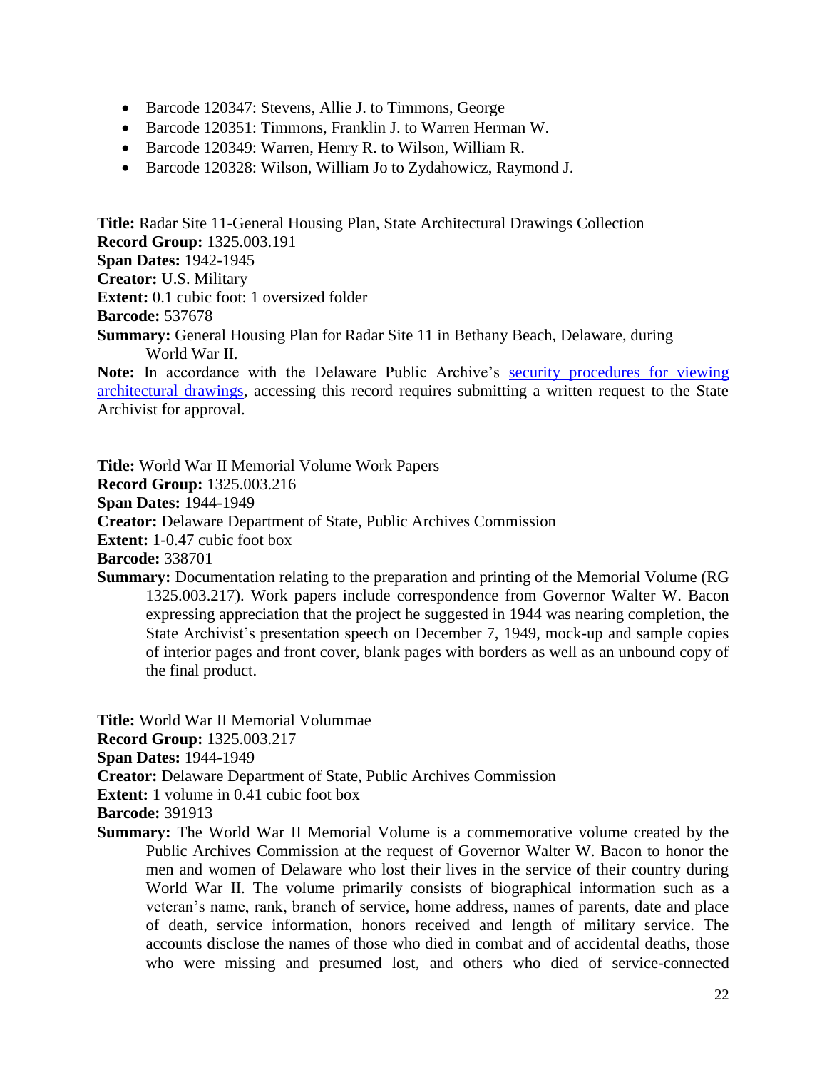- Barcode 120347: Stevens, Allie J. to Timmons, George
- Barcode 120351: Timmons, Franklin J. to Warren Herman W.
- Barcode 120349: Warren, Henry R. to Wilson, William R.
- Barcode 120328: Wilson, William Jo to Zydahowicz, Raymond J.

**Title:** Radar Site 11-General Housing Plan, State Architectural Drawings Collection
**Record Group:** 1325.003.191
**Span Dates:** 1942-1945
**Creator:** U.S. Military
**Extent:** 0.1 cubic foot: 1 oversized folder
**Barcode:** 537678
**Summary:** General Housing Plan for Radar Site 11 in Bethany Beach, Delaware, during World War II.
**Note:** In accordance with the Delaware Public Archive's security procedures for viewing architectural drawings, accessing this record requires submitting a written request to the State Archivist for approval.

**Title:** World War II Memorial Volume Work Papers
**Record Group:** 1325.003.216
**Span Dates:** 1944-1949
**Creator:** Delaware Department of State, Public Archives Commission
**Extent:** 1-0.47 cubic foot box
**Barcode:** 338701
**Summary:** Documentation relating to the preparation and printing of the Memorial Volume (RG 1325.003.217). Work papers include correspondence from Governor Walter W. Bacon expressing appreciation that the project he suggested in 1944 was nearing completion, the State Archivist's presentation speech on December 7, 1949, mock-up and sample copies of interior pages and front cover, blank pages with borders as well as an unbound copy of the final product.

**Title:** World War II Memorial Volummae
**Record Group:** 1325.003.217
**Span Dates:** 1944-1949
**Creator:** Delaware Department of State, Public Archives Commission
**Extent:** 1 volume in 0.41 cubic foot box
**Barcode:** 391913
**Summary:** The World War II Memorial Volume is a commemorative volume created by the Public Archives Commission at the request of Governor Walter W. Bacon to honor the men and women of Delaware who lost their lives in the service of their country during World War II. The volume primarily consists of biographical information such as a veteran's name, rank, branch of service, home address, names of parents, date and place of death, service information, honors received and length of military service. The accounts disclose the names of those who died in combat and of accidental deaths, those who were missing and presumed lost, and others who died of service-connected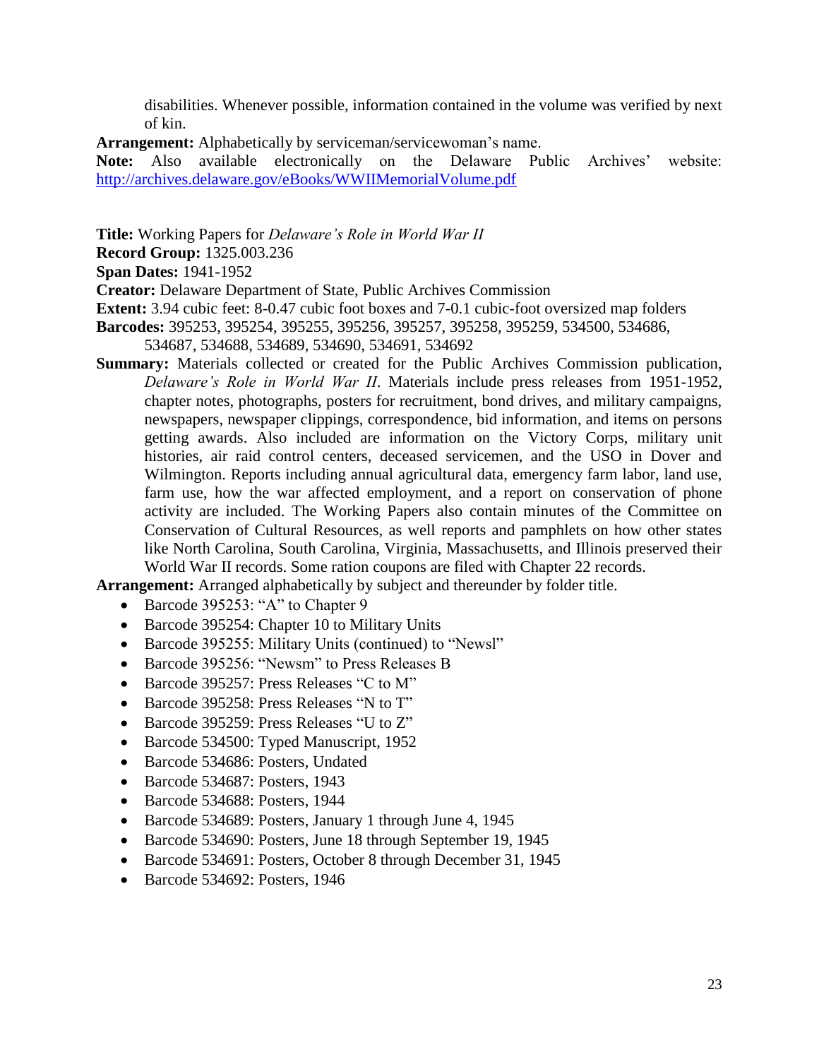disabilities. Whenever possible, information contained in the volume was verified by next of kin.

**Arrangement:** Alphabetically by serviceman/servicewoman's name.

**Note:** Also available electronically on the Delaware Public Archives' website: [http://archives.delaware.gov/eBooks/WWIIMemorialVolume.pdf](http://archives.delaware.gov/eBooks/WWIIMemorialVolume.pdf)

**Title:** Working Papers for *Delaware's Role in World War II*

**Record Group:** 1325.003.236

**Span Dates:** 1941-1952

**Creator:** Delaware Department of State, Public Archives Commission

**Extent:** 3.94 cubic feet: 8-0.47 cubic foot boxes and 7-0.1 cubic-foot oversized map folders

**Barcodes:** 395253, 395254, 395255, 395256, 395257, 395258, 395259, 534500, 534686, 534687, 534688, 534689, 534690, 534691, 534692

**Summary:** Materials collected or created for the Public Archives Commission publication, *Delaware's Role in World War II*. Materials include press releases from 1951-1952, chapter notes, photographs, posters for recruitment, bond drives, and military campaigns, newspapers, newspaper clippings, correspondence, bid information, and items on persons getting awards. Also included are information on the Victory Corps, military unit histories, air raid control centers, deceased servicemen, and the USO in Dover and Wilmington. Reports including annual agricultural data, emergency farm labor, land use, farm use, how the war affected employment, and a report on conservation of phone activity are included. The Working Papers also contain minutes of the Committee on Conservation of Cultural Resources, as well reports and pamphlets on how other states like North Carolina, South Carolina, Virginia, Massachusetts, and Illinois preserved their World War II records. Some ration coupons are filed with Chapter 22 records.

**Arrangement:** Arranged alphabetically by subject and thereunder by folder title.

- Barcode 395253: "A" to Chapter 9
- Barcode 395254: Chapter 10 to Military Units
- Barcode 395255: Military Units (continued) to "Newsl"
- Barcode 395256: "Newsm" to Press Releases B
- Barcode 395257: Press Releases "C to M"
- Barcode 395258: Press Releases "N to T"
- Barcode 395259: Press Releases "U to Z"
- Barcode 534500: Typed Manuscript, 1952
- Barcode 534686: Posters, Undated
- Barcode 534687: Posters, 1943
- Barcode 534688: Posters, 1944
- Barcode 534689: Posters, January 1 through June 4, 1945
- Barcode 534690: Posters, June 18 through September 19, 1945
- Barcode 534691: Posters, October 8 through December 31, 1945
- Barcode 534692: Posters, 1946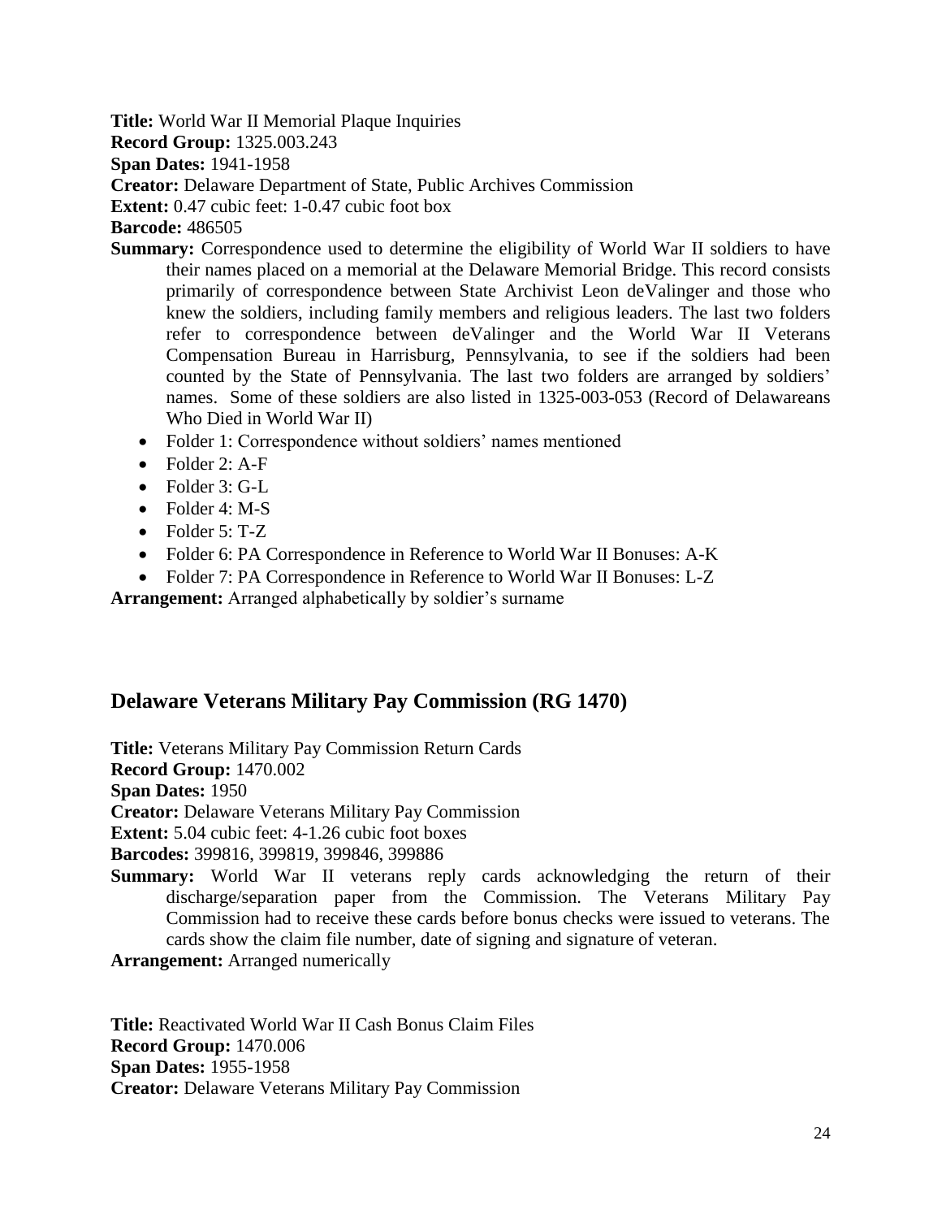**Title:** World War II Memorial Plaque Inquiries
**Record Group:** 1325.003.243
**Span Dates:** 1941-1958
**Creator:** Delaware Department of State, Public Archives Commission
**Extent:** 0.47 cubic feet: 1-0.47 cubic foot box
**Barcode:** 486505
**Summary:** Correspondence used to determine the eligibility of World War II soldiers to have their names placed on a memorial at the Delaware Memorial Bridge. This record consists primarily of correspondence between State Archivist Leon deValinger and those who knew the soldiers, including family members and religious leaders. The last two folders refer to correspondence between deValinger and the World War II Veterans Compensation Bureau in Harrisburg, Pennsylvania, to see if the soldiers had been counted by the State of Pennsylvania. The last two folders are arranged by soldiers' names. Some of these soldiers are also listed in 1325-003-053 (Record of Delawareans Who Died in World War II)

- Folder 1: Correspondence without soldiers' names mentioned
- Folder 2: A-F
- Folder 3: G-L
- Folder 4: M-S
- Folder 5: T-Z
- Folder 6: PA Correspondence in Reference to World War II Bonuses: A-K
- Folder 7: PA Correspondence in Reference to World War II Bonuses: L-Z

**Arrangement:** Arranged alphabetically by soldier's surname

## Delaware Veterans Military Pay Commission (RG 1470)

**Title:** Veterans Military Pay Commission Return Cards
**Record Group:** 1470.002
**Span Dates:** 1950
**Creator:** Delaware Veterans Military Pay Commission
**Extent:** 5.04 cubic feet: 4-1.26 cubic foot boxes
**Barcodes:** 399816, 399819, 399846, 399886
**Summary:** World War II veterans reply cards acknowledging the return of their discharge/separation paper from the Commission. The Veterans Military Pay Commission had to receive these cards before bonus checks were issued to veterans. The cards show the claim file number, date of signing and signature of veteran.
**Arrangement:** Arranged numerically

**Title:** Reactivated World War II Cash Bonus Claim Files
**Record Group:** 1470.006
**Span Dates:** 1955-1958
**Creator:** Delaware Veterans Military Pay Commission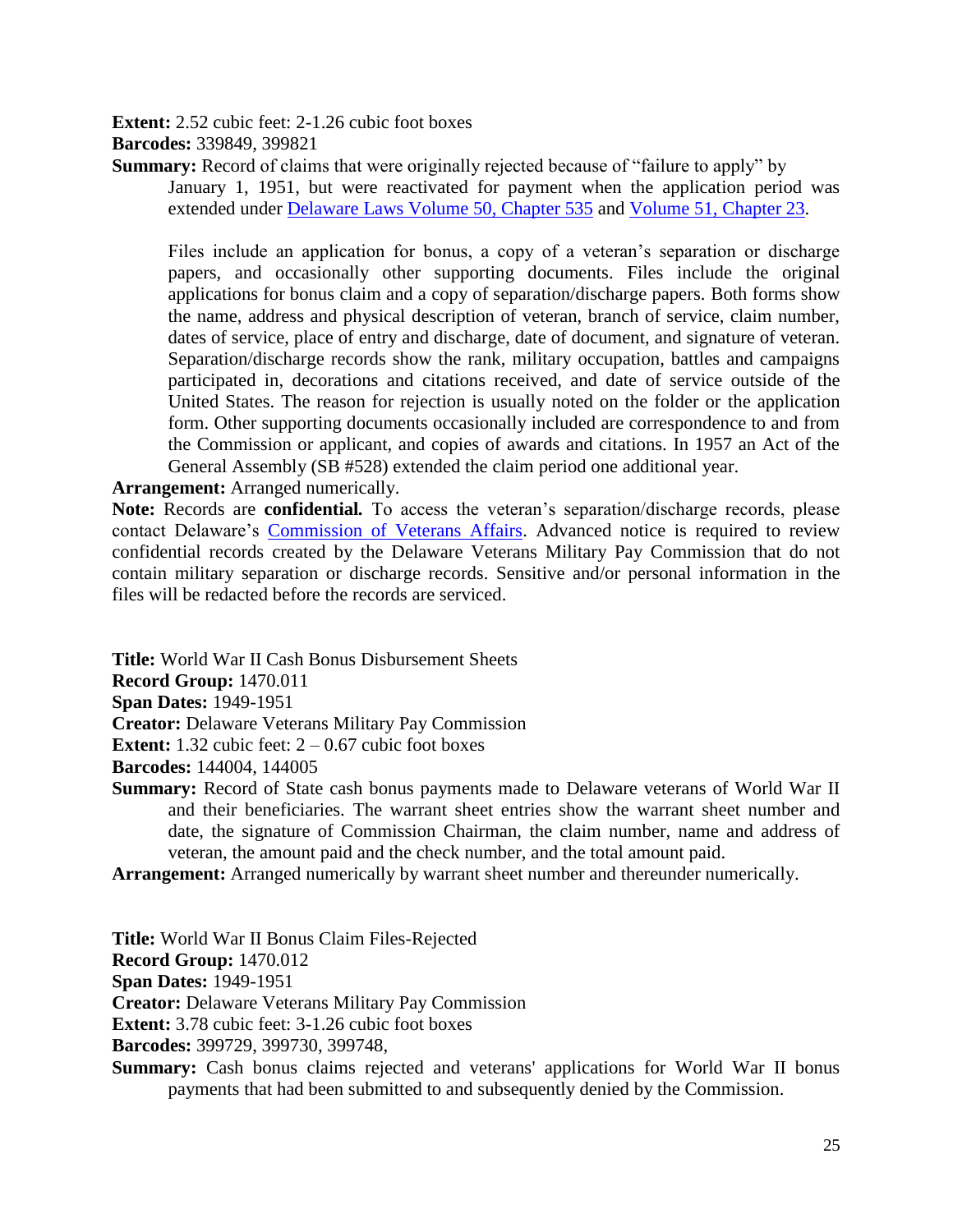**Extent:** 2.52 cubic feet: 2-1.26 cubic foot boxes

**Barcodes:** 339849, 399821

**Summary:** Record of claims that were originally rejected because of "failure to apply" by January 1, 1951, but were reactivated for payment when the application period was extended under Delaware Laws Volume 50, Chapter 535 and Volume 51, Chapter 23.

Files include an application for bonus, a copy of a veteran's separation or discharge papers, and occasionally other supporting documents. Files include the original applications for bonus claim and a copy of separation/discharge papers. Both forms show the name, address and physical description of veteran, branch of service, claim number, dates of service, place of entry and discharge, date of document, and signature of veteran. Separation/discharge records show the rank, military occupation, battles and campaigns participated in, decorations and citations received, and date of service outside of the United States. The reason for rejection is usually noted on the folder or the application form. Other supporting documents occasionally included are correspondence to and from the Commission or applicant, and copies of awards and citations. In 1957 an Act of the General Assembly (SB #528) extended the claim period one additional year.

**Arrangement:** Arranged numerically.

**Note:** Records are **confidential.** To access the veteran's separation/discharge records, please contact Delaware's Commission of Veterans Affairs. Advanced notice is required to review confidential records created by the Delaware Veterans Military Pay Commission that do not contain military separation or discharge records. Sensitive and/or personal information in the files will be redacted before the records are serviced.

**Title:** World War II Cash Bonus Disbursement Sheets

**Record Group:** 1470.011

**Span Dates:** 1949-1951

**Creator:** Delaware Veterans Military Pay Commission

**Extent:** 1.32 cubic feet: 2 – 0.67 cubic foot boxes

**Barcodes:** 144004, 144005

**Summary:** Record of State cash bonus payments made to Delaware veterans of World War II and their beneficiaries. The warrant sheet entries show the warrant sheet number and date, the signature of Commission Chairman, the claim number, name and address of veteran, the amount paid and the check number, and the total amount paid.

**Arrangement:** Arranged numerically by warrant sheet number and thereunder numerically.

**Title:** World War II Bonus Claim Files-Rejected

**Record Group:** 1470.012

**Span Dates:** 1949-1951

**Creator:** Delaware Veterans Military Pay Commission

**Extent:** 3.78 cubic feet: 3-1.26 cubic foot boxes

**Barcodes:** 399729, 399730, 399748,

**Summary:** Cash bonus claims rejected and veterans' applications for World War II bonus payments that had been submitted to and subsequently denied by the Commission.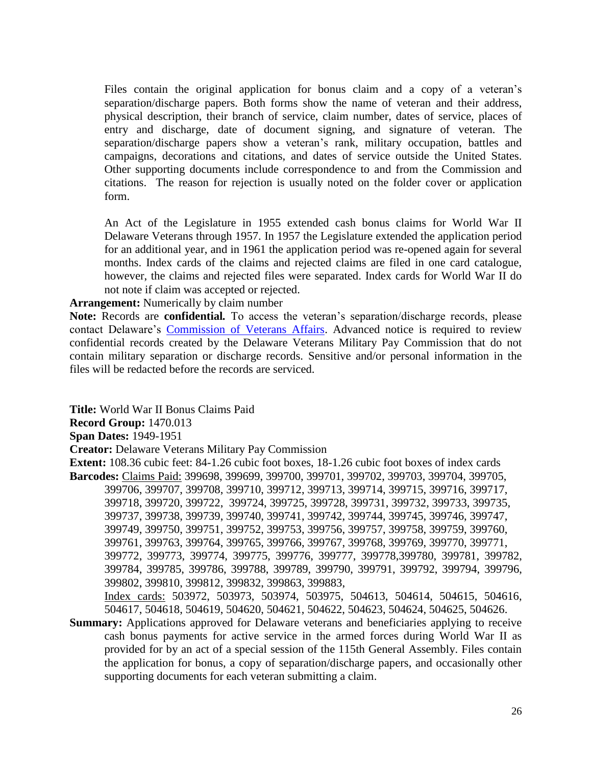Files contain the original application for bonus claim and a copy of a veteran's separation/discharge papers. Both forms show the name of veteran and their address, physical description, their branch of service, claim number, dates of service, places of entry and discharge, date of document signing, and signature of veteran. The separation/discharge papers show a veteran's rank, military occupation, battles and campaigns, decorations and citations, and dates of service outside the United States. Other supporting documents include correspondence to and from the Commission and citations. The reason for rejection is usually noted on the folder cover or application form.

An Act of the Legislature in 1955 extended cash bonus claims for World War II Delaware Veterans through 1957. In 1957 the Legislature extended the application period for an additional year, and in 1961 the application period was re-opened again for several months. Index cards of the claims and rejected claims are filed in one card catalogue, however, the claims and rejected files were separated. Index cards for World War II do not note if claim was accepted or rejected.

**Arrangement:** Numerically by claim number

**Note:** Records are **confidential.** To access the veteran's separation/discharge records, please contact Delaware's Commission of Veterans Affairs. Advanced notice is required to review confidential records created by the Delaware Veterans Military Pay Commission that do not contain military separation or discharge records. Sensitive and/or personal information in the files will be redacted before the records are serviced.

**Title:** World War II Bonus Claims Paid

**Record Group:** 1470.013

**Span Dates:** 1949-1951

**Creator:** Delaware Veterans Military Pay Commission

**Extent:** 108.36 cubic feet: 84-1.26 cubic foot boxes, 18-1.26 cubic foot boxes of index cards

**Barcodes:** Claims Paid: 399698, 399699, 399700, 399701, 399702, 399703, 399704, 399705, 399706, 399707, 399708, 399710, 399712, 399713, 399714, 399715, 399716, 399717, 399718, 399720, 399722, 399724, 399725, 399728, 399731, 399732, 399733, 399735, 399737, 399738, 399739, 399740, 399741, 399742, 399744, 399745, 399746, 399747, 399749, 399750, 399751, 399752, 399753, 399756, 399757, 399758, 399759, 399760, 399761, 399763, 399764, 399765, 399766, 399767, 399768, 399769, 399770, 399771, 399772, 399773, 399774, 399775, 399776, 399777, 399778,399780, 399781, 399782, 399784, 399785, 399786, 399788, 399789, 399790, 399791, 399792, 399794, 399796, 399802, 399810, 399812, 399832, 399863, 399883,
Index cards: 503972, 503973, 503974, 503975, 504613, 504614, 504615, 504616, 504617, 504618, 504619, 504620, 504621, 504622, 504623, 504624, 504625, 504626.

**Summary:** Applications approved for Delaware veterans and beneficiaries applying to receive cash bonus payments for active service in the armed forces during World War II as provided for by an act of a special session of the 115th General Assembly. Files contain the application for bonus, a copy of separation/discharge papers, and occasionally other supporting documents for each veteran submitting a claim.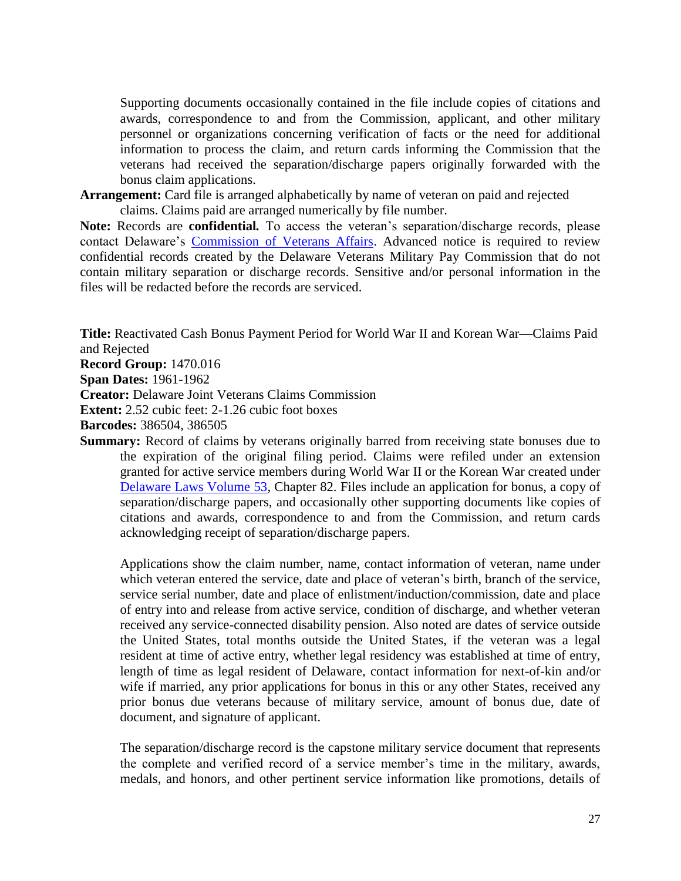Supporting documents occasionally contained in the file include copies of citations and awards, correspondence to and from the Commission, applicant, and other military personnel or organizations concerning verification of facts or the need for additional information to process the claim, and return cards informing the Commission that the veterans had received the separation/discharge papers originally forwarded with the bonus claim applications.

**Arrangement:** Card file is arranged alphabetically by name of veteran on paid and rejected claims. Claims paid are arranged numerically by file number.

**Note:** Records are **confidential.** To access the veteran's separation/discharge records, please contact Delaware's [Commission of Veterans Affairs](). Advanced notice is required to review confidential records created by the Delaware Veterans Military Pay Commission that do not contain military separation or discharge records. Sensitive and/or personal information in the files will be redacted before the records are serviced.

**Title:** Reactivated Cash Bonus Payment Period for World War II and Korean War—Claims Paid and Rejected

**Record Group:** 1470.016

**Span Dates:** 1961-1962

**Creator:** Delaware Joint Veterans Claims Commission

**Extent:** 2.52 cubic feet: 2-1.26 cubic foot boxes

**Barcodes:** 386504, 386505

**Summary:** Record of claims by veterans originally barred from receiving state bonuses due to the expiration of the original filing period. Claims were refiled under an extension granted for active service members during World War II or the Korean War created under [Delaware Laws Volume 53](), Chapter 82. Files include an application for bonus, a copy of separation/discharge papers, and occasionally other supporting documents like copies of citations and awards, correspondence to and from the Commission, and return cards acknowledging receipt of separation/discharge papers.

Applications show the claim number, name, contact information of veteran, name under which veteran entered the service, date and place of veteran's birth, branch of the service, service serial number, date and place of enlistment/induction/commission, date and place of entry into and release from active service, condition of discharge, and whether veteran received any service-connected disability pension. Also noted are dates of service outside the United States, total months outside the United States, if the veteran was a legal resident at time of active entry, whether legal residency was established at time of entry, length of time as legal resident of Delaware, contact information for next-of-kin and/or wife if married, any prior applications for bonus in this or any other States, received any prior bonus due veterans because of military service, amount of bonus due, date of document, and signature of applicant.

The separation/discharge record is the capstone military service document that represents the complete and verified record of a service member's time in the military, awards, medals, and honors, and other pertinent service information like promotions, details of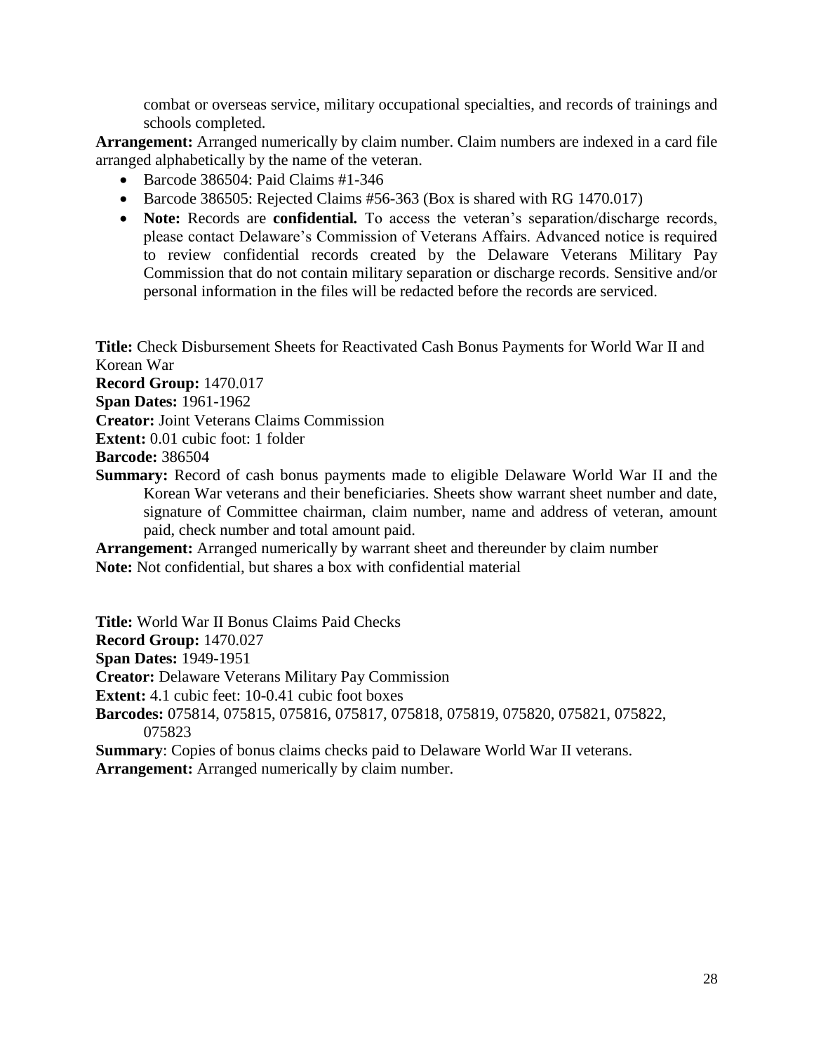combat or overseas service, military occupational specialties, and records of trainings and schools completed.

**Arrangement:** Arranged numerically by claim number. Claim numbers are indexed in a card file arranged alphabetically by the name of the veteran.

- Barcode 386504: Paid Claims #1-346
- Barcode 386505: Rejected Claims #56-363 (Box is shared with RG 1470.017)
- **Note:** Records are **confidential.** To access the veteran's separation/discharge records, please contact Delaware's Commission of Veterans Affairs. Advanced notice is required to review confidential records created by the Delaware Veterans Military Pay Commission that do not contain military separation or discharge records. Sensitive and/or personal information in the files will be redacted before the records are serviced.

**Title:** Check Disbursement Sheets for Reactivated Cash Bonus Payments for World War II and Korean War
**Record Group:** 1470.017
**Span Dates:** 1961-1962
**Creator:** Joint Veterans Claims Commission
**Extent:** 0.01 cubic foot: 1 folder
**Barcode:** 386504
**Summary:** Record of cash bonus payments made to eligible Delaware World War II and the Korean War veterans and their beneficiaries. Sheets show warrant sheet number and date, signature of Committee chairman, claim number, name and address of veteran, amount paid, check number and total amount paid.
**Arrangement:** Arranged numerically by warrant sheet and thereunder by claim number
**Note:** Not confidential, but shares a box with confidential material

**Title:** World War II Bonus Claims Paid Checks
**Record Group:** 1470.027
**Span Dates:** 1949-1951
**Creator:** Delaware Veterans Military Pay Commission
**Extent:** 4.1 cubic feet: 10-0.41 cubic foot boxes
**Barcodes:** 075814, 075815, 075816, 075817, 075818, 075819, 075820, 075821, 075822, 075823
**Summary**: Copies of bonus claims checks paid to Delaware World War II veterans.
**Arrangement:** Arranged numerically by claim number.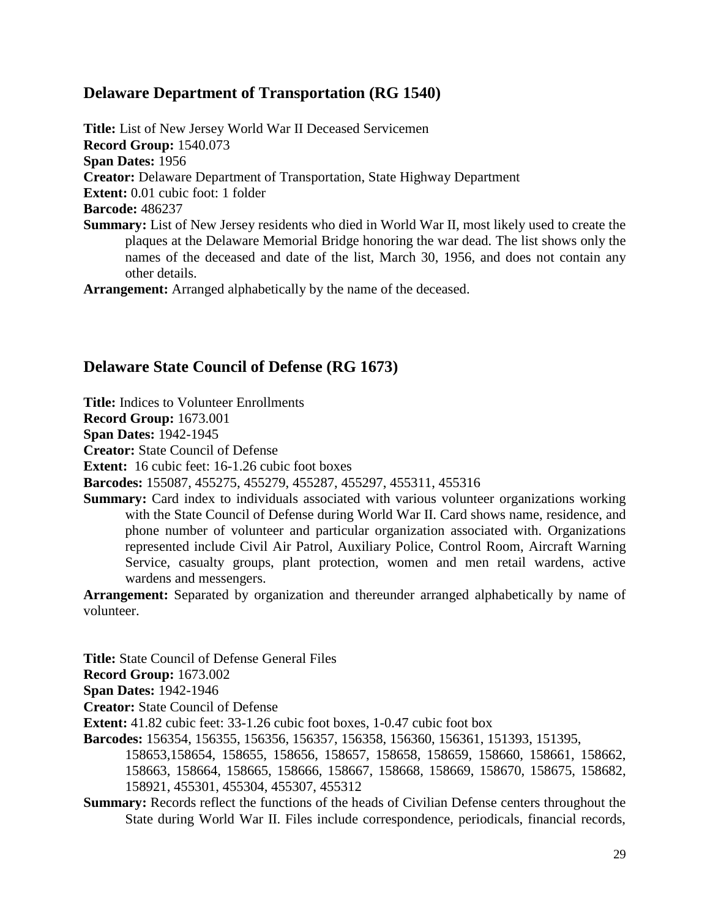## Delaware Department of Transportation (RG 1540)

**Title:** List of New Jersey World War II Deceased Servicemen
**Record Group:** 1540.073
**Span Dates:** 1956
**Creator:** Delaware Department of Transportation, State Highway Department
**Extent:** 0.01 cubic foot: 1 folder
**Barcode:** 486237
**Summary:** List of New Jersey residents who died in World War II, most likely used to create the plaques at the Delaware Memorial Bridge honoring the war dead. The list shows only the names of the deceased and date of the list, March 30, 1956, and does not contain any other details.
**Arrangement:** Arranged alphabetically by the name of the deceased.

## Delaware State Council of Defense (RG 1673)

**Title:** Indices to Volunteer Enrollments
**Record Group:** 1673.001
**Span Dates:** 1942-1945
**Creator:** State Council of Defense
**Extent:** 16 cubic feet: 16-1.26 cubic foot boxes
**Barcodes:** 155087, 455275, 455279, 455287, 455297, 455311, 455316
**Summary:** Card index to individuals associated with various volunteer organizations working with the State Council of Defense during World War II. Card shows name, residence, and phone number of volunteer and particular organization associated with. Organizations represented include Civil Air Patrol, Auxiliary Police, Control Room, Aircraft Warning Service, casualty groups, plant protection, women and men retail wardens, active wardens and messengers.
**Arrangement:** Separated by organization and thereunder arranged alphabetically by name of volunteer.

**Title:** State Council of Defense General Files
**Record Group:** 1673.002
**Span Dates:** 1942-1946
**Creator:** State Council of Defense
**Extent:** 41.82 cubic feet: 33-1.26 cubic foot boxes, 1-0.47 cubic foot box
**Barcodes:** 156354, 156355, 156356, 156357, 156358, 156360, 156361, 151393, 151395, 158653,158654, 158655, 158656, 158657, 158658, 158659, 158660, 158661, 158662, 158663, 158664, 158665, 158666, 158667, 158668, 158669, 158670, 158675, 158682, 158921, 455301, 455304, 455307, 455312
**Summary:** Records reflect the functions of the heads of Civilian Defense centers throughout the State during World War II. Files include correspondence, periodicals, financial records,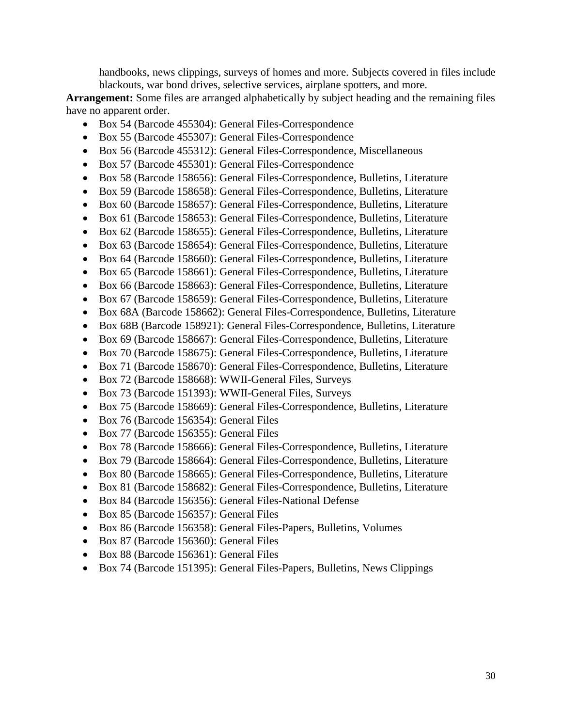handbooks, news clippings, surveys of homes and more. Subjects covered in files include blackouts, war bond drives, selective services, airplane spotters, and more.

**Arrangement:** Some files are arranged alphabetically by subject heading and the remaining files have no apparent order.

- Box 54 (Barcode 455304): General Files-Correspondence
- Box 55 (Barcode 455307): General Files-Correspondence
- Box 56 (Barcode 455312): General Files-Correspondence, Miscellaneous
- Box 57 (Barcode 455301): General Files-Correspondence
- Box 58 (Barcode 158656): General Files-Correspondence, Bulletins, Literature
- Box 59 (Barcode 158658): General Files-Correspondence, Bulletins, Literature
- Box 60 (Barcode 158657): General Files-Correspondence, Bulletins, Literature
- Box 61 (Barcode 158653): General Files-Correspondence, Bulletins, Literature
- Box 62 (Barcode 158655): General Files-Correspondence, Bulletins, Literature
- Box 63 (Barcode 158654): General Files-Correspondence, Bulletins, Literature
- Box 64 (Barcode 158660): General Files-Correspondence, Bulletins, Literature
- Box 65 (Barcode 158661): General Files-Correspondence, Bulletins, Literature
- Box 66 (Barcode 158663): General Files-Correspondence, Bulletins, Literature
- Box 67 (Barcode 158659): General Files-Correspondence, Bulletins, Literature
- Box 68A (Barcode 158662): General Files-Correspondence, Bulletins, Literature
- Box 68B (Barcode 158921): General Files-Correspondence, Bulletins, Literature
- Box 69 (Barcode 158667): General Files-Correspondence, Bulletins, Literature
- Box 70 (Barcode 158675): General Files-Correspondence, Bulletins, Literature
- Box 71 (Barcode 158670): General Files-Correspondence, Bulletins, Literature
- Box 72 (Barcode 158668): WWII-General Files, Surveys
- Box 73 (Barcode 151393): WWII-General Files, Surveys
- Box 75 (Barcode 158669): General Files-Correspondence, Bulletins, Literature
- Box 76 (Barcode 156354): General Files
- Box 77 (Barcode 156355): General Files
- Box 78 (Barcode 158666): General Files-Correspondence, Bulletins, Literature
- Box 79 (Barcode 158664): General Files-Correspondence, Bulletins, Literature
- Box 80 (Barcode 158665): General Files-Correspondence, Bulletins, Literature
- Box 81 (Barcode 158682): General Files-Correspondence, Bulletins, Literature
- Box 84 (Barcode 156356): General Files-National Defense
- Box 85 (Barcode 156357): General Files
- Box 86 (Barcode 156358): General Files-Papers, Bulletins, Volumes
- Box 87 (Barcode 156360): General Files
- Box 88 (Barcode 156361): General Files
- Box 74 (Barcode 151395): General Files-Papers, Bulletins, News Clippings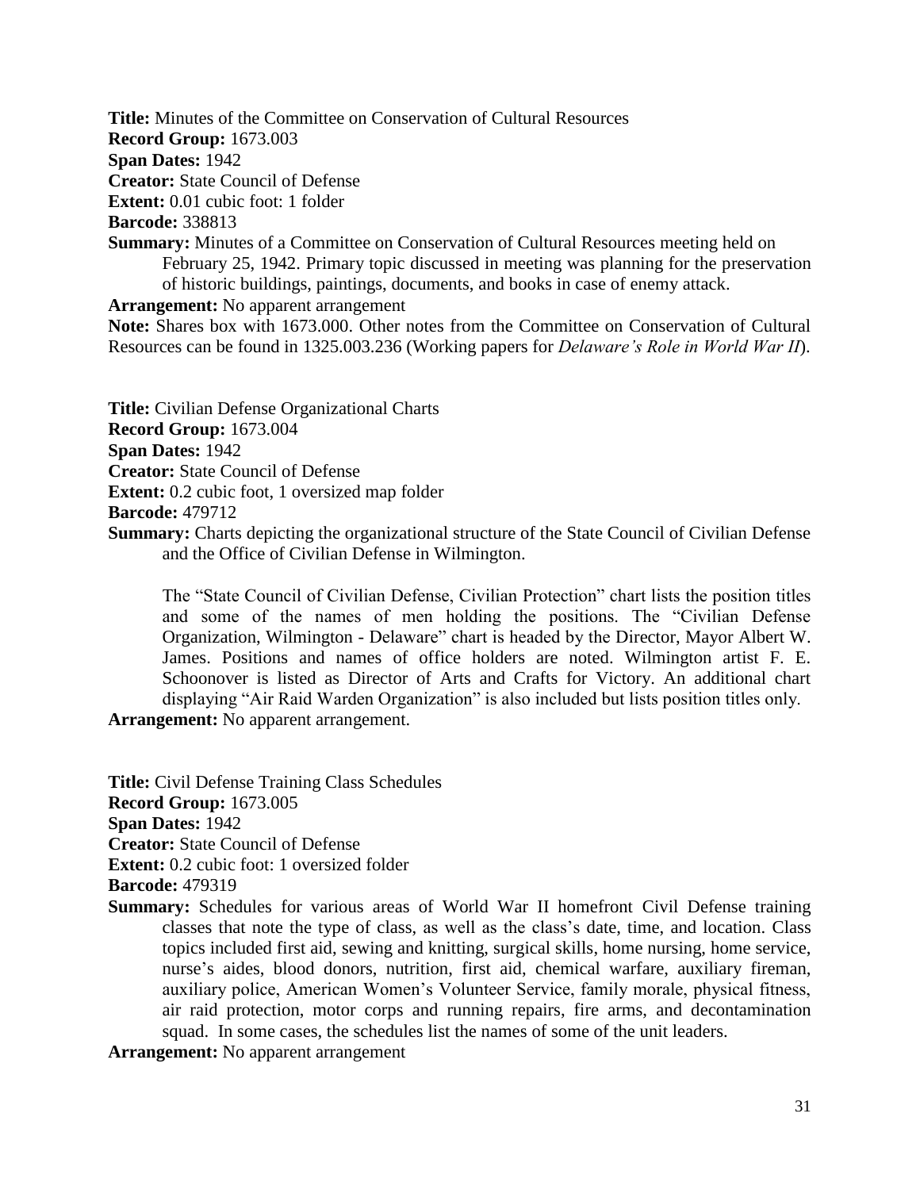**Title:** Minutes of the Committee on Conservation of Cultural Resources
**Record Group:** 1673.003
**Span Dates:** 1942
**Creator:** State Council of Defense
**Extent:** 0.01 cubic foot: 1 folder
**Barcode:** 338813
**Summary:** Minutes of a Committee on Conservation of Cultural Resources meeting held on February 25, 1942. Primary topic discussed in meeting was planning for the preservation of historic buildings, paintings, documents, and books in case of enemy attack.
**Arrangement:** No apparent arrangement
**Note:** Shares box with 1673.000. Other notes from the Committee on Conservation of Cultural Resources can be found in 1325.003.236 (Working papers for *Delaware's Role in World War II*).

**Title:** Civilian Defense Organizational Charts
**Record Group:** 1673.004
**Span Dates:** 1942
**Creator:** State Council of Defense
**Extent:** 0.2 cubic foot, 1 oversized map folder
**Barcode:** 479712
**Summary:** Charts depicting the organizational structure of the State Council of Civilian Defense and the Office of Civilian Defense in Wilmington.

The "State Council of Civilian Defense, Civilian Protection" chart lists the position titles and some of the names of men holding the positions. The "Civilian Defense Organization, Wilmington - Delaware" chart is headed by the Director, Mayor Albert W. James. Positions and names of office holders are noted. Wilmington artist F. E. Schoonover is listed as Director of Arts and Crafts for Victory. An additional chart displaying "Air Raid Warden Organization" is also included but lists position titles only.

**Arrangement:** No apparent arrangement.

**Title:** Civil Defense Training Class Schedules
**Record Group:** 1673.005
**Span Dates:** 1942
**Creator:** State Council of Defense
**Extent:** 0.2 cubic foot: 1 oversized folder
**Barcode:** 479319
**Summary:** Schedules for various areas of World War II homefront Civil Defense training classes that note the type of class, as well as the class's date, time, and location. Class topics included first aid, sewing and knitting, surgical skills, home nursing, home service, nurse's aides, blood donors, nutrition, first aid, chemical warfare, auxiliary fireman, auxiliary police, American Women's Volunteer Service, family morale, physical fitness, air raid protection, motor corps and running repairs, fire arms, and decontamination squad. In some cases, the schedules list the names of some of the unit leaders.
**Arrangement:** No apparent arrangement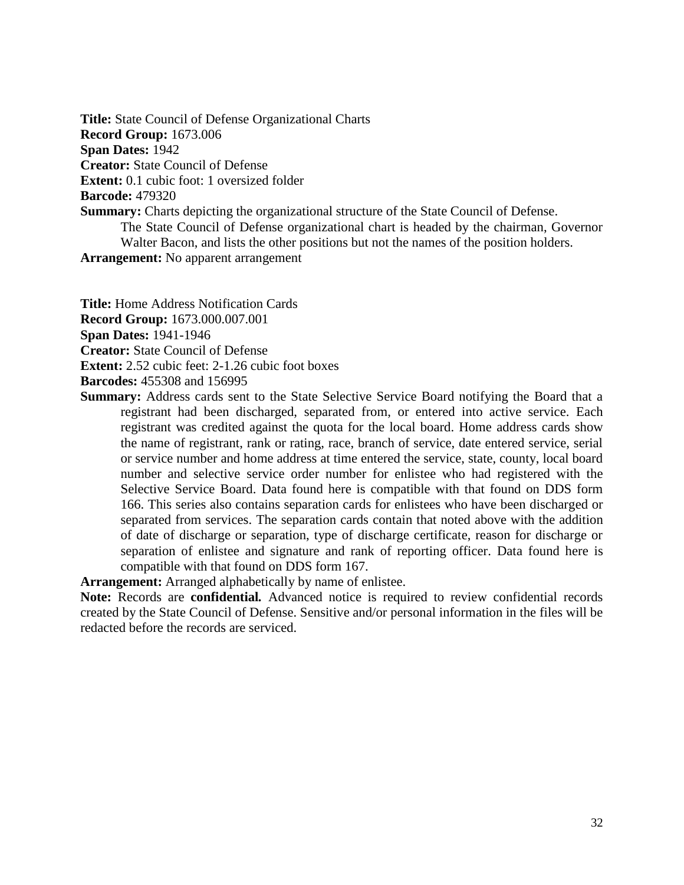**Title:** State Council of Defense Organizational Charts
**Record Group:** 1673.006
**Span Dates:** 1942
**Creator:** State Council of Defense
**Extent:** 0.1 cubic foot: 1 oversized folder
**Barcode:** 479320
**Summary:** Charts depicting the organizational structure of the State Council of Defense.
The State Council of Defense organizational chart is headed by the chairman, Governor Walter Bacon, and lists the other positions but not the names of the position holders.
**Arrangement:** No apparent arrangement

**Title:** Home Address Notification Cards
**Record Group:** 1673.000.007.001
**Span Dates:** 1941-1946
**Creator:** State Council of Defense
**Extent:** 2.52 cubic feet: 2-1.26 cubic foot boxes
**Barcodes:** 455308 and 156995
**Summary:** Address cards sent to the State Selective Service Board notifying the Board that a registrant had been discharged, separated from, or entered into active service. Each registrant was credited against the quota for the local board. Home address cards show the name of registrant, rank or rating, race, branch of service, date entered service, serial or service number and home address at time entered the service, state, county, local board number and selective service order number for enlistee who had registered with the Selective Service Board. Data found here is compatible with that found on DDS form 166. This series also contains separation cards for enlistees who have been discharged or separated from services. The separation cards contain that noted above with the addition of date of discharge or separation, type of discharge certificate, reason for discharge or separation of enlistee and signature and rank of reporting officer. Data found here is compatible with that found on DDS form 167.
**Arrangement:** Arranged alphabetically by name of enlistee.
**Note:** Records are **confidential.** Advanced notice is required to review confidential records created by the State Council of Defense. Sensitive and/or personal information in the files will be redacted before the records are serviced.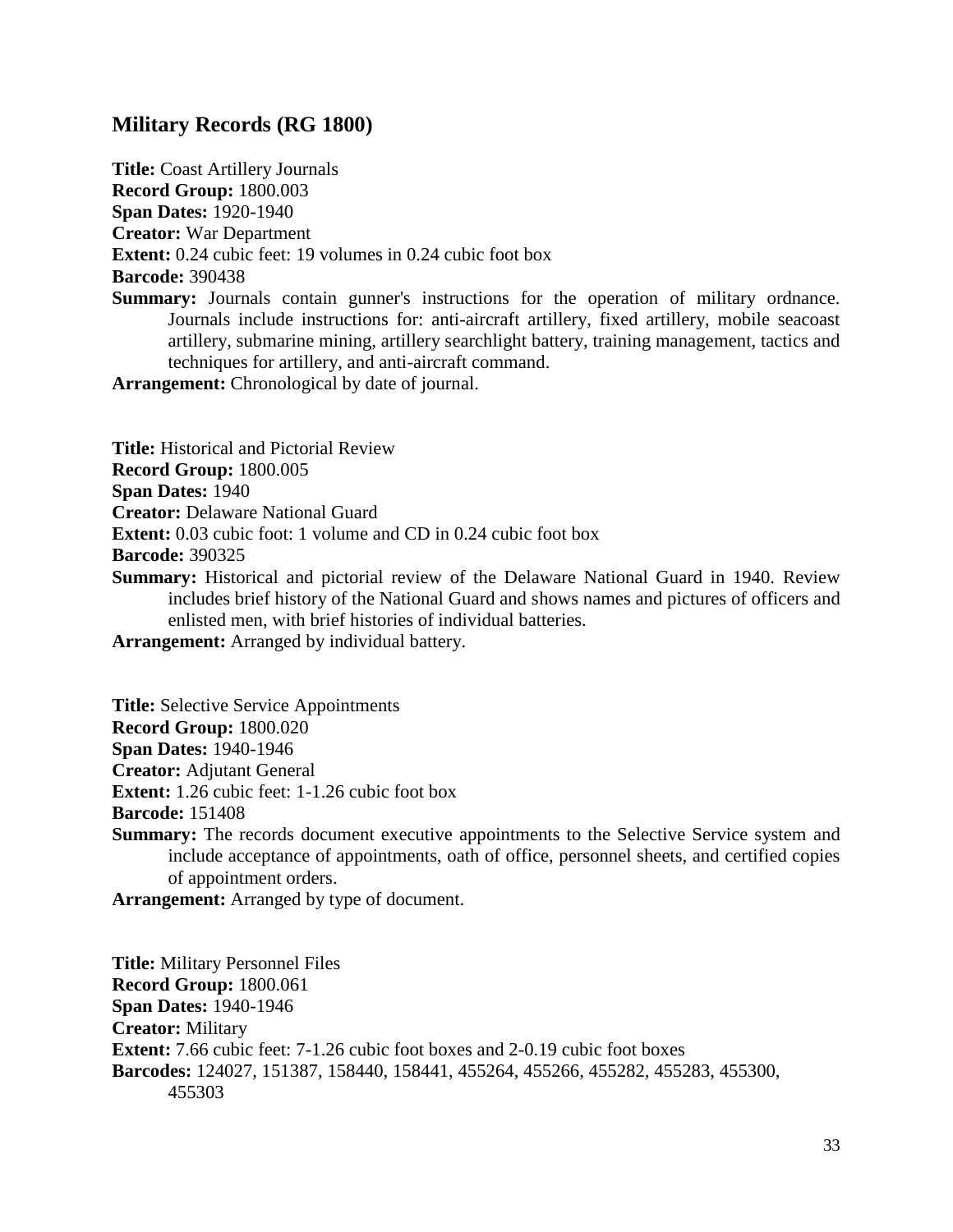## Military Records (RG 1800)

**Title:** Coast Artillery Journals
**Record Group:** 1800.003
**Span Dates:** 1920-1940
**Creator:** War Department
**Extent:** 0.24 cubic feet: 19 volumes in 0.24 cubic foot box
**Barcode:** 390438
**Summary:** Journals contain gunner's instructions for the operation of military ordnance. Journals include instructions for: anti-aircraft artillery, fixed artillery, mobile seacoast artillery, submarine mining, artillery searchlight battery, training management, tactics and techniques for artillery, and anti-aircraft command.
**Arrangement:** Chronological by date of journal.

**Title:** Historical and Pictorial Review
**Record Group:** 1800.005
**Span Dates:** 1940
**Creator:** Delaware National Guard
**Extent:** 0.03 cubic foot: 1 volume and CD in 0.24 cubic foot box
**Barcode:** 390325
**Summary:** Historical and pictorial review of the Delaware National Guard in 1940. Review includes brief history of the National Guard and shows names and pictures of officers and enlisted men, with brief histories of individual batteries.
**Arrangement:** Arranged by individual battery.

**Title:** Selective Service Appointments
**Record Group:** 1800.020
**Span Dates:** 1940-1946
**Creator:** Adjutant General
**Extent:** 1.26 cubic feet: 1-1.26 cubic foot box
**Barcode:** 151408
**Summary:** The records document executive appointments to the Selective Service system and include acceptance of appointments, oath of office, personnel sheets, and certified copies of appointment orders.
**Arrangement:** Arranged by type of document.

**Title:** Military Personnel Files
**Record Group:** 1800.061
**Span Dates:** 1940-1946
**Creator:** Military
**Extent:** 7.66 cubic feet: 7-1.26 cubic foot boxes and 2-0.19 cubic foot boxes
**Barcodes:** 124027, 151387, 158440, 158441, 455264, 455266, 455282, 455283, 455300, 455303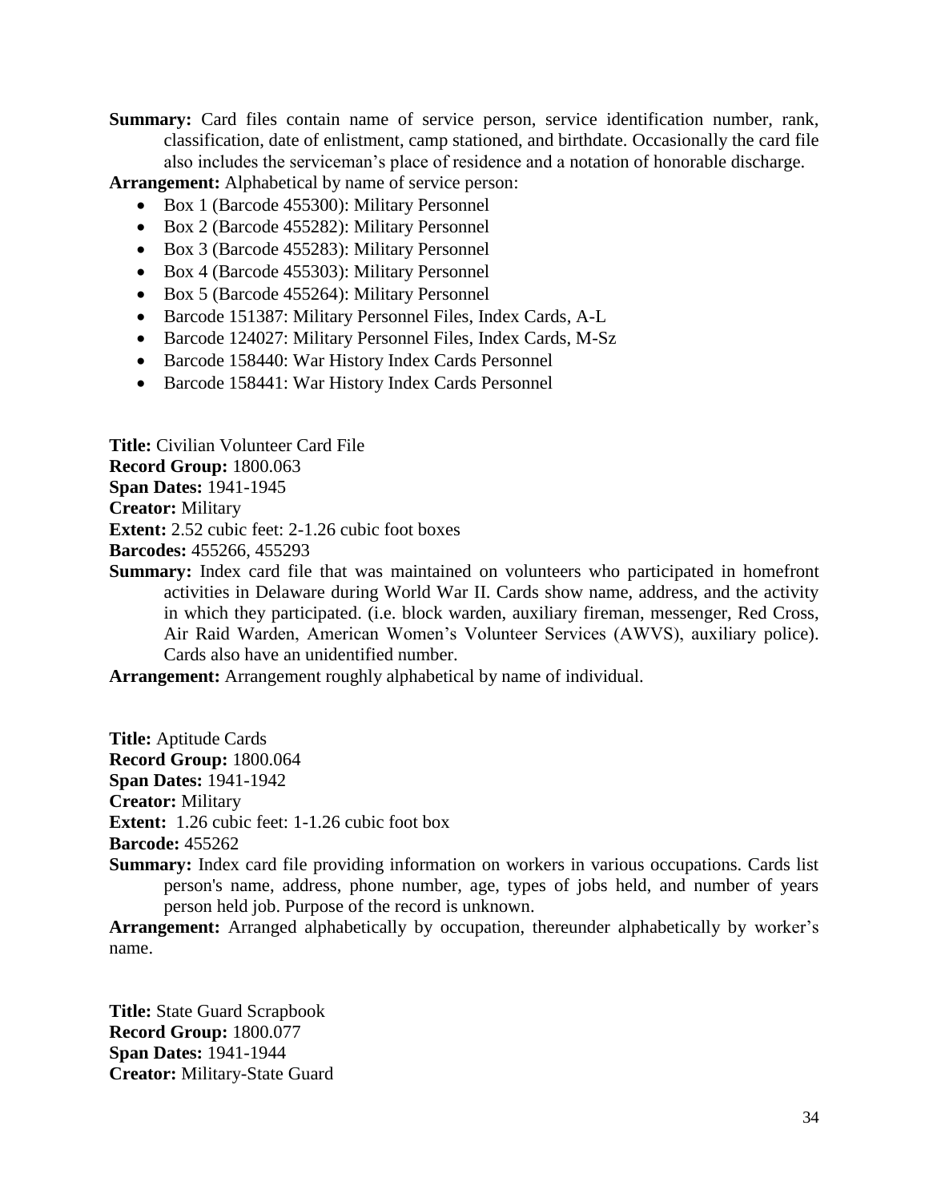**Summary:** Card files contain name of service person, service identification number, rank, classification, date of enlistment, camp stationed, and birthdate. Occasionally the card file also includes the serviceman's place of residence and a notation of honorable discharge.

**Arrangement:** Alphabetical by name of service person:

- Box 1 (Barcode 455300): Military Personnel
- Box 2 (Barcode 455282): Military Personnel
- Box 3 (Barcode 455283): Military Personnel
- Box 4 (Barcode 455303): Military Personnel
- Box 5 (Barcode 455264): Military Personnel
- Barcode 151387: Military Personnel Files, Index Cards, A-L
- Barcode 124027: Military Personnel Files, Index Cards, M-Sz
- Barcode 158440: War History Index Cards Personnel
- Barcode 158441: War History Index Cards Personnel

**Title:** Civilian Volunteer Card File
**Record Group:** 1800.063
**Span Dates:** 1941-1945
**Creator:** Military
**Extent:** 2.52 cubic feet: 2-1.26 cubic foot boxes
**Barcodes:** 455266, 455293
**Summary:** Index card file that was maintained on volunteers who participated in homefront activities in Delaware during World War II. Cards show name, address, and the activity in which they participated. (i.e. block warden, auxiliary fireman, messenger, Red Cross, Air Raid Warden, American Women's Volunteer Services (AWVS), auxiliary police). Cards also have an unidentified number.
**Arrangement:** Arrangement roughly alphabetical by name of individual.

**Title:** Aptitude Cards
**Record Group:** 1800.064
**Span Dates:** 1941-1942
**Creator:** Military
**Extent:** 1.26 cubic feet: 1-1.26 cubic foot box
**Barcode:** 455262
**Summary:** Index card file providing information on workers in various occupations. Cards list person's name, address, phone number, age, types of jobs held, and number of years person held job. Purpose of the record is unknown.
**Arrangement:** Arranged alphabetically by occupation, thereunder alphabetically by worker's name.

**Title:** State Guard Scrapbook
**Record Group:** 1800.077
**Span Dates:** 1941-1944
**Creator:** Military-State Guard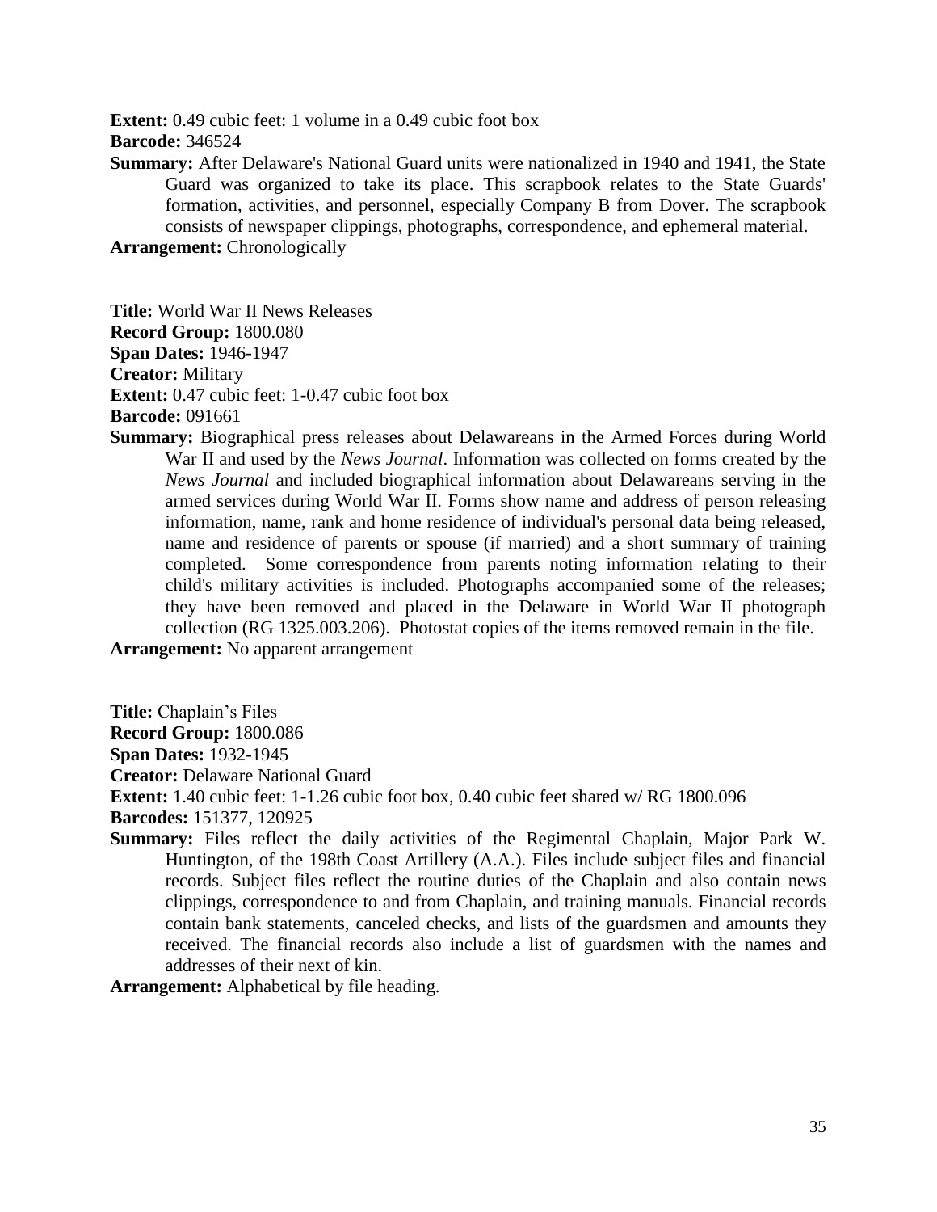**Extent:** 0.49 cubic feet: 1 volume in a 0.49 cubic foot box
**Barcode:** 346524
**Summary:** After Delaware's National Guard units were nationalized in 1940 and 1941, the State Guard was organized to take its place. This scrapbook relates to the State Guards' formation, activities, and personnel, especially Company B from Dover. The scrapbook consists of newspaper clippings, photographs, correspondence, and ephemeral material.
**Arrangement:** Chronologically

**Title:** World War II News Releases
**Record Group:** 1800.080
**Span Dates:** 1946-1947
**Creator:** Military
**Extent:** 0.47 cubic feet: 1-0.47 cubic foot box
**Barcode:** 091661
**Summary:** Biographical press releases about Delawareans in the Armed Forces during World War II and used by the *News Journal*. Information was collected on forms created by the *News Journal* and included biographical information about Delawareans serving in the armed services during World War II. Forms show name and address of person releasing information, name, rank and home residence of individual's personal data being released, name and residence of parents or spouse (if married) and a short summary of training completed. Some correspondence from parents noting information relating to their child's military activities is included. Photographs accompanied some of the releases; they have been removed and placed in the Delaware in World War II photograph collection (RG 1325.003.206). Photostat copies of the items removed remain in the file.
**Arrangement:** No apparent arrangement

**Title:** Chaplain's Files
**Record Group:** 1800.086
**Span Dates:** 1932-1945
**Creator:** Delaware National Guard
**Extent:** 1.40 cubic feet: 1-1.26 cubic foot box, 0.40 cubic feet shared w/ RG 1800.096
**Barcodes:** 151377, 120925
**Summary:** Files reflect the daily activities of the Regimental Chaplain, Major Park W. Huntington, of the 198th Coast Artillery (A.A.). Files include subject files and financial records. Subject files reflect the routine duties of the Chaplain and also contain news clippings, correspondence to and from Chaplain, and training manuals. Financial records contain bank statements, canceled checks, and lists of the guardsmen and amounts they received. The financial records also include a list of guardsmen with the names and addresses of their next of kin.
**Arrangement:** Alphabetical by file heading.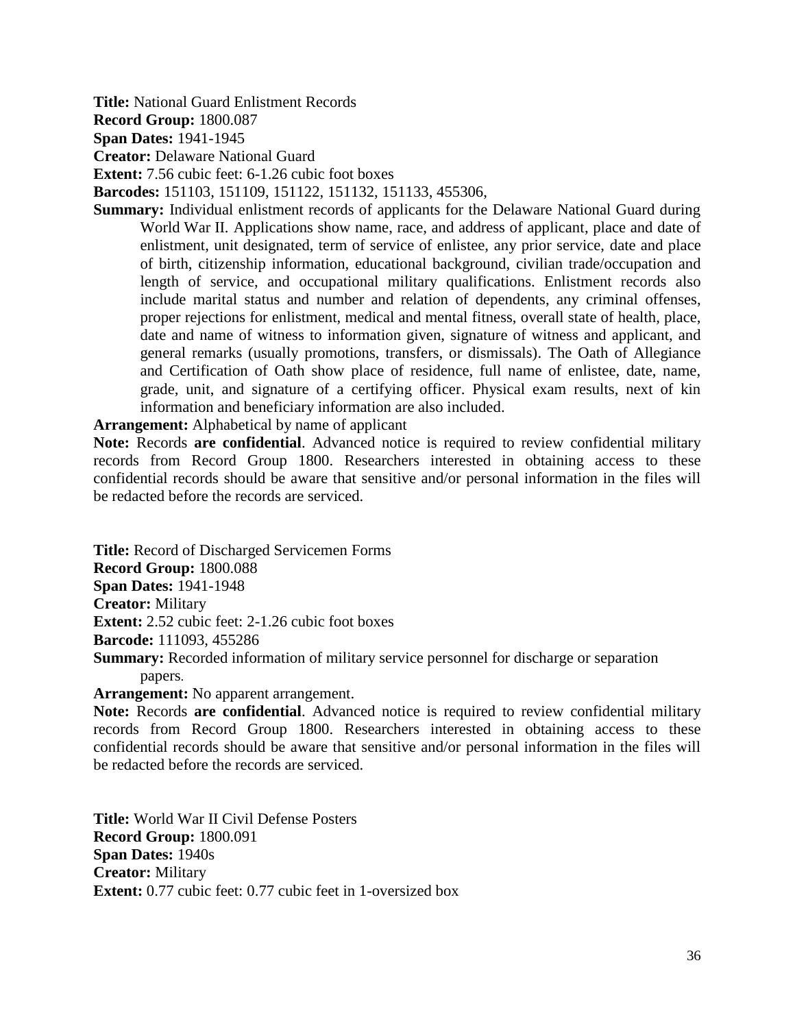**Title:** National Guard Enlistment Records
**Record Group:** 1800.087
**Span Dates:** 1941-1945
**Creator:** Delaware National Guard
**Extent:** 7.56 cubic feet: 6-1.26 cubic foot boxes
**Barcodes:** 151103, 151109, 151122, 151132, 151133, 455306,
**Summary:** Individual enlistment records of applicants for the Delaware National Guard during World War II. Applications show name, race, and address of applicant, place and date of enlistment, unit designated, term of service of enlistee, any prior service, date and place of birth, citizenship information, educational background, civilian trade/occupation and length of service, and occupational military qualifications. Enlistment records also include marital status and number and relation of dependents, any criminal offenses, proper rejections for enlistment, medical and mental fitness, overall state of health, place, date and name of witness to information given, signature of witness and applicant, and general remarks (usually promotions, transfers, or dismissals). The Oath of Allegiance and Certification of Oath show place of residence, full name of enlistee, date, name, grade, unit, and signature of a certifying officer. Physical exam results, next of kin information and beneficiary information are also included.
**Arrangement:** Alphabetical by name of applicant
**Note:** Records **are confidential**. Advanced notice is required to review confidential military records from Record Group 1800. Researchers interested in obtaining access to these confidential records should be aware that sensitive and/or personal information in the files will be redacted before the records are serviced.

**Title:** Record of Discharged Servicemen Forms
**Record Group:** 1800.088
**Span Dates:** 1941-1948
**Creator:** Military
**Extent:** 2.52 cubic feet: 2-1.26 cubic foot boxes
**Barcode:** 111093, 455286
**Summary:** Recorded information of military service personnel for discharge or separation papers.
**Arrangement:** No apparent arrangement.
**Note:** Records **are confidential**. Advanced notice is required to review confidential military records from Record Group 1800. Researchers interested in obtaining access to these confidential records should be aware that sensitive and/or personal information in the files will be redacted before the records are serviced.

**Title:** World War II Civil Defense Posters
**Record Group:** 1800.091
**Span Dates:** 1940s
**Creator:** Military
**Extent:** 0.77 cubic feet: 0.77 cubic feet in 1-oversized box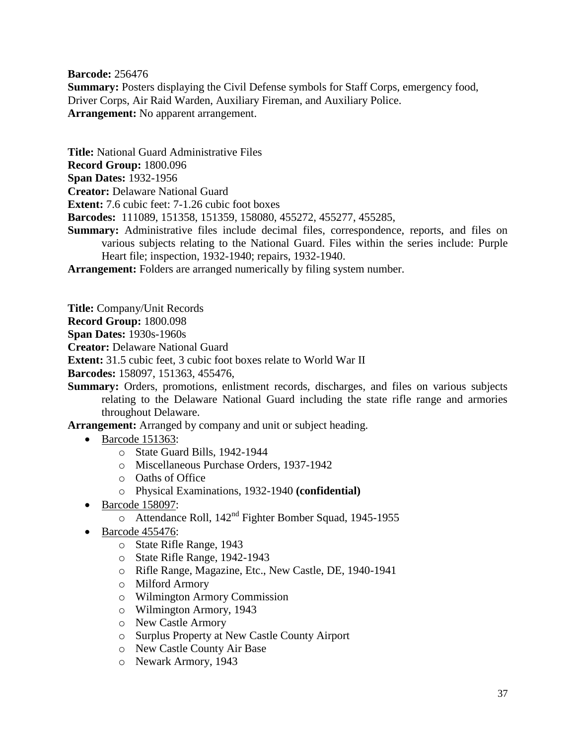**Barcode:** 256476
**Summary:** Posters displaying the Civil Defense symbols for Staff Corps, emergency food, Driver Corps, Air Raid Warden, Auxiliary Fireman, and Auxiliary Police.
**Arrangement:** No apparent arrangement.

**Title:** National Guard Administrative Files
**Record Group:** 1800.096
**Span Dates:** 1932-1956
**Creator:** Delaware National Guard
**Extent:** 7.6 cubic feet: 7-1.26 cubic foot boxes
**Barcodes:** 111089, 151358, 151359, 158080, 455272, 455277, 455285,
**Summary:** Administrative files include decimal files, correspondence, reports, and files on various subjects relating to the National Guard. Files within the series include: Purple Heart file; inspection, 1932-1940; repairs, 1932-1940.
**Arrangement:** Folders are arranged numerically by filing system number.

**Title:** Company/Unit Records
**Record Group:** 1800.098
**Span Dates:** 1930s-1960s
**Creator:** Delaware National Guard
**Extent:** 31.5 cubic feet, 3 cubic foot boxes relate to World War II
**Barcodes:** 158097, 151363, 455476,
**Summary:** Orders, promotions, enlistment records, discharges, and files on various subjects relating to the Delaware National Guard including the state rifle range and armories throughout Delaware.
**Arrangement:** Arranged by company and unit or subject heading.

- Barcode 151363:
  - State Guard Bills, 1942-1944
  - Miscellaneous Purchase Orders, 1937-1942
  - Oaths of Office
  - Physical Examinations, 1932-1940 **(confidential)**
- Barcode 158097:
  - Attendance Roll, 142nd Fighter Bomber Squad, 1945-1955
- Barcode 455476:
  - State Rifle Range, 1943
  - State Rifle Range, 1942-1943
  - Rifle Range, Magazine, Etc., New Castle, DE, 1940-1941
  - Milford Armory
  - Wilmington Armory Commission
  - Wilmington Armory, 1943
  - New Castle Armory
  - Surplus Property at New Castle County Airport
  - New Castle County Air Base
  - Newark Armory, 1943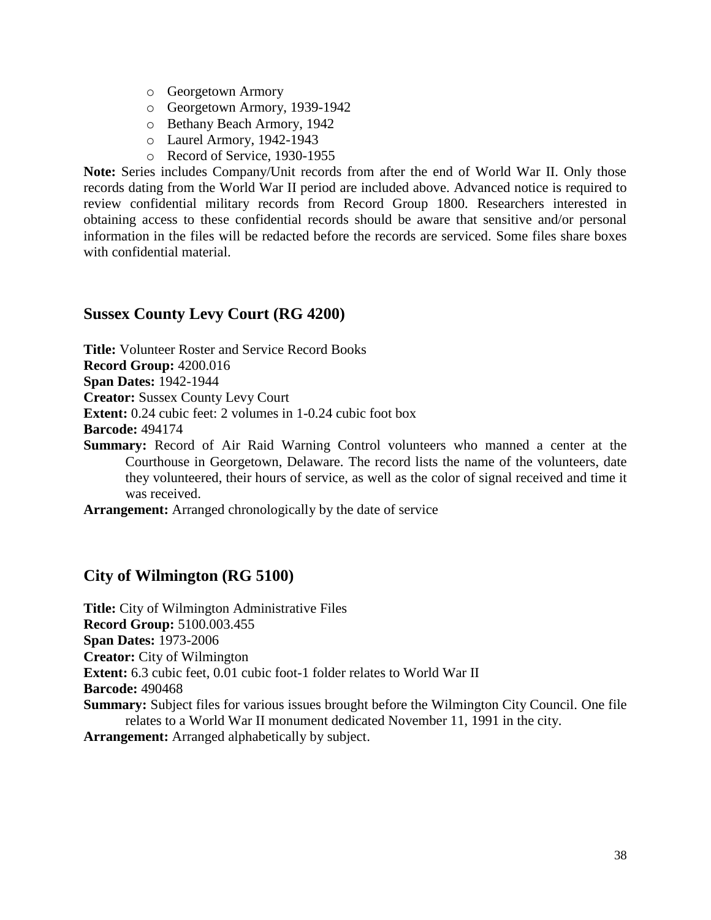- Georgetown Armory
- Georgetown Armory, 1939-1942
- Bethany Beach Armory, 1942
- Laurel Armory, 1942-1943
- Record of Service, 1930-1955

**Note:** Series includes Company/Unit records from after the end of World War II. Only those records dating from the World War II period are included above. Advanced notice is required to review confidential military records from Record Group 1800. Researchers interested in obtaining access to these confidential records should be aware that sensitive and/or personal information in the files will be redacted before the records are serviced. Some files share boxes with confidential material.

## Sussex County Levy Court (RG 4200)

**Title:** Volunteer Roster and Service Record Books
**Record Group:** 4200.016
**Span Dates:** 1942-1944
**Creator:** Sussex County Levy Court
**Extent:** 0.24 cubic feet: 2 volumes in 1-0.24 cubic foot box
**Barcode:** 494174
**Summary:** Record of Air Raid Warning Control volunteers who manned a center at the Courthouse in Georgetown, Delaware. The record lists the name of the volunteers, date they volunteered, their hours of service, as well as the color of signal received and time it was received.
**Arrangement:** Arranged chronologically by the date of service

## City of Wilmington (RG 5100)

**Title:** City of Wilmington Administrative Files
**Record Group:** 5100.003.455
**Span Dates:** 1973-2006
**Creator:** City of Wilmington
**Extent:** 6.3 cubic feet, 0.01 cubic foot-1 folder relates to World War II
**Barcode:** 490468
**Summary:** Subject files for various issues brought before the Wilmington City Council. One file relates to a World War II monument dedicated November 11, 1991 in the city.
**Arrangement:** Arranged alphabetically by subject.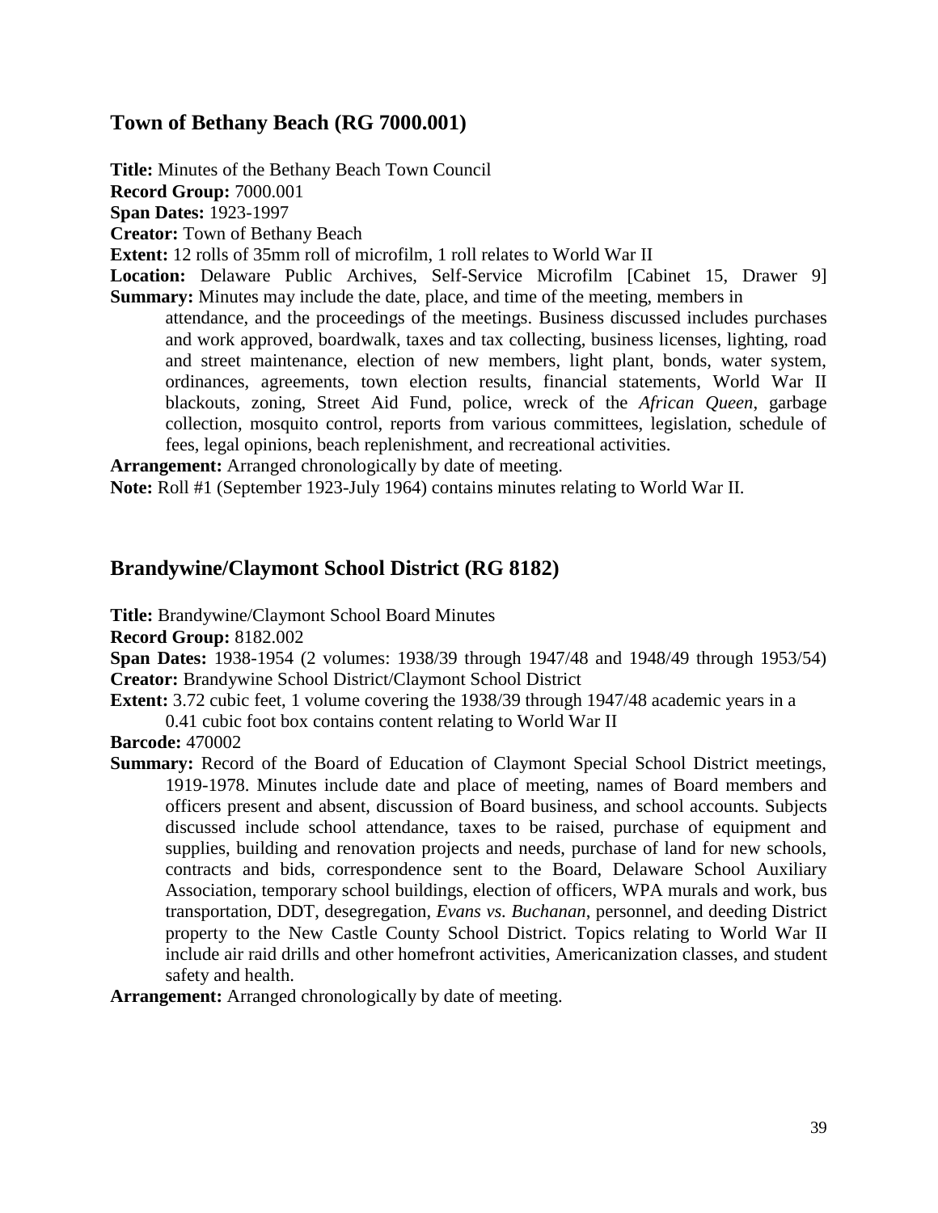## Town of Bethany Beach (RG 7000.001)

**Title:** Minutes of the Bethany Beach Town Council
**Record Group:** 7000.001
**Span Dates:** 1923-1997
**Creator:** Town of Bethany Beach
**Extent:** 12 rolls of 35mm roll of microfilm, 1 roll relates to World War II
**Location:** Delaware Public Archives, Self-Service Microfilm [Cabinet 15, Drawer 9]
**Summary:** Minutes may include the date, place, and time of the meeting, members in attendance, and the proceedings of the meetings. Business discussed includes purchases and work approved, boardwalk, taxes and tax collecting, business licenses, lighting, road and street maintenance, election of new members, light plant, bonds, water system, ordinances, agreements, town election results, financial statements, World War II blackouts, zoning, Street Aid Fund, police, wreck of the *African Queen*, garbage collection, mosquito control, reports from various committees, legislation, schedule of fees, legal opinions, beach replenishment, and recreational activities.
**Arrangement:** Arranged chronologically by date of meeting.
**Note:** Roll #1 (September 1923-July 1964) contains minutes relating to World War II.

## Brandywine/Claymont School District (RG 8182)

**Title:** Brandywine/Claymont School Board Minutes
**Record Group:** 8182.002
**Span Dates:** 1938-1954 (2 volumes: 1938/39 through 1947/48 and 1948/49 through 1953/54)
**Creator:** Brandywine School District/Claymont School District
**Extent:** 3.72 cubic feet, 1 volume covering the 1938/39 through 1947/48 academic years in a 0.41 cubic foot box contains content relating to World War II
**Barcode:** 470002
**Summary:** Record of the Board of Education of Claymont Special School District meetings, 1919-1978. Minutes include date and place of meeting, names of Board members and officers present and absent, discussion of Board business, and school accounts. Subjects discussed include school attendance, taxes to be raised, purchase of equipment and supplies, building and renovation projects and needs, purchase of land for new schools, contracts and bids, correspondence sent to the Board, Delaware School Auxiliary Association, temporary school buildings, election of officers, WPA murals and work, bus transportation, DDT, desegregation, *Evans vs. Buchanan*, personnel, and deeding District property to the New Castle County School District. Topics relating to World War II include air raid drills and other homefront activities, Americanization classes, and student safety and health.
**Arrangement:** Arranged chronologically by date of meeting.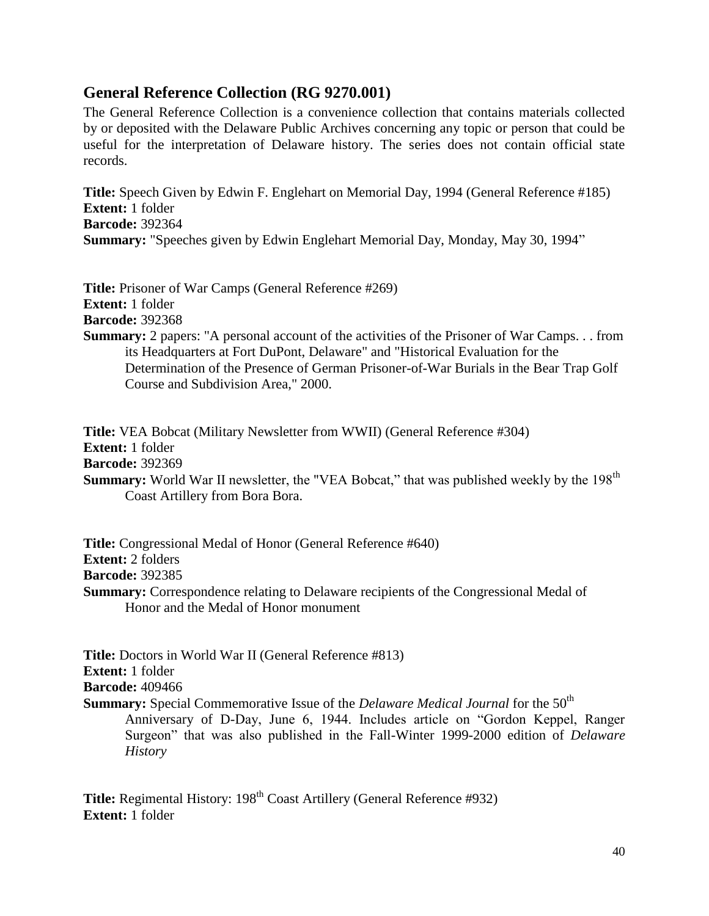## General Reference Collection (RG 9270.001)

The General Reference Collection is a convenience collection that contains materials collected by or deposited with the Delaware Public Archives concerning any topic or person that could be useful for the interpretation of Delaware history. The series does not contain official state records.

**Title:** Speech Given by Edwin F. Englehart on Memorial Day, 1994 (General Reference #185)
**Extent:** 1 folder
**Barcode:** 392364
**Summary:** "Speeches given by Edwin Englehart Memorial Day, Monday, May 30, 1994"

**Title:** Prisoner of War Camps (General Reference #269)
**Extent:** 1 folder
**Barcode:** 392368
**Summary:** 2 papers: "A personal account of the activities of the Prisoner of War Camps. . . from its Headquarters at Fort DuPont, Delaware" and "Historical Evaluation for the Determination of the Presence of German Prisoner-of-War Burials in the Bear Trap Golf Course and Subdivision Area," 2000.

**Title:** VEA Bobcat (Military Newsletter from WWII) (General Reference #304)
**Extent:** 1 folder
**Barcode:** 392369
**Summary:** World War II newsletter, the "VEA Bobcat," that was published weekly by the 198th Coast Artillery from Bora Bora.

**Title:** Congressional Medal of Honor (General Reference #640)
**Extent:** 2 folders
**Barcode:** 392385
**Summary:** Correspondence relating to Delaware recipients of the Congressional Medal of Honor and the Medal of Honor monument

**Title:** Doctors in World War II (General Reference #813)
**Extent:** 1 folder
**Barcode:** 409466
**Summary:** Special Commemorative Issue of the *Delaware Medical Journal* for the 50th Anniversary of D-Day, June 6, 1944. Includes article on "Gordon Keppel, Ranger Surgeon" that was also published in the Fall-Winter 1999-2000 edition of *Delaware History*

**Title:** Regimental History: 198th Coast Artillery (General Reference #932)
**Extent:** 1 folder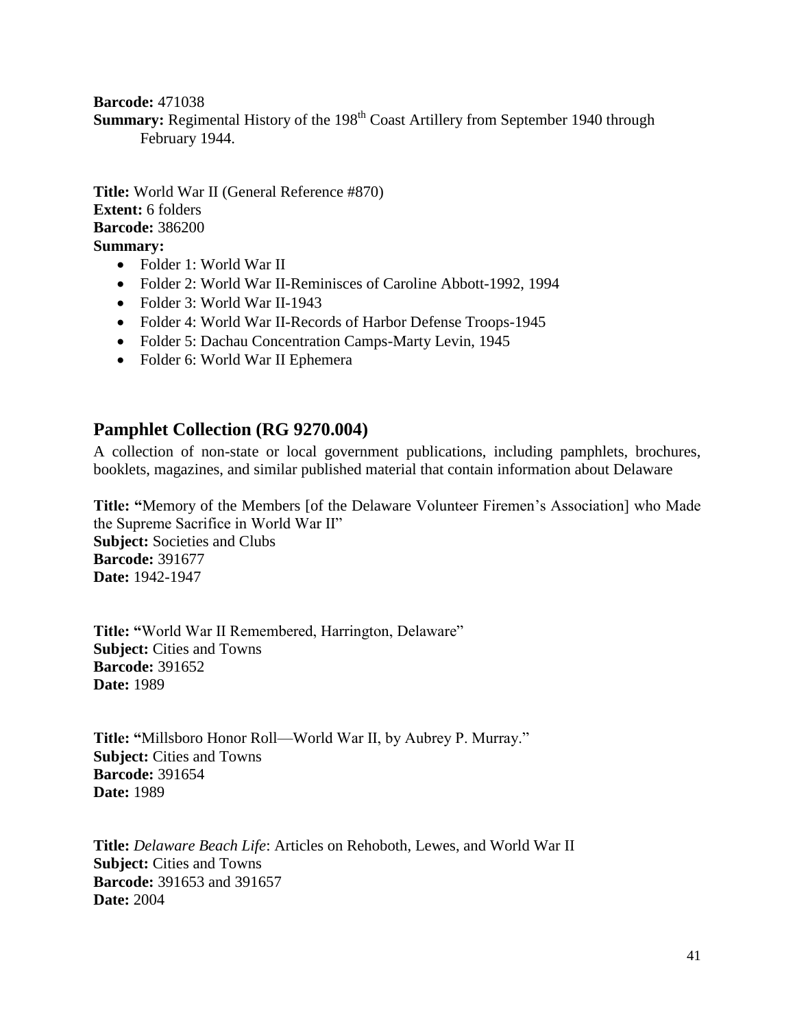**Barcode:** 471038
**Summary:** Regimental History of the 198th Coast Artillery from September 1940 through February 1944.

**Title:** World War II (General Reference #870)
**Extent:** 6 folders
**Barcode:** 386200
**Summary:**

- Folder 1: World War II
- Folder 2: World War II-Reminisces of Caroline Abbott-1992, 1994
- Folder 3: World War II-1943
- Folder 4: World War II-Records of Harbor Defense Troops-1945
- Folder 5: Dachau Concentration Camps-Marty Levin, 1945
- Folder 6: World War II Ephemera

## Pamphlet Collection (RG 9270.004)

A collection of non-state or local government publications, including pamphlets, brochures, booklets, magazines, and similar published material that contain information about Delaware

**Title:** "Memory of the Members [of the Delaware Volunteer Firemen's Association] who Made the Supreme Sacrifice in World War II"
**Subject:** Societies and Clubs
**Barcode:** 391677
**Date:** 1942-1947

**Title:** "World War II Remembered, Harrington, Delaware"
**Subject:** Cities and Towns
**Barcode:** 391652
**Date:** 1989

**Title:** "Millsboro Honor Roll—World War II, by Aubrey P. Murray."
**Subject:** Cities and Towns
**Barcode:** 391654
**Date:** 1989

**Title:** *Delaware Beach Life*: Articles on Rehoboth, Lewes, and World War II
**Subject:** Cities and Towns
**Barcode:** 391653 and 391657
**Date:** 2004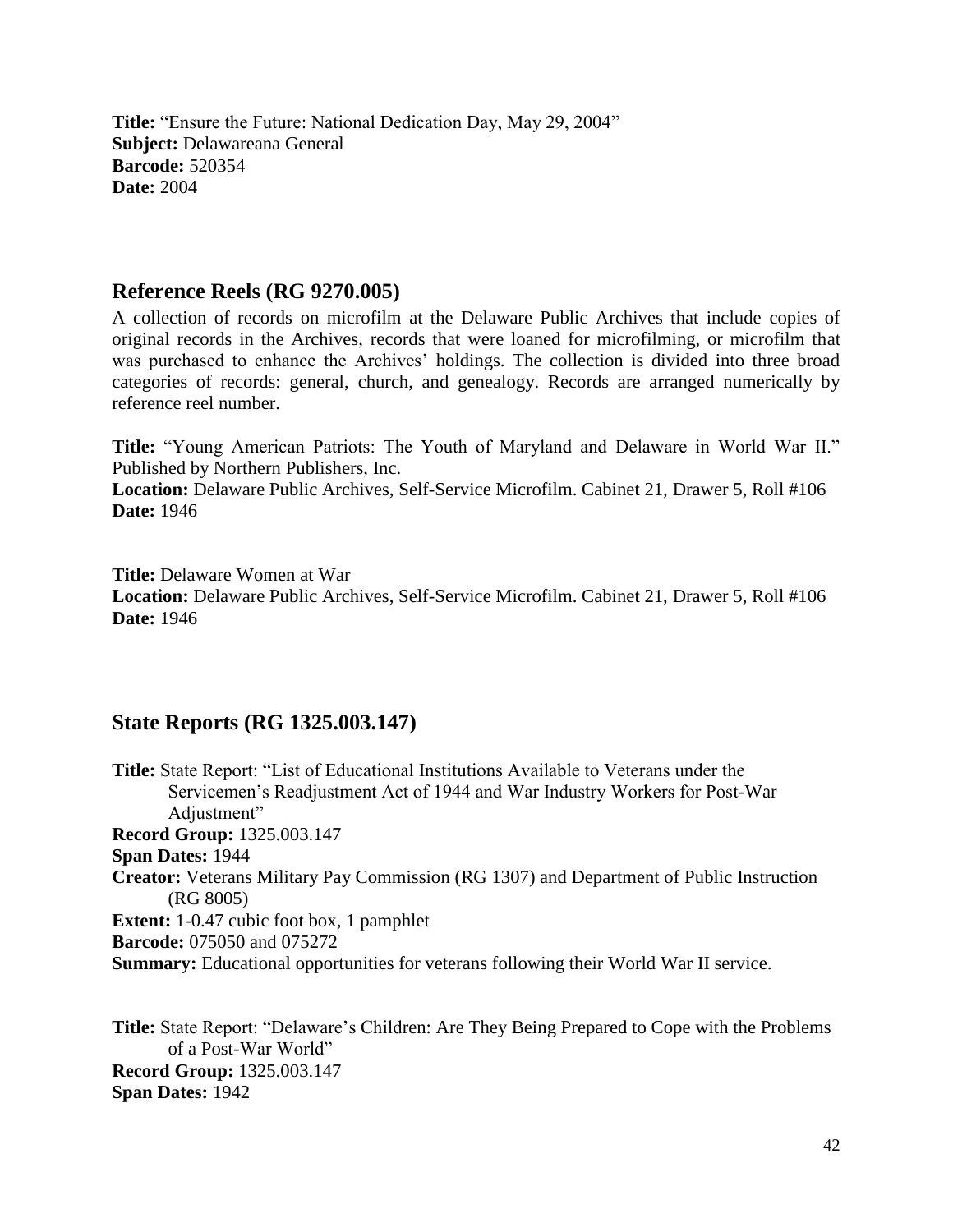**Title:** "Ensure the Future: National Dedication Day, May 29, 2004"
**Subject:** Delawareana General
**Barcode:** 520354
**Date:** 2004

## Reference Reels (RG 9270.005)

A collection of records on microfilm at the Delaware Public Archives that include copies of original records in the Archives, records that were loaned for microfilming, or microfilm that was purchased to enhance the Archives' holdings. The collection is divided into three broad categories of records: general, church, and genealogy. Records are arranged numerically by reference reel number.

**Title:** "Young American Patriots: The Youth of Maryland and Delaware in World War II." Published by Northern Publishers, Inc.
**Location:** Delaware Public Archives, Self-Service Microfilm. Cabinet 21, Drawer 5, Roll #106
**Date:** 1946

**Title:** Delaware Women at War
**Location:** Delaware Public Archives, Self-Service Microfilm. Cabinet 21, Drawer 5, Roll #106
**Date:** 1946

## State Reports (RG 1325.003.147)

**Title:** State Report: "List of Educational Institutions Available to Veterans under the Servicemen's Readjustment Act of 1944 and War Industry Workers for Post-War Adjustment"
**Record Group:** 1325.003.147
**Span Dates:** 1944
**Creator:** Veterans Military Pay Commission (RG 1307) and Department of Public Instruction (RG 8005)
**Extent:** 1-0.47 cubic foot box, 1 pamphlet
**Barcode:** 075050 and 075272
**Summary:** Educational opportunities for veterans following their World War II service.

**Title:** State Report: "Delaware's Children: Are They Being Prepared to Cope with the Problems of a Post-War World"
**Record Group:** 1325.003.147
**Span Dates:** 1942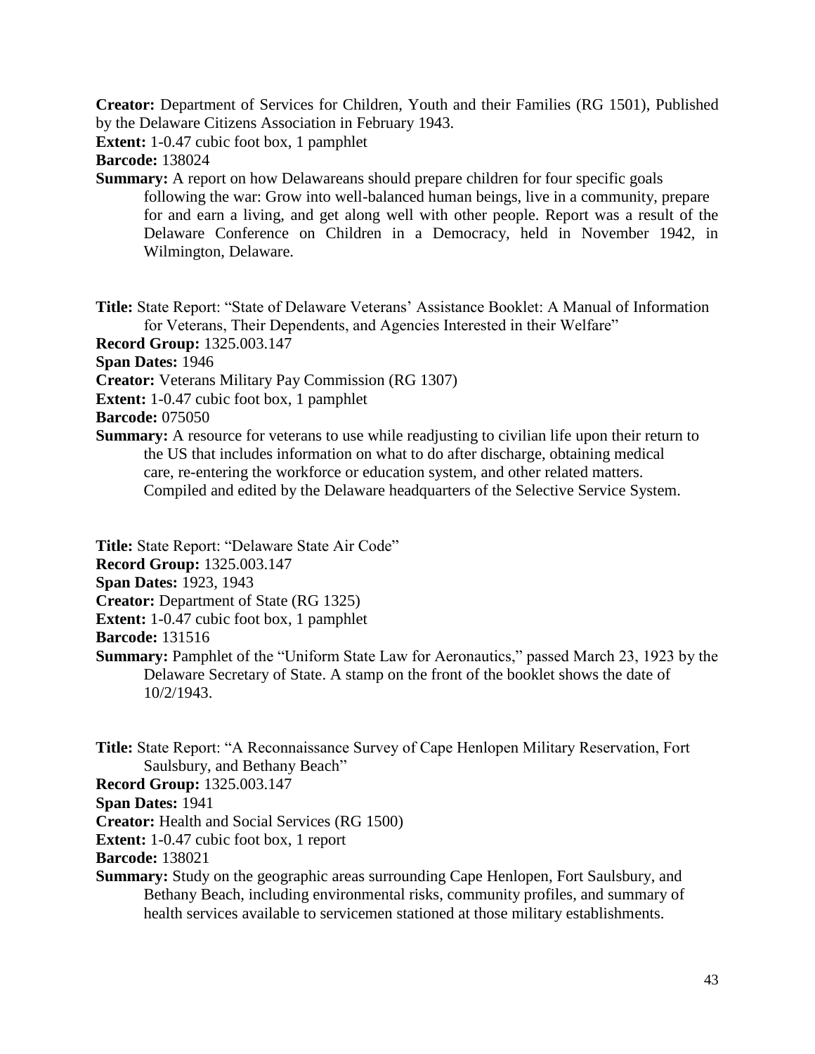**Creator:** Department of Services for Children, Youth and their Families (RG 1501), Published by the Delaware Citizens Association in February 1943.

**Extent:** 1-0.47 cubic foot box, 1 pamphlet

**Barcode:** 138024

**Summary:** A report on how Delawareans should prepare children for four specific goals following the war: Grow into well-balanced human beings, live in a community, prepare for and earn a living, and get along well with other people. Report was a result of the Delaware Conference on Children in a Democracy, held in November 1942, in Wilmington, Delaware.

**Title:** State Report: "State of Delaware Veterans' Assistance Booklet: A Manual of Information for Veterans, Their Dependents, and Agencies Interested in their Welfare"

**Record Group:** 1325.003.147

**Span Dates:** 1946

**Creator:** Veterans Military Pay Commission (RG 1307)

**Extent:** 1-0.47 cubic foot box, 1 pamphlet

**Barcode:** 075050

**Summary:** A resource for veterans to use while readjusting to civilian life upon their return to the US that includes information on what to do after discharge, obtaining medical care, re-entering the workforce or education system, and other related matters. Compiled and edited by the Delaware headquarters of the Selective Service System.

**Title:** State Report: "Delaware State Air Code"

**Record Group:** 1325.003.147

**Span Dates:** 1923, 1943

**Creator:** Department of State (RG 1325)

**Extent:** 1-0.47 cubic foot box, 1 pamphlet

**Barcode:** 131516

**Summary:** Pamphlet of the "Uniform State Law for Aeronautics," passed March 23, 1923 by the Delaware Secretary of State. A stamp on the front of the booklet shows the date of 10/2/1943.

**Title:** State Report: "A Reconnaissance Survey of Cape Henlopen Military Reservation, Fort Saulsbury, and Bethany Beach"

**Record Group:** 1325.003.147

**Span Dates:** 1941

**Creator:** Health and Social Services (RG 1500)

**Extent:** 1-0.47 cubic foot box, 1 report

**Barcode:** 138021

**Summary:** Study on the geographic areas surrounding Cape Henlopen, Fort Saulsbury, and Bethany Beach, including environmental risks, community profiles, and summary of health services available to servicemen stationed at those military establishments.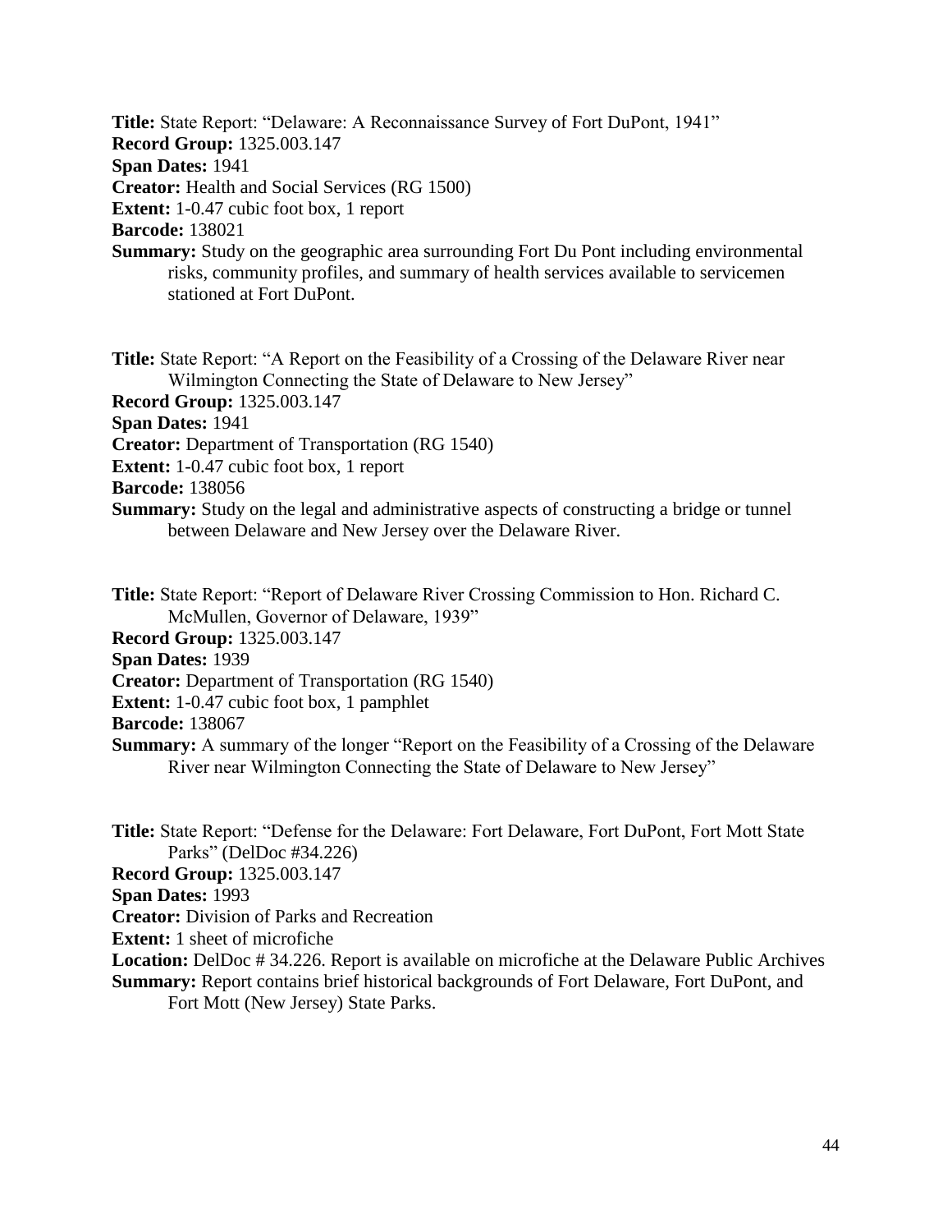**Title:** State Report: "Delaware: A Reconnaissance Survey of Fort DuPont, 1941"
**Record Group:** 1325.003.147
**Span Dates:** 1941
**Creator:** Health and Social Services (RG 1500)
**Extent:** 1-0.47 cubic foot box, 1 report
**Barcode:** 138021
**Summary:** Study on the geographic area surrounding Fort Du Pont including environmental risks, community profiles, and summary of health services available to servicemen stationed at Fort DuPont.

**Title:** State Report: "A Report on the Feasibility of a Crossing of the Delaware River near Wilmington Connecting the State of Delaware to New Jersey"
**Record Group:** 1325.003.147
**Span Dates:** 1941
**Creator:** Department of Transportation (RG 1540)
**Extent:** 1-0.47 cubic foot box, 1 report
**Barcode:** 138056
**Summary:** Study on the legal and administrative aspects of constructing a bridge or tunnel between Delaware and New Jersey over the Delaware River.

**Title:** State Report: "Report of Delaware River Crossing Commission to Hon. Richard C. McMullen, Governor of Delaware, 1939"
**Record Group:** 1325.003.147
**Span Dates:** 1939
**Creator:** Department of Transportation (RG 1540)
**Extent:** 1-0.47 cubic foot box, 1 pamphlet
**Barcode:** 138067
**Summary:** A summary of the longer "Report on the Feasibility of a Crossing of the Delaware River near Wilmington Connecting the State of Delaware to New Jersey"

**Title:** State Report: "Defense for the Delaware: Fort Delaware, Fort DuPont, Fort Mott State Parks" (DelDoc #34.226)
**Record Group:** 1325.003.147
**Span Dates:** 1993
**Creator:** Division of Parks and Recreation
**Extent:** 1 sheet of microfiche
**Location:** DelDoc # 34.226. Report is available on microfiche at the Delaware Public Archives
**Summary:** Report contains brief historical backgrounds of Fort Delaware, Fort DuPont, and Fort Mott (New Jersey) State Parks.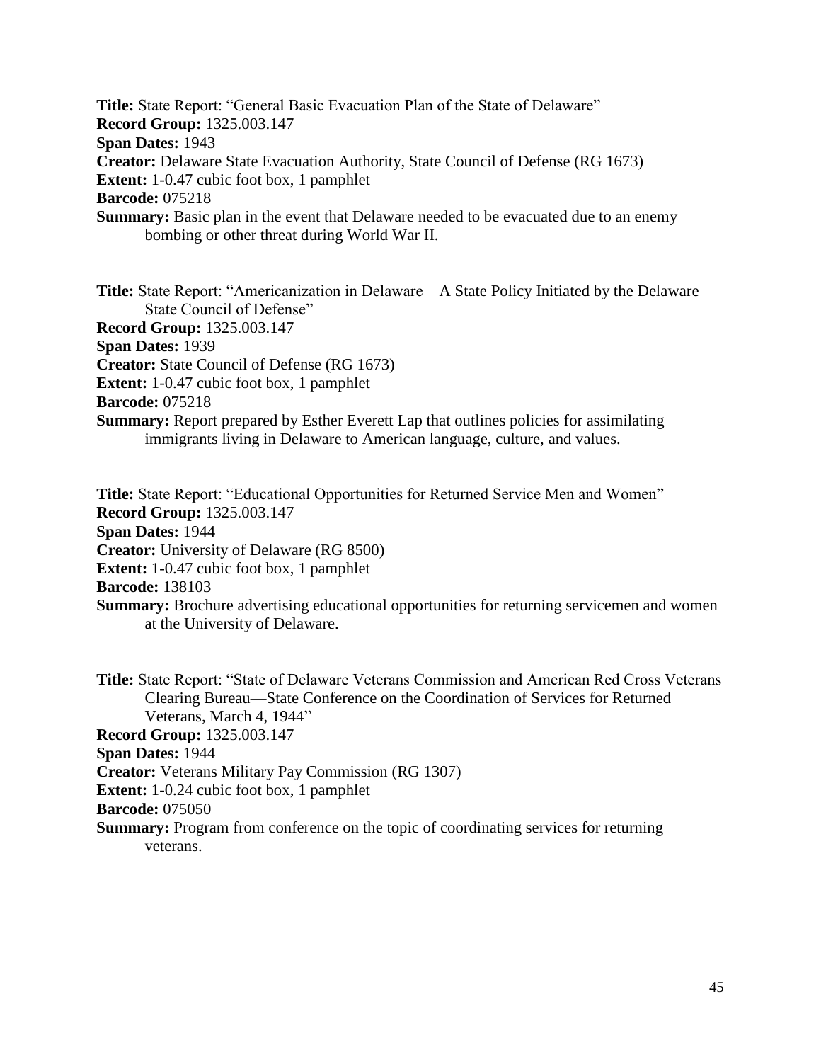**Title:** State Report: “General Basic Evacuation Plan of the State of Delaware”
**Record Group:** 1325.003.147
**Span Dates:** 1943
**Creator:** Delaware State Evacuation Authority, State Council of Defense (RG 1673)
**Extent:** 1-0.47 cubic foot box, 1 pamphlet
**Barcode:** 075218
**Summary:** Basic plan in the event that Delaware needed to be evacuated due to an enemy bombing or other threat during World War II.

**Title:** State Report: “Americanization in Delaware—A State Policy Initiated by the Delaware State Council of Defense”
**Record Group:** 1325.003.147
**Span Dates:** 1939
**Creator:** State Council of Defense (RG 1673)
**Extent:** 1-0.47 cubic foot box, 1 pamphlet
**Barcode:** 075218
**Summary:** Report prepared by Esther Everett Lap that outlines policies for assimilating immigrants living in Delaware to American language, culture, and values.

**Title:** State Report: “Educational Opportunities for Returned Service Men and Women”
**Record Group:** 1325.003.147
**Span Dates:** 1944
**Creator:** University of Delaware (RG 8500)
**Extent:** 1-0.47 cubic foot box, 1 pamphlet
**Barcode:** 138103
**Summary:** Brochure advertising educational opportunities for returning servicemen and women at the University of Delaware.

**Title:** State Report: “State of Delaware Veterans Commission and American Red Cross Veterans Clearing Bureau—State Conference on the Coordination of Services for Returned Veterans, March 4, 1944”
**Record Group:** 1325.003.147
**Span Dates:** 1944
**Creator:** Veterans Military Pay Commission (RG 1307)
**Extent:** 1-0.24 cubic foot box, 1 pamphlet
**Barcode:** 075050
**Summary:** Program from conference on the topic of coordinating services for returning veterans.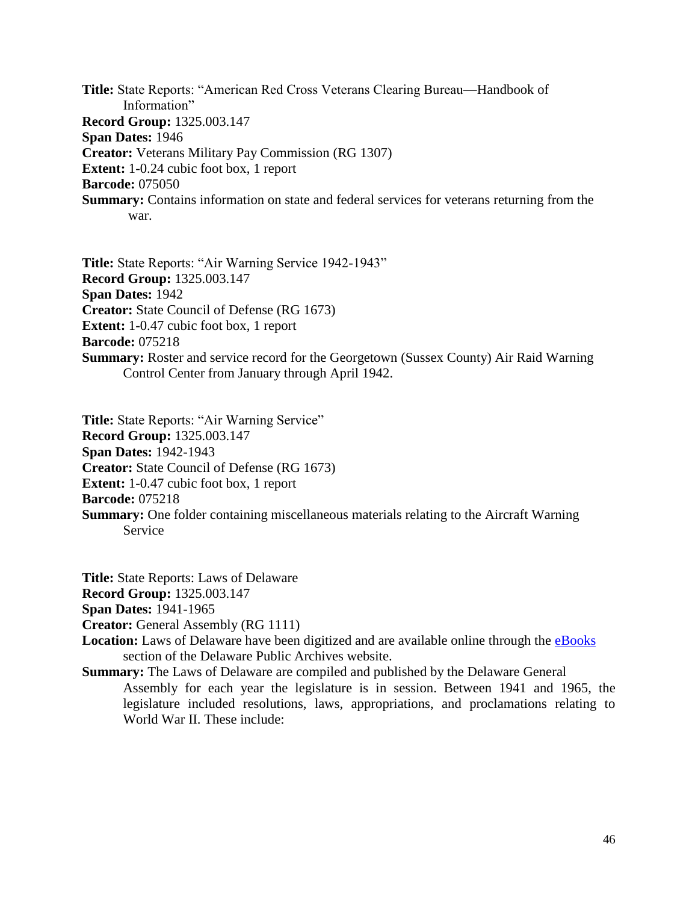**Title:** State Reports: "American Red Cross Veterans Clearing Bureau—Handbook of Information"
**Record Group:** 1325.003.147
**Span Dates:** 1946
**Creator:** Veterans Military Pay Commission (RG 1307)
**Extent:** 1-0.24 cubic foot box, 1 report
**Barcode:** 075050
**Summary:** Contains information on state and federal services for veterans returning from the war.

**Title:** State Reports: "Air Warning Service 1942-1943"
**Record Group:** 1325.003.147
**Span Dates:** 1942
**Creator:** State Council of Defense (RG 1673)
**Extent:** 1-0.47 cubic foot box, 1 report
**Barcode:** 075218
**Summary:** Roster and service record for the Georgetown (Sussex County) Air Raid Warning Control Center from January through April 1942.

**Title:** State Reports: "Air Warning Service"
**Record Group:** 1325.003.147
**Span Dates:** 1942-1943
**Creator:** State Council of Defense (RG 1673)
**Extent:** 1-0.47 cubic foot box, 1 report
**Barcode:** 075218
**Summary:** One folder containing miscellaneous materials relating to the Aircraft Warning Service

**Title:** State Reports: Laws of Delaware
**Record Group:** 1325.003.147
**Span Dates:** 1941-1965
**Creator:** General Assembly (RG 1111)
**Location:** Laws of Delaware have been digitized and are available online through the eBooks section of the Delaware Public Archives website.
**Summary:** The Laws of Delaware are compiled and published by the Delaware General Assembly for each year the legislature is in session. Between 1941 and 1965, the legislature included resolutions, laws, appropriations, and proclamations relating to World War II. These include: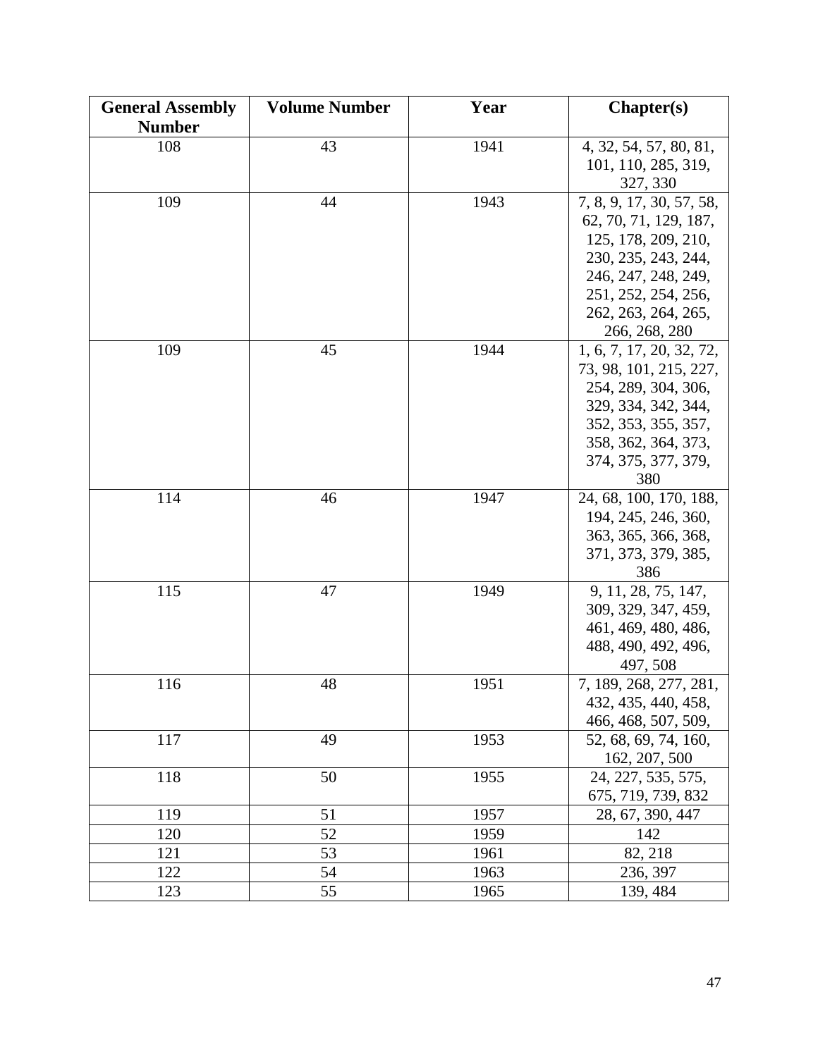| General Assembly Number | Volume Number | Year | Chapter(s) |
|---|---|---|---|
| 108 | 43 | 1941 | 4, 32, 54, 57, 80, 81, 101, 110, 285, 319, 327, 330 |
| 109 | 44 | 1943 | 7, 8, 9, 17, 30, 57, 58, 62, 70, 71, 129, 187, 125, 178, 209, 210, 230, 235, 243, 244, 246, 247, 248, 249, 251, 252, 254, 256, 262, 263, 264, 265, 266, 268, 280 |
| 109 | 45 | 1944 | 1, 6, 7, 17, 20, 32, 72, 73, 98, 101, 215, 227, 254, 289, 304, 306, 329, 334, 342, 344, 352, 353, 355, 357, 358, 362, 364, 373, 374, 375, 377, 379, 380 |
| 114 | 46 | 1947 | 24, 68, 100, 170, 188, 194, 245, 246, 360, 363, 365, 366, 368, 371, 373, 379, 385, 386 |
| 115 | 47 | 1949 | 9, 11, 28, 75, 147, 309, 329, 347, 459, 461, 469, 480, 486, 488, 490, 492, 496, 497, 508 |
| 116 | 48 | 1951 | 7, 189, 268, 277, 281, 432, 435, 440, 458, 466, 468, 507, 509, |
| 117 | 49 | 1953 | 52, 68, 69, 74, 160, 162, 207, 500 |
| 118 | 50 | 1955 | 24, 227, 535, 575, 675, 719, 739, 832 |
| 119 | 51 | 1957 | 28, 67, 390, 447 |
| 120 | 52 | 1959 | 142 |
| 121 | 53 | 1961 | 82, 218 |
| 122 | 54 | 1963 | 236, 397 |
| 123 | 55 | 1965 | 139, 484 |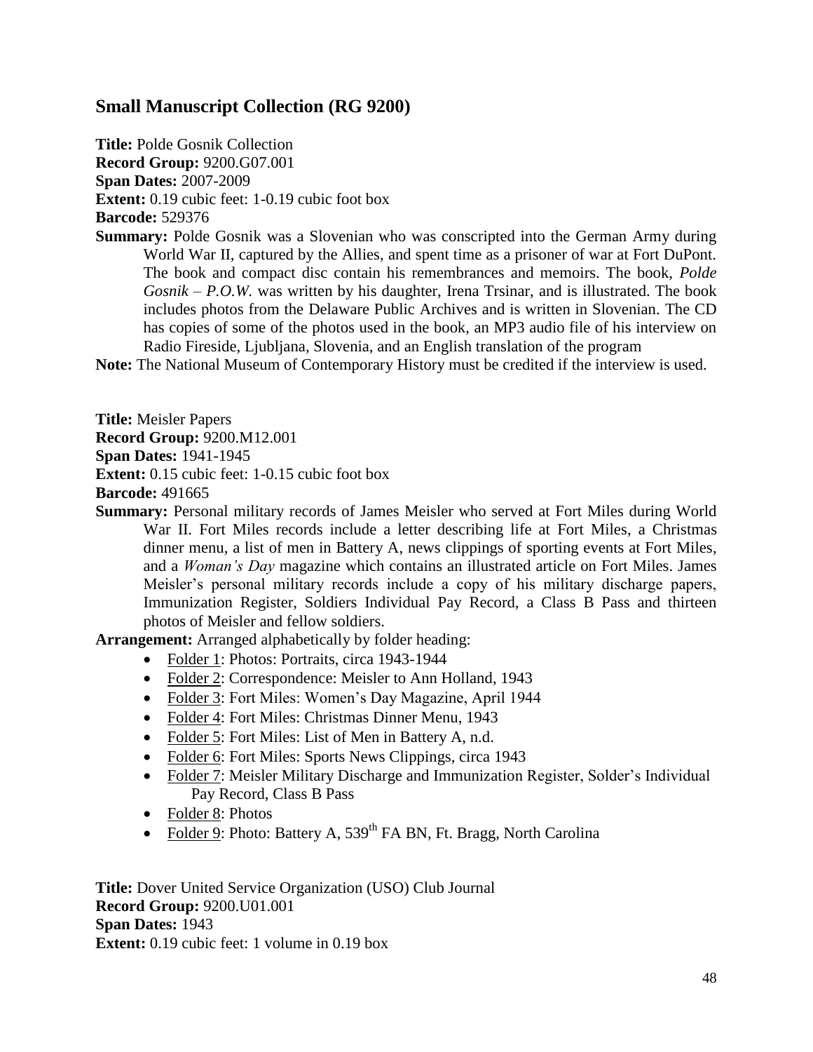## Small Manuscript Collection (RG 9200)

**Title:** Polde Gosnik Collection
**Record Group:** 9200.G07.001
**Span Dates:** 2007-2009
**Extent:** 0.19 cubic feet: 1-0.19 cubic foot box
**Barcode:** 529376
**Summary:** Polde Gosnik was a Slovenian who was conscripted into the German Army during World War II, captured by the Allies, and spent time as a prisoner of war at Fort DuPont. The book and compact disc contain his remembrances and memoirs. The book, *Polde Gosnik – P.O.W.* was written by his daughter, Irena Trsinar, and is illustrated. The book includes photos from the Delaware Public Archives and is written in Slovenian. The CD has copies of some of the photos used in the book, an MP3 audio file of his interview on Radio Fireside, Ljubljana, Slovenia, and an English translation of the program
**Note:** The National Museum of Contemporary History must be credited if the interview is used.

**Title:** Meisler Papers
**Record Group:** 9200.M12.001
**Span Dates:** 1941-1945
**Extent:** 0.15 cubic feet: 1-0.15 cubic foot box
**Barcode:** 491665
**Summary:** Personal military records of James Meisler who served at Fort Miles during World War II. Fort Miles records include a letter describing life at Fort Miles, a Christmas dinner menu, a list of men in Battery A, news clippings of sporting events at Fort Miles, and a *Woman's Day* magazine which contains an illustrated article on Fort Miles. James Meisler's personal military records include a copy of his military discharge papers, Immunization Register, Soldiers Individual Pay Record, a Class B Pass and thirteen photos of Meisler and fellow soldiers.
**Arrangement:** Arranged alphabetically by folder heading:

- Folder 1: Photos: Portraits, circa 1943-1944
- Folder 2: Correspondence: Meisler to Ann Holland, 1943
- Folder 3: Fort Miles: Women's Day Magazine, April 1944
- Folder 4: Fort Miles: Christmas Dinner Menu, 1943
- Folder 5: Fort Miles: List of Men in Battery A, n.d.
- Folder 6: Fort Miles: Sports News Clippings, circa 1943
- Folder 7: Meisler Military Discharge and Immunization Register, Solder's Individual Pay Record, Class B Pass
- Folder 8: Photos
- Folder 9: Photo: Battery A, 539th FA BN, Ft. Bragg, North Carolina

**Title:** Dover United Service Organization (USO) Club Journal
**Record Group:** 9200.U01.001
**Span Dates:** 1943
**Extent:** 0.19 cubic feet: 1 volume in 0.19 box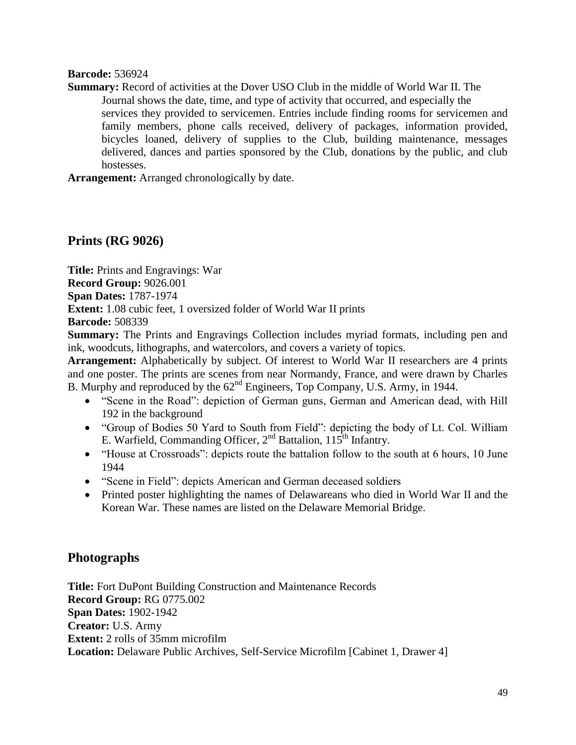**Barcode:** 536924

**Summary:** Record of activities at the Dover USO Club in the middle of World War II. The Journal shows the date, time, and type of activity that occurred, and especially the services they provided to servicemen. Entries include finding rooms for servicemen and family members, phone calls received, delivery of packages, information provided, bicycles loaned, delivery of supplies to the Club, building maintenance, messages delivered, dances and parties sponsored by the Club, donations by the public, and club hostesses.

**Arrangement:** Arranged chronologically by date.

## Prints (RG 9026)

**Title:** Prints and Engravings: War
**Record Group:** 9026.001
**Span Dates:** 1787-1974
**Extent:** 1.08 cubic feet, 1 oversized folder of World War II prints
**Barcode:** 508339
**Summary:** The Prints and Engravings Collection includes myriad formats, including pen and ink, woodcuts, lithographs, and watercolors, and covers a variety of topics.
**Arrangement:** Alphabetically by subject. Of interest to World War II researchers are 4 prints and one poster. The prints are scenes from near Normandy, France, and were drawn by Charles B. Murphy and reproduced by the 62nd Engineers, Top Company, U.S. Army, in 1944.

- "Scene in the Road": depiction of German guns, German and American dead, with Hill 192 in the background
- "Group of Bodies 50 Yard to South from Field": depicting the body of Lt. Col. William E. Warfield, Commanding Officer, 2nd Battalion, 115th Infantry.
- "House at Crossroads": depicts route the battalion follow to the south at 6 hours, 10 June 1944
- "Scene in Field": depicts American and German deceased soldiers
- Printed poster highlighting the names of Delawareans who died in World War II and the Korean War. These names are listed on the Delaware Memorial Bridge.

## Photographs

**Title:** Fort DuPont Building Construction and Maintenance Records
**Record Group:** RG 0775.002
**Span Dates:** 1902-1942
**Creator:** U.S. Army
**Extent:** 2 rolls of 35mm microfilm
**Location:** Delaware Public Archives, Self-Service Microfilm [Cabinet 1, Drawer 4]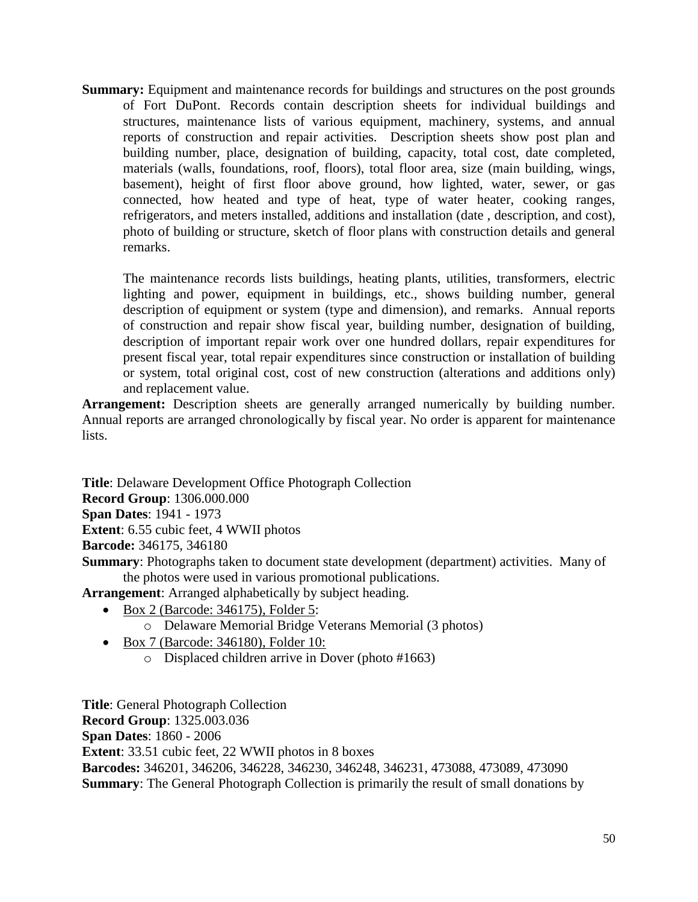**Summary:** Equipment and maintenance records for buildings and structures on the post grounds of Fort DuPont. Records contain description sheets for individual buildings and structures, maintenance lists of various equipment, machinery, systems, and annual reports of construction and repair activities. Description sheets show post plan and building number, place, designation of building, capacity, total cost, date completed, materials (walls, foundations, roof, floors), total floor area, size (main building, wings, basement), height of first floor above ground, how lighted, water, sewer, or gas connected, how heated and type of heat, type of water heater, cooking ranges, refrigerators, and meters installed, additions and installation (date , description, and cost), photo of building or structure, sketch of floor plans with construction details and general remarks.

The maintenance records lists buildings, heating plants, utilities, transformers, electric lighting and power, equipment in buildings, etc., shows building number, general description of equipment or system (type and dimension), and remarks. Annual reports of construction and repair show fiscal year, building number, designation of building, description of important repair work over one hundred dollars, repair expenditures for present fiscal year, total repair expenditures since construction or installation of building or system, total original cost, cost of new construction (alterations and additions only) and replacement value.

**Arrangement:** Description sheets are generally arranged numerically by building number. Annual reports are arranged chronologically by fiscal year. No order is apparent for maintenance lists.

**Title**: Delaware Development Office Photograph Collection
**Record Group**: 1306.000.000
**Span Dates**: 1941 - 1973
**Extent**: 6.55 cubic feet, 4 WWII photos
**Barcode:** 346175, 346180
**Summary**: Photographs taken to document state development (department) activities. Many of the photos were used in various promotional publications.
**Arrangement**: Arranged alphabetically by subject heading.

- Box 2 (Barcode: 346175), Folder 5:
  - Delaware Memorial Bridge Veterans Memorial (3 photos)
- Box 7 (Barcode: 346180), Folder 10:
  - Displaced children arrive in Dover (photo #1663)

**Title**: General Photograph Collection
**Record Group**: 1325.003.036
**Span Dates**: 1860 - 2006
**Extent**: 33.51 cubic feet, 22 WWII photos in 8 boxes
**Barcodes:** 346201, 346206, 346228, 346230, 346248, 346231, 473088, 473089, 473090
**Summary**: The General Photograph Collection is primarily the result of small donations by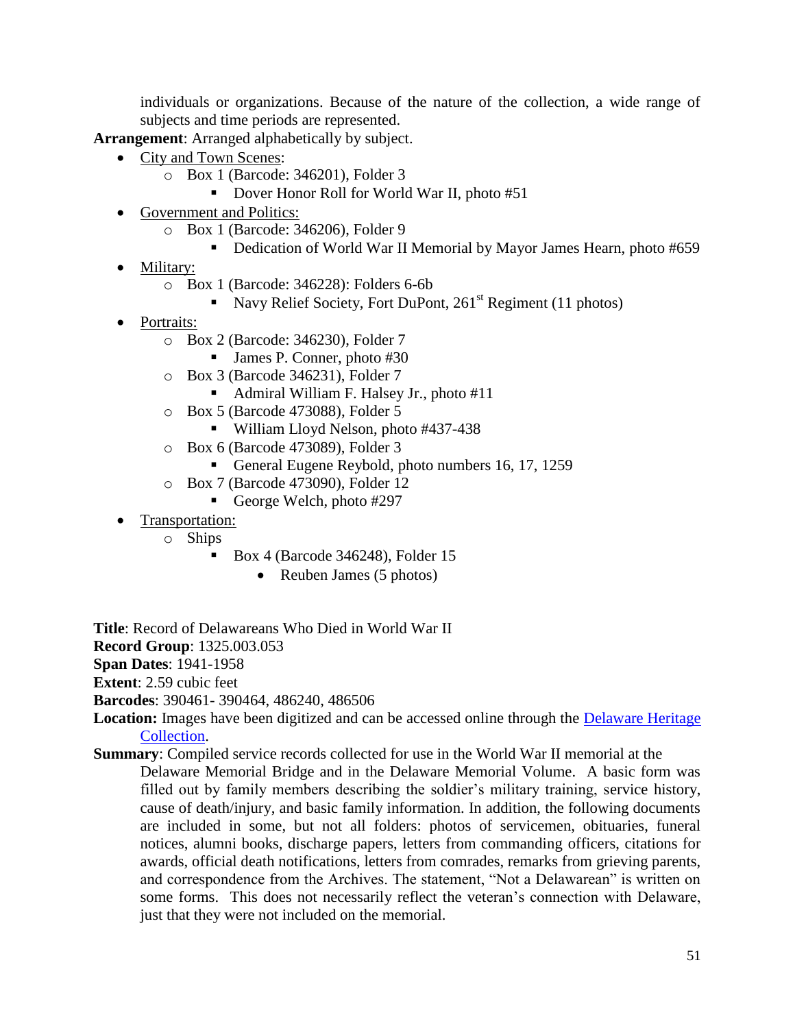individuals or organizations. Because of the nature of the collection, a wide range of subjects and time periods are represented.

**Arrangement**: Arranged alphabetically by subject.

- City and Town Scenes:
  - Box 1 (Barcode: 346201), Folder 3
    - Dover Honor Roll for World War II, photo #51
- Government and Politics:
  - Box 1 (Barcode: 346206), Folder 9
    - Dedication of World War II Memorial by Mayor James Hearn, photo #659
- Military:
  - Box 1 (Barcode: 346228): Folders 6-6b
    - Navy Relief Society, Fort DuPont, 261st Regiment (11 photos)
- Portraits:
  - Box 2 (Barcode: 346230), Folder 7
    - James P. Conner, photo #30
  - Box 3 (Barcode 346231), Folder 7
    - Admiral William F. Halsey Jr., photo #11
  - Box 5 (Barcode 473088), Folder 5
    - William Lloyd Nelson, photo #437-438
  - Box 6 (Barcode 473089), Folder 3
    - General Eugene Reybold, photo numbers 16, 17, 1259
  - Box 7 (Barcode 473090), Folder 12
    - George Welch, photo #297
- Transportation:
  - Ships
    - Box 4 (Barcode 346248), Folder 15
      - Reuben James (5 photos)

**Title**: Record of Delawareans Who Died in World War II

**Record Group**: 1325.003.053

**Span Dates**: 1941-1958

**Extent**: 2.59 cubic feet

**Barcodes**: 390461- 390464, 486240, 486506

**Location:** Images have been digitized and can be accessed online through the Delaware Heritage Collection.

**Summary**: Compiled service records collected for use in the World War II memorial at the Delaware Memorial Bridge and in the Delaware Memorial Volume. A basic form was filled out by family members describing the soldier's military training, service history, cause of death/injury, and basic family information. In addition, the following documents are included in some, but not all folders: photos of servicemen, obituaries, funeral notices, alumni books, discharge papers, letters from commanding officers, citations for awards, official death notifications, letters from comrades, remarks from grieving parents, and correspondence from the Archives. The statement, "Not a Delawarean" is written on some forms. This does not necessarily reflect the veteran's connection with Delaware, just that they were not included on the memorial.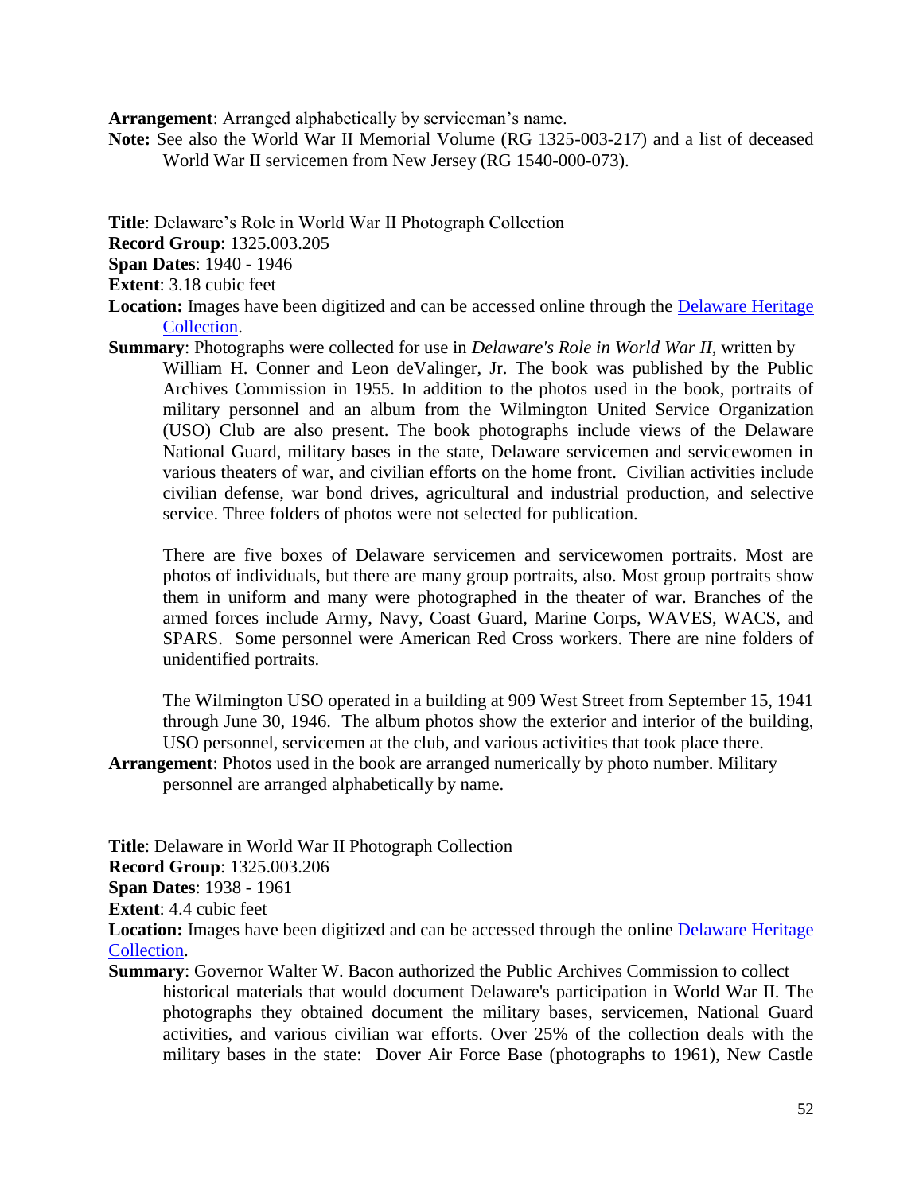**Arrangement**: Arranged alphabetically by serviceman's name.

**Note:** See also the World War II Memorial Volume (RG 1325-003-217) and a list of deceased World War II servicemen from New Jersey (RG 1540-000-073).

**Title**: Delaware's Role in World War II Photograph Collection

**Record Group**: 1325.003.205

**Span Dates**: 1940 - 1946

**Extent**: 3.18 cubic feet

**Location:** Images have been digitized and can be accessed online through the Delaware Heritage Collection.

**Summary**: Photographs were collected for use in *Delaware's Role in World War II*, written by William H. Conner and Leon deValinger, Jr. The book was published by the Public Archives Commission in 1955. In addition to the photos used in the book, portraits of military personnel and an album from the Wilmington United Service Organization (USO) Club are also present. The book photographs include views of the Delaware National Guard, military bases in the state, Delaware servicemen and servicewomen in various theaters of war, and civilian efforts on the home front. Civilian activities include civilian defense, war bond drives, agricultural and industrial production, and selective service. Three folders of photos were not selected for publication.

There are five boxes of Delaware servicemen and servicewomen portraits. Most are photos of individuals, but there are many group portraits, also. Most group portraits show them in uniform and many were photographed in the theater of war. Branches of the armed forces include Army, Navy, Coast Guard, Marine Corps, WAVES, WACS, and SPARS. Some personnel were American Red Cross workers. There are nine folders of unidentified portraits.

The Wilmington USO operated in a building at 909 West Street from September 15, 1941 through June 30, 1946. The album photos show the exterior and interior of the building, USO personnel, servicemen at the club, and various activities that took place there.

**Arrangement**: Photos used in the book are arranged numerically by photo number. Military personnel are arranged alphabetically by name.

**Title**: Delaware in World War II Photograph Collection

**Record Group**: 1325.003.206

**Span Dates**: 1938 - 1961

**Extent**: 4.4 cubic feet

**Location:** Images have been digitized and can be accessed through the online Delaware Heritage Collection.

**Summary**: Governor Walter W. Bacon authorized the Public Archives Commission to collect historical materials that would document Delaware's participation in World War II. The photographs they obtained document the military bases, servicemen, National Guard activities, and various civilian war efforts. Over 25% of the collection deals with the military bases in the state: Dover Air Force Base (photographs to 1961), New Castle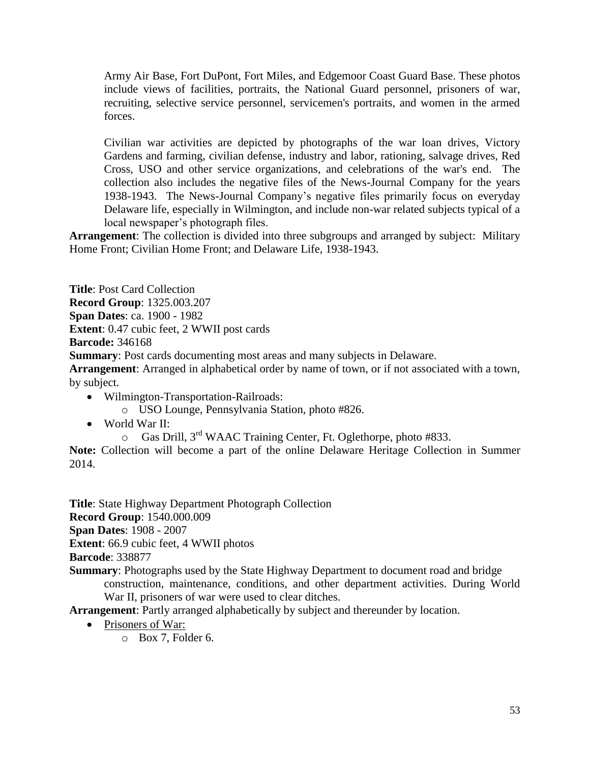Army Air Base, Fort DuPont, Fort Miles, and Edgemoor Coast Guard Base. These photos include views of facilities, portraits, the National Guard personnel, prisoners of war, recruiting, selective service personnel, servicemen's portraits, and women in the armed forces.

Civilian war activities are depicted by photographs of the war loan drives, Victory Gardens and farming, civilian defense, industry and labor, rationing, salvage drives, Red Cross, USO and other service organizations, and celebrations of the war's end. The collection also includes the negative files of the News-Journal Company for the years 1938-1943. The News-Journal Company's negative files primarily focus on everyday Delaware life, especially in Wilmington, and include non-war related subjects typical of a local newspaper's photograph files.

**Arrangement**: The collection is divided into three subgroups and arranged by subject: Military Home Front; Civilian Home Front; and Delaware Life, 1938-1943.

**Title**: Post Card Collection
**Record Group**: 1325.003.207
**Span Dates**: ca. 1900 - 1982
**Extent**: 0.47 cubic feet, 2 WWII post cards
**Barcode:** 346168
**Summary**: Post cards documenting most areas and many subjects in Delaware.
**Arrangement**: Arranged in alphabetical order by name of town, or if not associated with a town, by subject.

- Wilmington-Transportation-Railroads:
  - USO Lounge, Pennsylvania Station, photo #826.
- World War II:
  - Gas Drill, 3rd WAAC Training Center, Ft. Oglethorpe, photo #833.

**Note:** Collection will become a part of the online Delaware Heritage Collection in Summer 2014.

**Title**: State Highway Department Photograph Collection
**Record Group**: 1540.000.009
**Span Dates**: 1908 - 2007
**Extent**: 66.9 cubic feet, 4 WWII photos
**Barcode**: 338877
**Summary**: Photographs used by the State Highway Department to document road and bridge construction, maintenance, conditions, and other department activities. During World War II, prisoners of war were used to clear ditches.
**Arrangement**: Partly arranged alphabetically by subject and thereunder by location.

- Prisoners of War:
  - Box 7, Folder 6.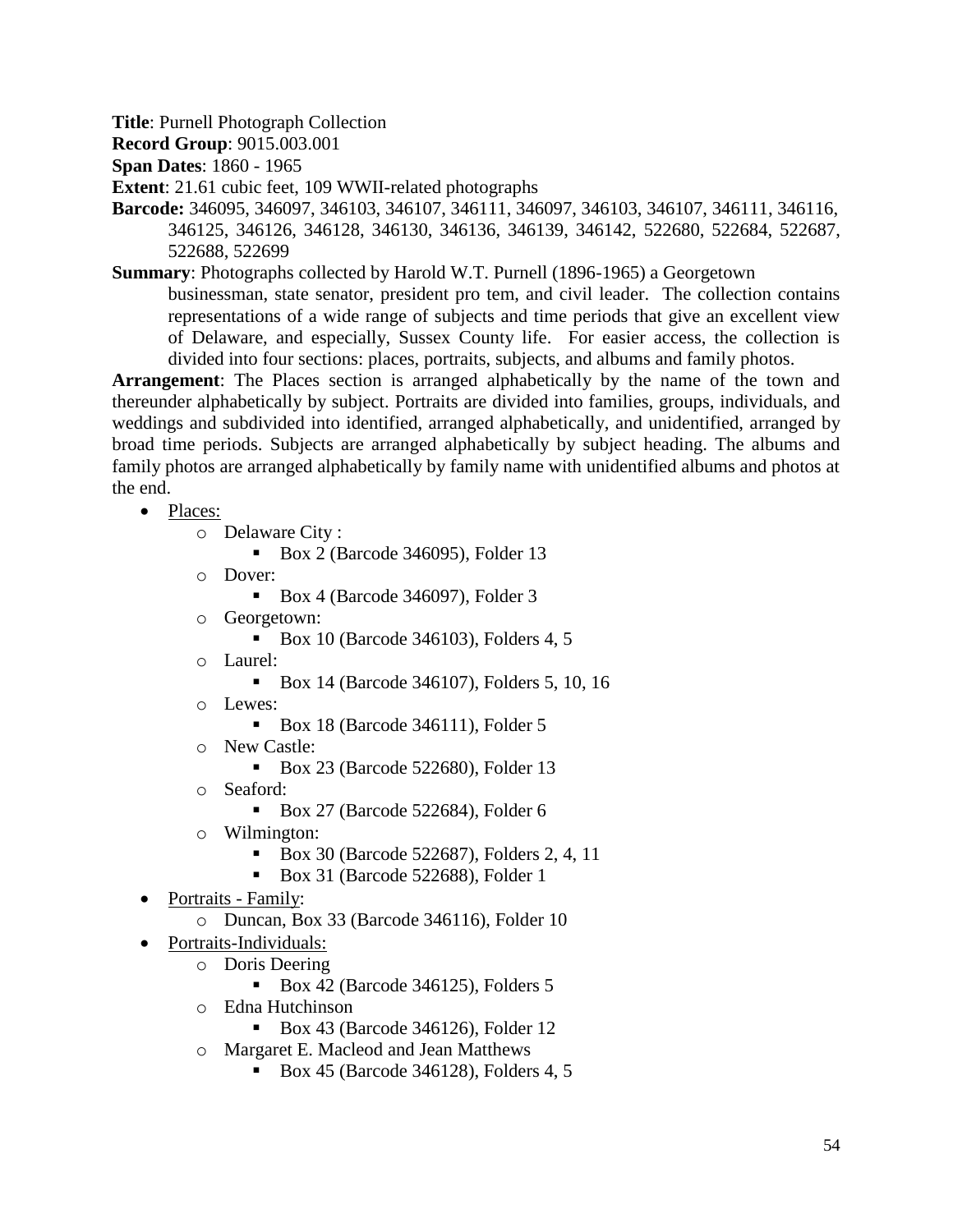**Title**: Purnell Photograph Collection

**Record Group**: 9015.003.001

**Span Dates**: 1860 - 1965

**Extent**: 21.61 cubic feet, 109 WWII-related photographs

**Barcode:** 346095, 346097, 346103, 346107, 346111, 346097, 346103, 346107, 346111, 346116, 346125, 346126, 346128, 346130, 346136, 346139, 346142, 522680, 522684, 522687, 522688, 522699

**Summary**: Photographs collected by Harold W.T. Purnell (1896-1965) a Georgetown businessman, state senator, president pro tem, and civil leader. The collection contains representations of a wide range of subjects and time periods that give an excellent view of Delaware, and especially, Sussex County life. For easier access, the collection is divided into four sections: places, portraits, subjects, and albums and family photos.

**Arrangement**: The Places section is arranged alphabetically by the name of the town and thereunder alphabetically by subject. Portraits are divided into families, groups, individuals, and weddings and subdivided into identified, arranged alphabetically, and unidentified, arranged by broad time periods. Subjects are arranged alphabetically by subject heading. The albums and family photos are arranged alphabetically by family name with unidentified albums and photos at the end.

- <u>Places:</u>
  - Delaware City :
    - Box 2 (Barcode 346095), Folder 13
  - Dover:
    - Box 4 (Barcode 346097), Folder 3
  - Georgetown:
    - Box 10 (Barcode 346103), Folders 4, 5
  - Laurel:
    - Box 14 (Barcode 346107), Folders 5, 10, 16
  - Lewes:
    - Box 18 (Barcode 346111), Folder 5
  - New Castle:
    - Box 23 (Barcode 522680), Folder 13
  - Seaford:
    - Box 27 (Barcode 522684), Folder 6
  - Wilmington:
    - Box 30 (Barcode 522687), Folders 2, 4, 11
    - Box 31 (Barcode 522688), Folder 1
- <u>Portraits - Family</u>:
  - Duncan, Box 33 (Barcode 346116), Folder 10
- <u>Portraits-Individuals:</u>
  - Doris Deering
    - Box 42 (Barcode 346125), Folders 5
  - Edna Hutchinson
    - Box 43 (Barcode 346126), Folder 12
  - Margaret E. Macleod and Jean Matthews
    - Box 45 (Barcode 346128), Folders 4, 5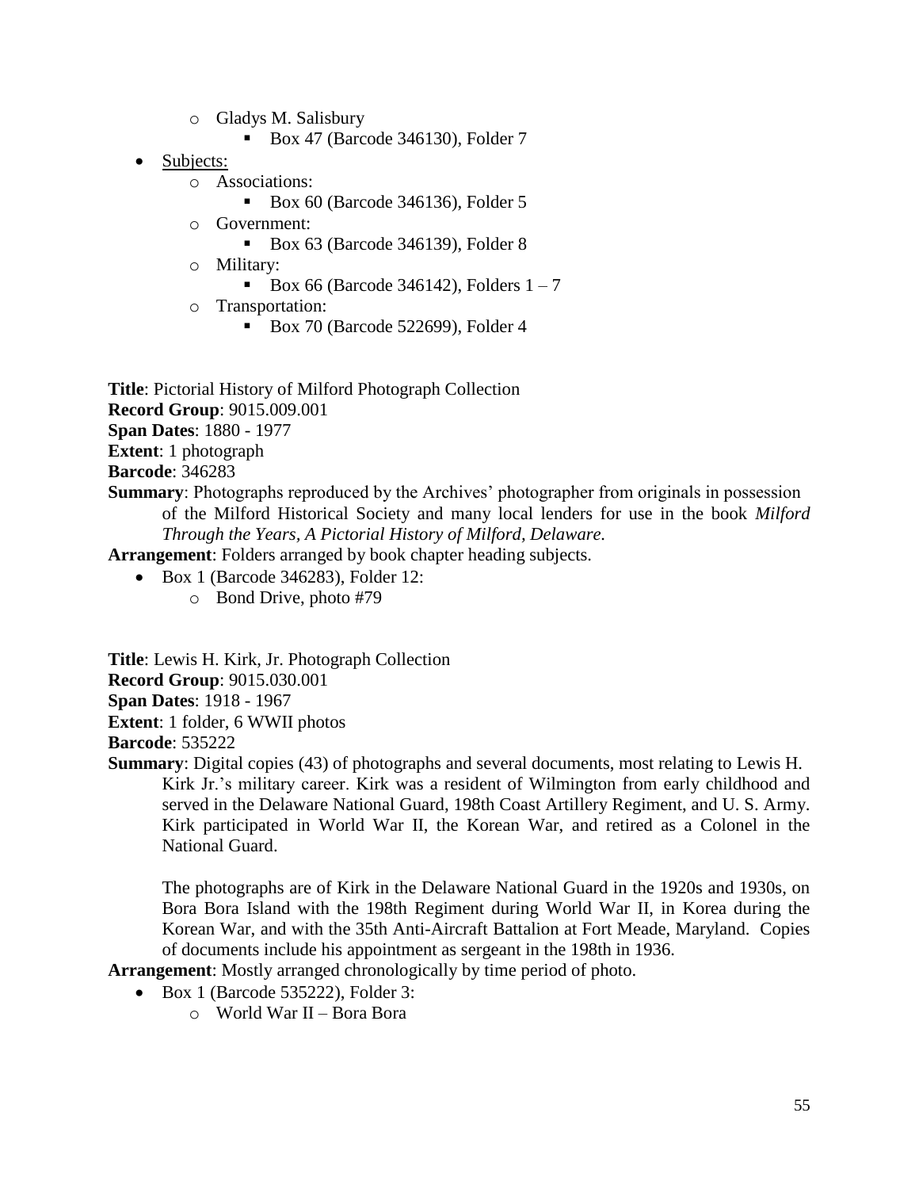- Gladys M. Salisbury
    - Box 47 (Barcode 346130), Folder 7
- Subjects:
  - Associations:
    - Box 60 (Barcode 346136), Folder 5
  - Government:
    - Box 63 (Barcode 346139), Folder 8
  - Military:
    - Box 66 (Barcode 346142), Folders 1 – 7
  - Transportation:
    - Box 70 (Barcode 522699), Folder 4

**Title**: Pictorial History of Milford Photograph Collection
**Record Group**: 9015.009.001
**Span Dates**: 1880 - 1977
**Extent**: 1 photograph
**Barcode**: 346283
**Summary**: Photographs reproduced by the Archives' photographer from originals in possession of the Milford Historical Society and many local lenders for use in the book *Milford Through the Years, A Pictorial History of Milford, Delaware.*
**Arrangement**: Folders arranged by book chapter heading subjects.

- Box 1 (Barcode 346283), Folder 12:
  - Bond Drive, photo #79

**Title**: Lewis H. Kirk, Jr. Photograph Collection
**Record Group**: 9015.030.001
**Span Dates**: 1918 - 1967
**Extent**: 1 folder, 6 WWII photos
**Barcode**: 535222
**Summary**: Digital copies (43) of photographs and several documents, most relating to Lewis H. Kirk Jr.'s military career. Kirk was a resident of Wilmington from early childhood and served in the Delaware National Guard, 198th Coast Artillery Regiment, and U. S. Army. Kirk participated in World War II, the Korean War, and retired as a Colonel in the National Guard.

The photographs are of Kirk in the Delaware National Guard in the 1920s and 1930s, on Bora Bora Island with the 198th Regiment during World War II, in Korea during the Korean War, and with the 35th Anti-Aircraft Battalion at Fort Meade, Maryland. Copies of documents include his appointment as sergeant in the 198th in 1936.

**Arrangement**: Mostly arranged chronologically by time period of photo.

- Box 1 (Barcode 535222), Folder 3:
  - World War II – Bora Bora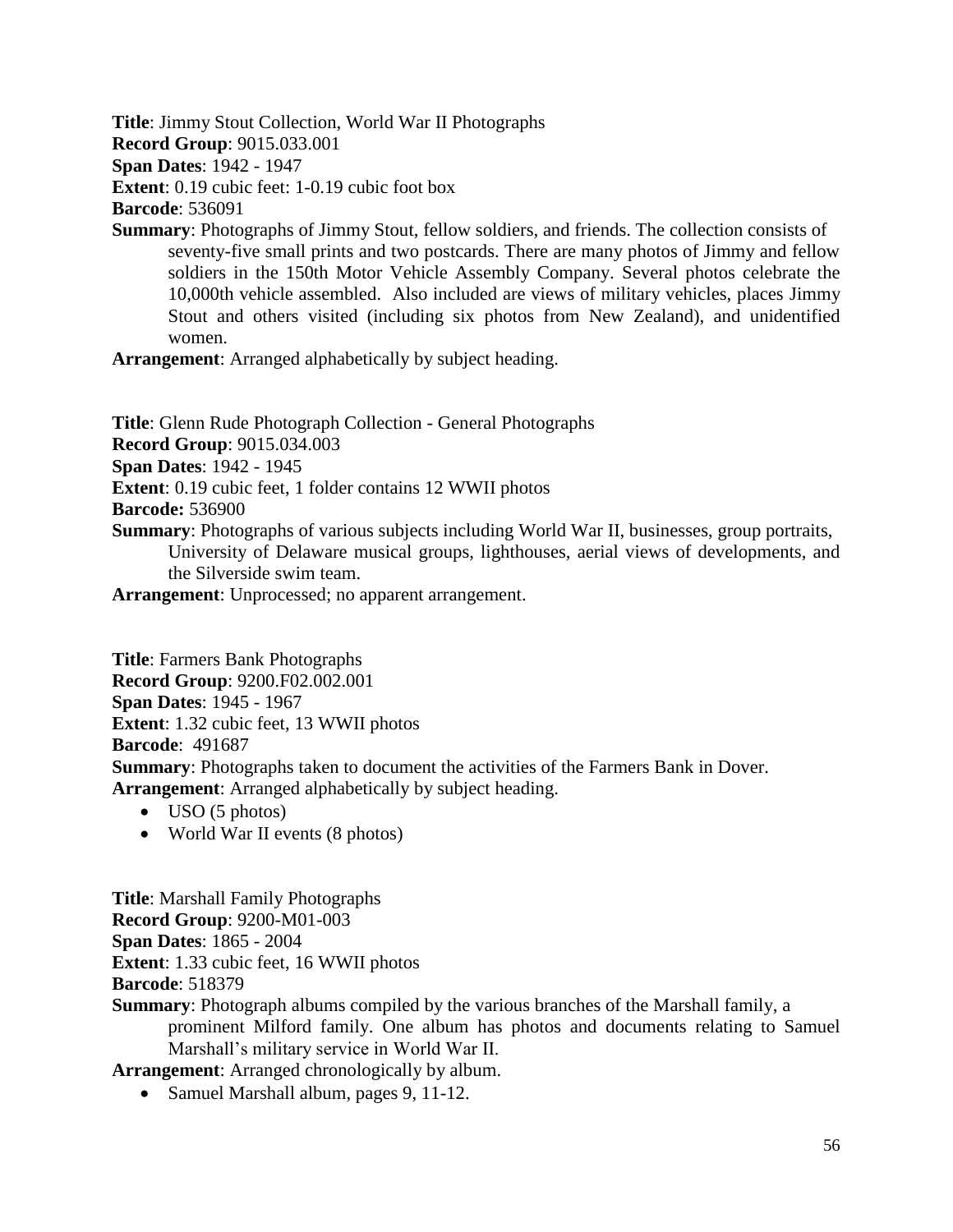**Title**: Jimmy Stout Collection, World War II Photographs
**Record Group**: 9015.033.001
**Span Dates**: 1942 - 1947
**Extent**: 0.19 cubic feet: 1-0.19 cubic foot box
**Barcode**: 536091
**Summary**: Photographs of Jimmy Stout, fellow soldiers, and friends. The collection consists of seventy-five small prints and two postcards. There are many photos of Jimmy and fellow soldiers in the 150th Motor Vehicle Assembly Company. Several photos celebrate the 10,000th vehicle assembled. Also included are views of military vehicles, places Jimmy Stout and others visited (including six photos from New Zealand), and unidentified women.
**Arrangement**: Arranged alphabetically by subject heading.

**Title**: Glenn Rude Photograph Collection - General Photographs
**Record Group**: 9015.034.003
**Span Dates**: 1942 - 1945
**Extent**: 0.19 cubic feet, 1 folder contains 12 WWII photos
**Barcode:** 536900
**Summary**: Photographs of various subjects including World War II, businesses, group portraits, University of Delaware musical groups, lighthouses, aerial views of developments, and the Silverside swim team.
**Arrangement**: Unprocessed; no apparent arrangement.

**Title**: Farmers Bank Photographs
**Record Group**: 9200.F02.002.001
**Span Dates**: 1945 - 1967
**Extent**: 1.32 cubic feet, 13 WWII photos
**Barcode**: 491687
**Summary**: Photographs taken to document the activities of the Farmers Bank in Dover.
**Arrangement**: Arranged alphabetically by subject heading.

- USO (5 photos)
- World War II events (8 photos)

**Title**: Marshall Family Photographs
**Record Group**: 9200-M01-003
**Span Dates**: 1865 - 2004
**Extent**: 1.33 cubic feet, 16 WWII photos
**Barcode**: 518379
**Summary**: Photograph albums compiled by the various branches of the Marshall family, a prominent Milford family. One album has photos and documents relating to Samuel Marshall's military service in World War II.
**Arrangement**: Arranged chronologically by album.

- Samuel Marshall album, pages 9, 11-12.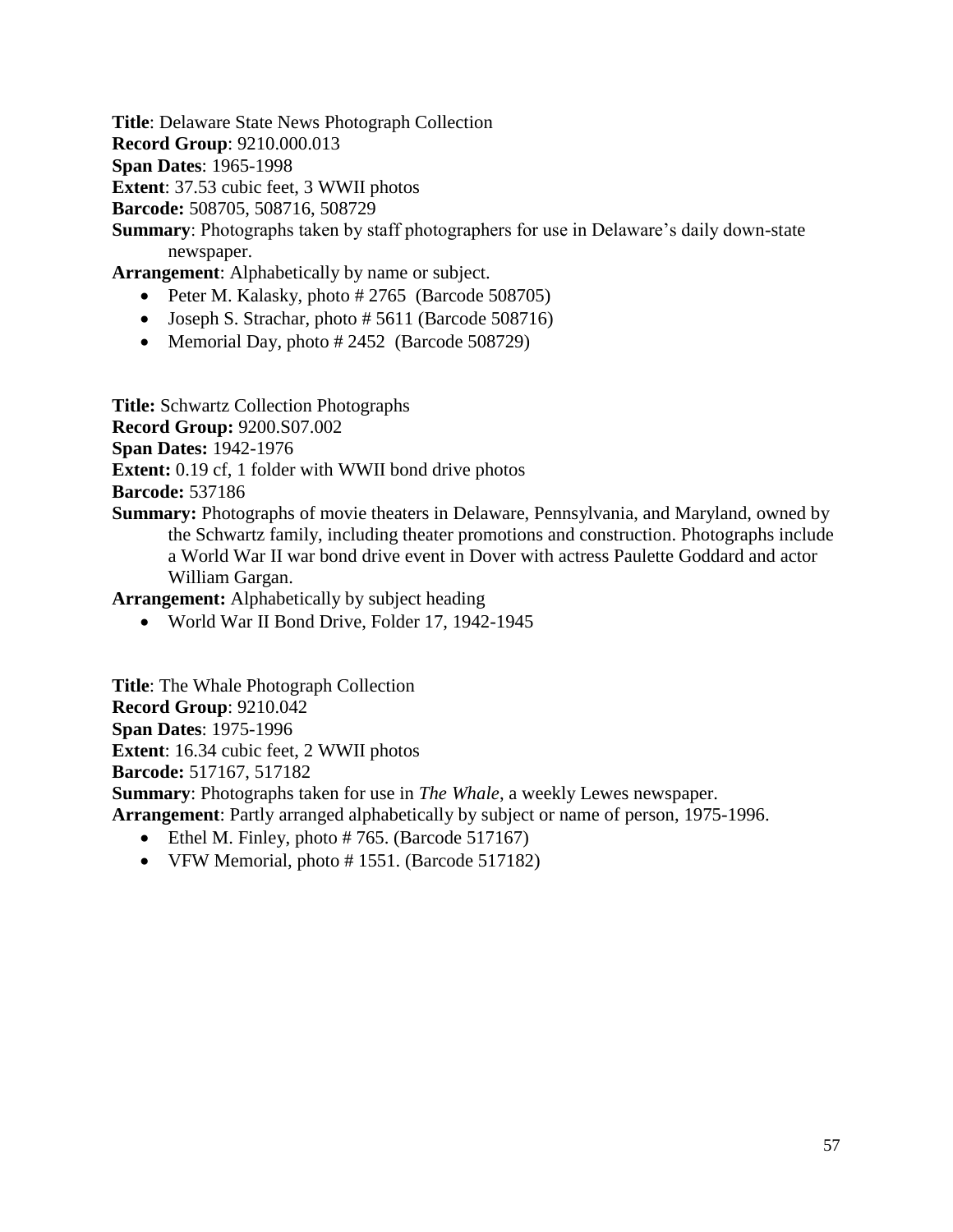**Title**: Delaware State News Photograph Collection
**Record Group**: 9210.000.013
**Span Dates**: 1965-1998
**Extent**: 37.53 cubic feet, 3 WWII photos
**Barcode:** 508705, 508716, 508729
**Summary**: Photographs taken by staff photographers for use in Delaware's daily down-state newspaper.
**Arrangement**: Alphabetically by name or subject.

- Peter M. Kalasky, photo # 2765 (Barcode 508705)
- Joseph S. Strachar, photo # 5611 (Barcode 508716)
- Memorial Day, photo # 2452 (Barcode 508729)

**Title:** Schwartz Collection Photographs
**Record Group:** 9200.S07.002
**Span Dates:** 1942-1976
**Extent:** 0.19 cf, 1 folder with WWII bond drive photos
**Barcode:** 537186
**Summary:** Photographs of movie theaters in Delaware, Pennsylvania, and Maryland, owned by the Schwartz family, including theater promotions and construction. Photographs include a World War II war bond drive event in Dover with actress Paulette Goddard and actor William Gargan.
**Arrangement:** Alphabetically by subject heading

- World War II Bond Drive, Folder 17, 1942-1945

**Title**: The Whale Photograph Collection
**Record Group**: 9210.042
**Span Dates**: 1975-1996
**Extent**: 16.34 cubic feet, 2 WWII photos
**Barcode:** 517167, 517182
**Summary**: Photographs taken for use in *The Whale*, a weekly Lewes newspaper.
**Arrangement**: Partly arranged alphabetically by subject or name of person, 1975-1996.

- Ethel M. Finley, photo # 765. (Barcode 517167)
- VFW Memorial, photo # 1551. (Barcode 517182)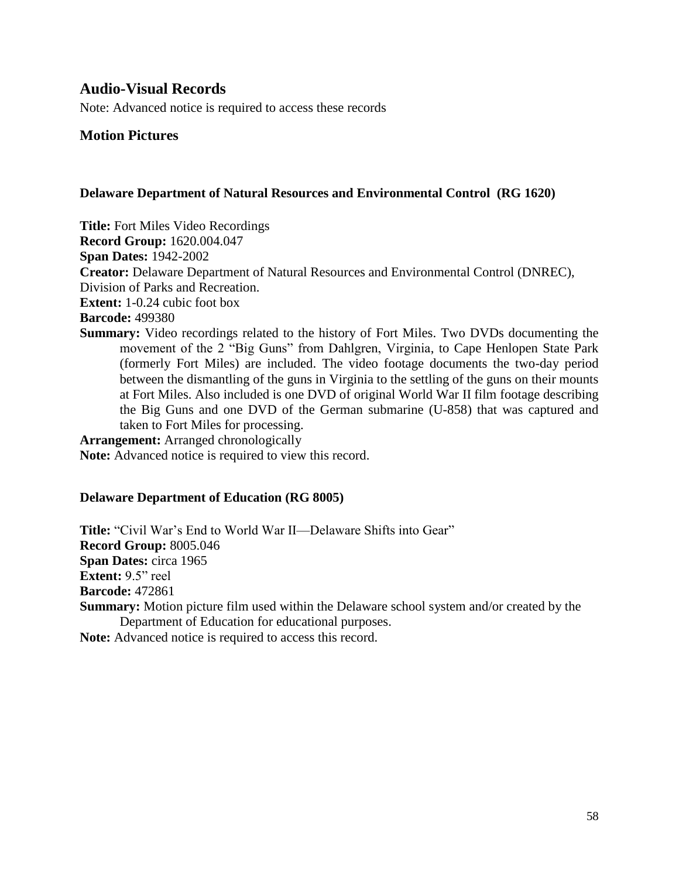## Audio-Visual Records

Note: Advanced notice is required to access these records

### Motion Pictures

#### Delaware Department of Natural Resources and Environmental Control (RG 1620)

**Title:** Fort Miles Video Recordings
**Record Group:** 1620.004.047
**Span Dates:** 1942-2002
**Creator:** Delaware Department of Natural Resources and Environmental Control (DNREC), Division of Parks and Recreation.
**Extent:** 1-0.24 cubic foot box
**Barcode:** 499380
**Summary:** Video recordings related to the history of Fort Miles. Two DVDs documenting the movement of the 2 "Big Guns" from Dahlgren, Virginia, to Cape Henlopen State Park (formerly Fort Miles) are included. The video footage documents the two-day period between the dismantling of the guns in Virginia to the settling of the guns on their mounts at Fort Miles. Also included is one DVD of original World War II film footage describing the Big Guns and one DVD of the German submarine (U-858) that was captured and taken to Fort Miles for processing.
**Arrangement:** Arranged chronologically
**Note:** Advanced notice is required to view this record.

#### Delaware Department of Education (RG 8005)

**Title:** "Civil War's End to World War II—Delaware Shifts into Gear"
**Record Group:** 8005.046
**Span Dates:** circa 1965
**Extent:** 9.5" reel
**Barcode:** 472861
**Summary:** Motion picture film used within the Delaware school system and/or created by the Department of Education for educational purposes.
**Note:** Advanced notice is required to access this record.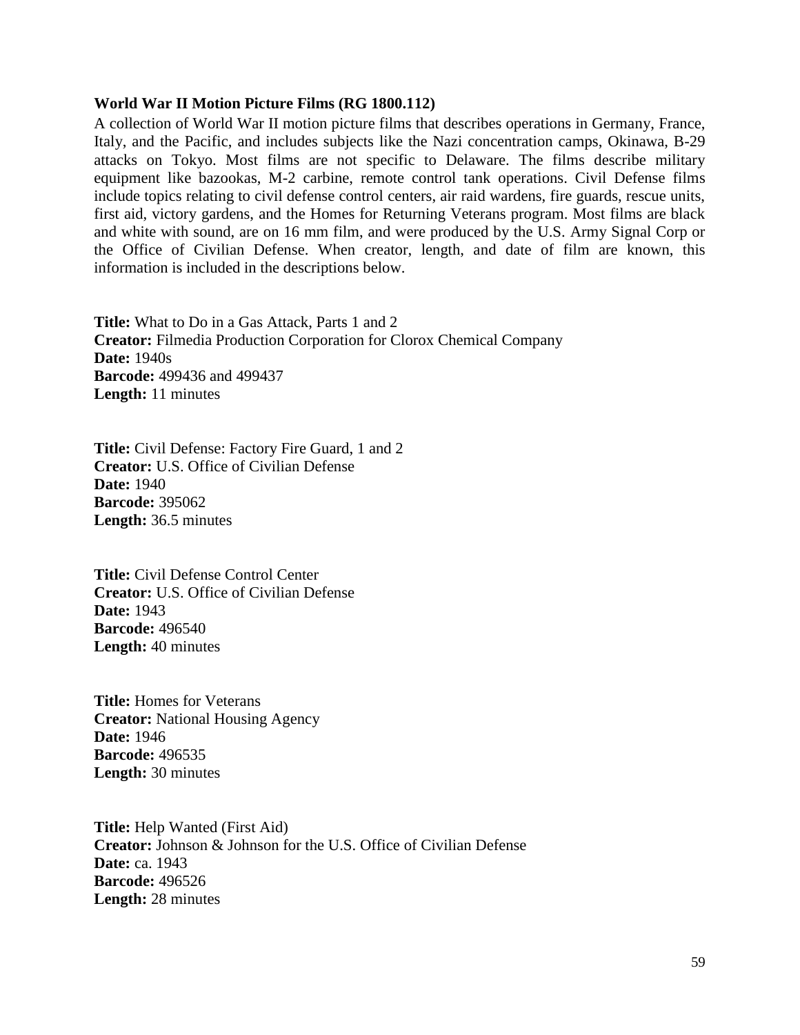**World War II Motion Picture Films (RG 1800.112)**

A collection of World War II motion picture films that describes operations in Germany, France, Italy, and the Pacific, and includes subjects like the Nazi concentration camps, Okinawa, B-29 attacks on Tokyo. Most films are not specific to Delaware. The films describe military equipment like bazookas, M-2 carbine, remote control tank operations. Civil Defense films include topics relating to civil defense control centers, air raid wardens, fire guards, rescue units, first aid, victory gardens, and the Homes for Returning Veterans program. Most films are black and white with sound, are on 16 mm film, and were produced by the U.S. Army Signal Corp or the Office of Civilian Defense. When creator, length, and date of film are known, this information is included in the descriptions below.

**Title:** What to Do in a Gas Attack, Parts 1 and 2
**Creator:** Filmedia Production Corporation for Clorox Chemical Company
**Date:** 1940s
**Barcode:** 499436 and 499437
**Length:** 11 minutes

**Title:** Civil Defense: Factory Fire Guard, 1 and 2
**Creator:** U.S. Office of Civilian Defense
**Date:** 1940
**Barcode:** 395062
**Length:** 36.5 minutes

**Title:** Civil Defense Control Center
**Creator:** U.S. Office of Civilian Defense
**Date:** 1943
**Barcode:** 496540
**Length:** 40 minutes

**Title:** Homes for Veterans
**Creator:** National Housing Agency
**Date:** 1946
**Barcode:** 496535
**Length:** 30 minutes

**Title:** Help Wanted (First Aid)
**Creator:** Johnson & Johnson for the U.S. Office of Civilian Defense
**Date:** ca. 1943
**Barcode:** 496526
**Length:** 28 minutes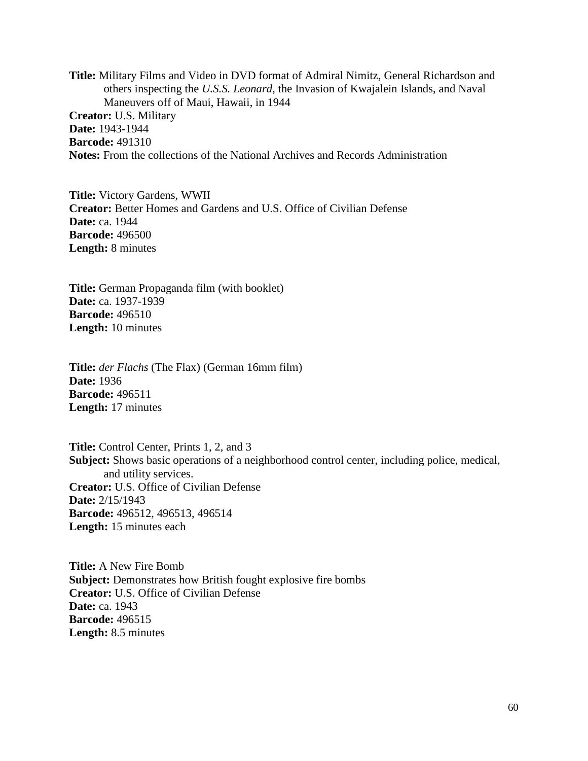**Title:** Military Films and Video in DVD format of Admiral Nimitz, General Richardson and others inspecting the *U.S.S. Leonard*, the Invasion of Kwajalein Islands, and Naval Maneuvers off of Maui, Hawaii, in 1944
**Creator:** U.S. Military
**Date:** 1943-1944
**Barcode:** 491310
**Notes:** From the collections of the National Archives and Records Administration

**Title:** Victory Gardens, WWII
**Creator:** Better Homes and Gardens and U.S. Office of Civilian Defense
**Date:** ca. 1944
**Barcode:** 496500
**Length:** 8 minutes

**Title:** German Propaganda film (with booklet)
**Date:** ca. 1937-1939
**Barcode:** 496510
**Length:** 10 minutes

**Title:** *der Flachs* (The Flax) (German 16mm film)
**Date:** 1936
**Barcode:** 496511
**Length:** 17 minutes

**Title:** Control Center, Prints 1, 2, and 3
**Subject:** Shows basic operations of a neighborhood control center, including police, medical, and utility services.
**Creator:** U.S. Office of Civilian Defense
**Date:** 2/15/1943
**Barcode:** 496512, 496513, 496514
**Length:** 15 minutes each

**Title:** A New Fire Bomb
**Subject:** Demonstrates how British fought explosive fire bombs
**Creator:** U.S. Office of Civilian Defense
**Date:** ca. 1943
**Barcode:** 496515
**Length:** 8.5 minutes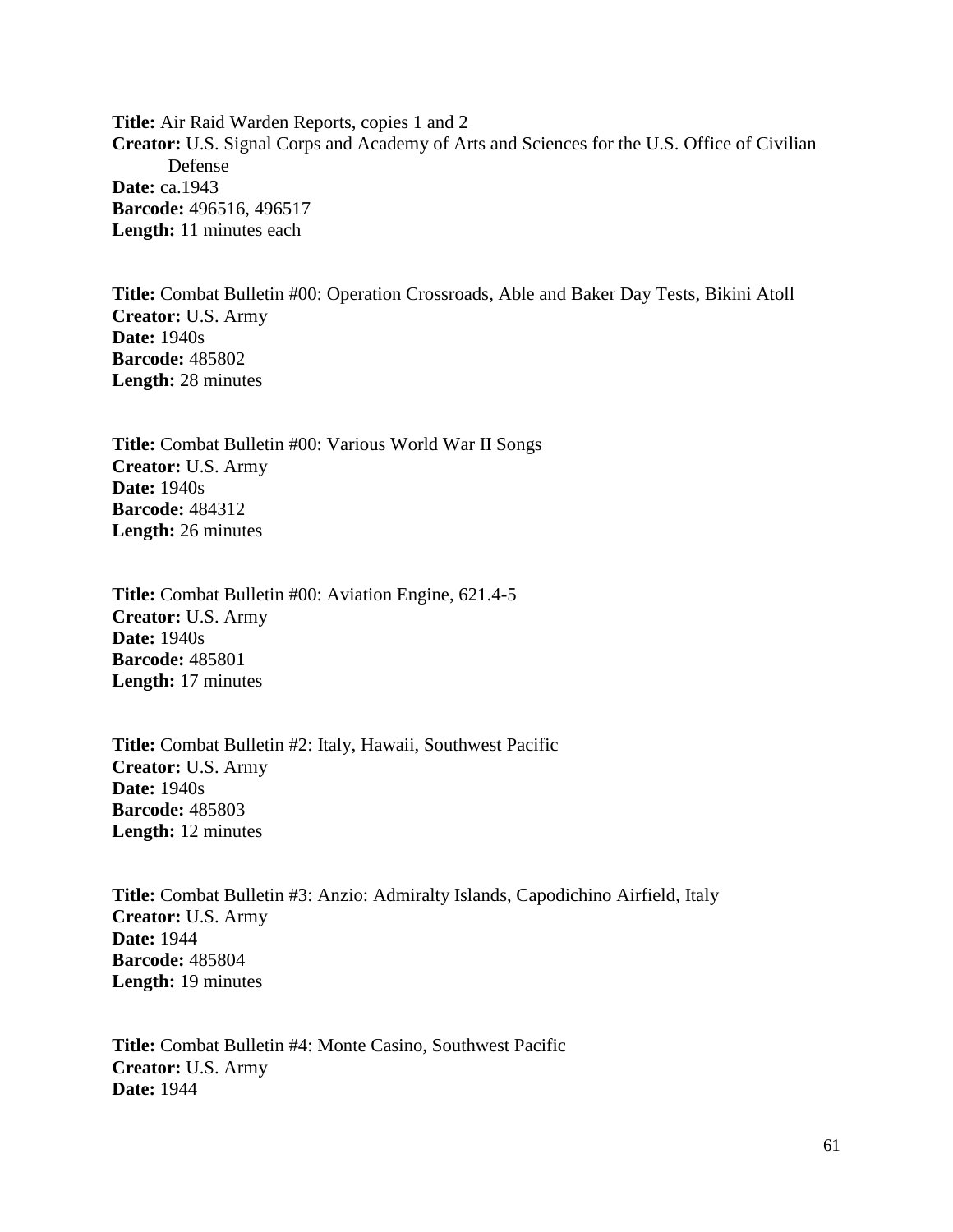**Title:** Air Raid Warden Reports, copies 1 and 2
**Creator:** U.S. Signal Corps and Academy of Arts and Sciences for the U.S. Office of Civilian Defense
**Date:** ca.1943
**Barcode:** 496516, 496517
**Length:** 11 minutes each

**Title:** Combat Bulletin #00: Operation Crossroads, Able and Baker Day Tests, Bikini Atoll
**Creator:** U.S. Army
**Date:** 1940s
**Barcode:** 485802
**Length:** 28 minutes

**Title:** Combat Bulletin #00: Various World War II Songs
**Creator:** U.S. Army
**Date:** 1940s
**Barcode:** 484312
**Length:** 26 minutes

**Title:** Combat Bulletin #00: Aviation Engine, 621.4-5
**Creator:** U.S. Army
**Date:** 1940s
**Barcode:** 485801
**Length:** 17 minutes

**Title:** Combat Bulletin #2: Italy, Hawaii, Southwest Pacific
**Creator:** U.S. Army
**Date:** 1940s
**Barcode:** 485803
**Length:** 12 minutes

**Title:** Combat Bulletin #3: Anzio: Admiralty Islands, Capodichino Airfield, Italy
**Creator:** U.S. Army
**Date:** 1944
**Barcode:** 485804
**Length:** 19 minutes

**Title:** Combat Bulletin #4: Monte Casino, Southwest Pacific
**Creator:** U.S. Army
**Date:** 1944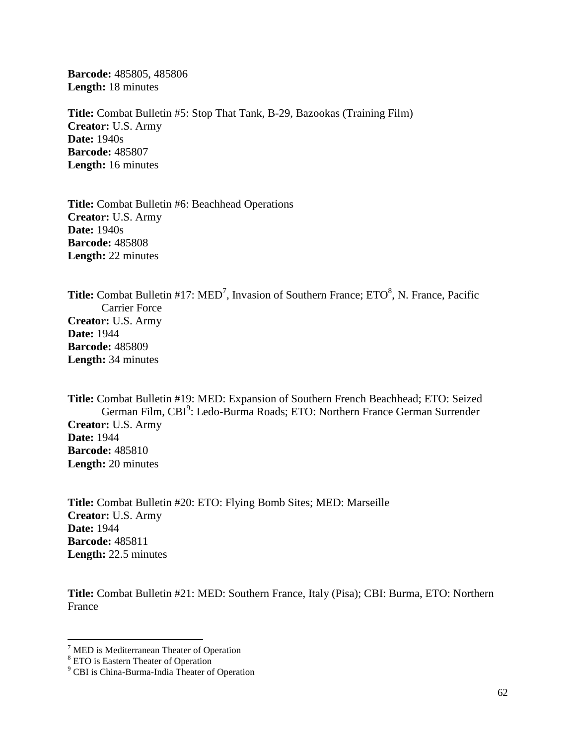**Barcode:** 485805, 485806
**Length:** 18 minutes

**Title:** Combat Bulletin #5: Stop That Tank, B-29, Bazookas (Training Film)
**Creator:** U.S. Army
**Date:** 1940s
**Barcode:** 485807
**Length:** 16 minutes

**Title:** Combat Bulletin #6: Beachhead Operations
**Creator:** U.S. Army
**Date:** 1940s
**Barcode:** 485808
**Length:** 22 minutes

**Title:** Combat Bulletin #17: MED[7], Invasion of Southern France; ETO[8], N. France, Pacific Carrier Force
**Creator:** U.S. Army
**Date:** 1944
**Barcode:** 485809
**Length:** 34 minutes

**Title:** Combat Bulletin #19: MED: Expansion of Southern French Beachhead; ETO: Seized German Film, CBI[9]: Ledo-Burma Roads; ETO: Northern France German Surrender
**Creator:** U.S. Army
**Date:** 1944
**Barcode:** 485810
**Length:** 20 minutes

**Title:** Combat Bulletin #20: ETO: Flying Bomb Sites; MED: Marseille
**Creator:** U.S. Army
**Date:** 1944
**Barcode:** 485811
**Length:** 22.5 minutes

**Title:** Combat Bulletin #21: MED: Southern France, Italy (Pisa); CBI: Burma, ETO: Northern France

---

[7] MED is Mediterranean Theater of Operation
[8] ETO is Eastern Theater of Operation
[9] CBI is China-Burma-India Theater of Operation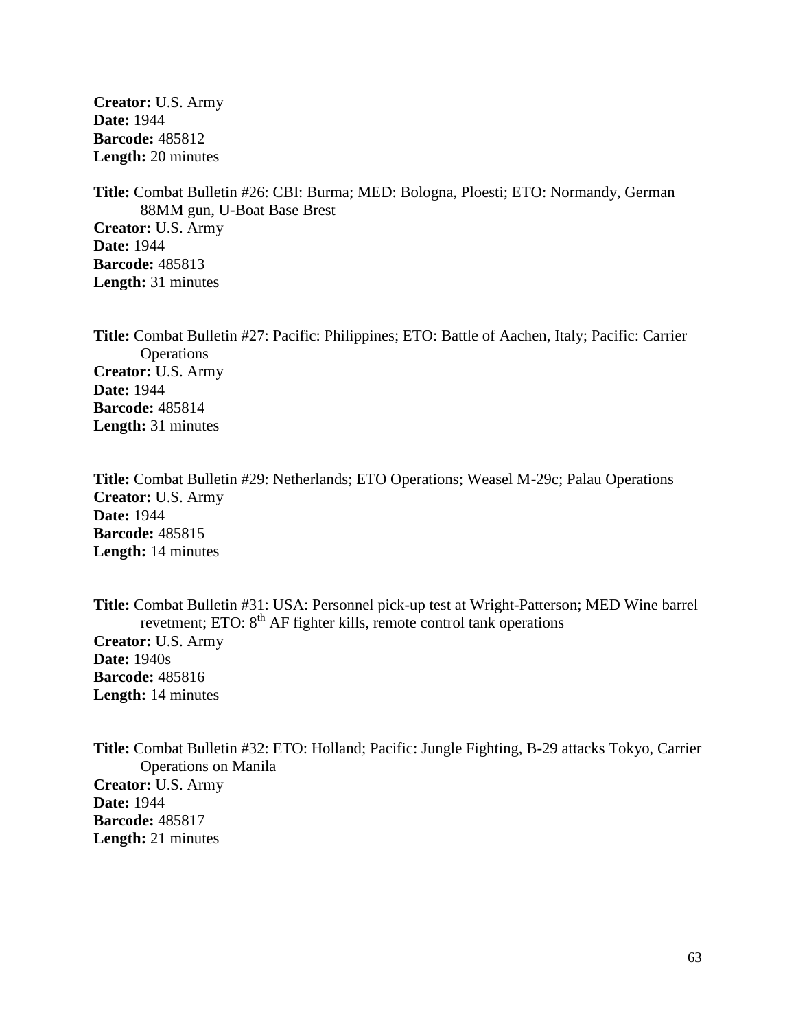**Creator:** U.S. Army  
**Date:** 1944  
**Barcode:** 485812  
**Length:** 20 minutes

**Title:** Combat Bulletin #26: CBI: Burma; MED: Bologna, Ploesti; ETO: Normandy, German 88MM gun, U-Boat Base Brest  
**Creator:** U.S. Army  
**Date:** 1944  
**Barcode:** 485813  
**Length:** 31 minutes

**Title:** Combat Bulletin #27: Pacific: Philippines; ETO: Battle of Aachen, Italy; Pacific: Carrier Operations  
**Creator:** U.S. Army  
**Date:** 1944  
**Barcode:** 485814  
**Length:** 31 minutes

**Title:** Combat Bulletin #29: Netherlands; ETO Operations; Weasel M-29c; Palau Operations  
**Creator:** U.S. Army  
**Date:** 1944  
**Barcode:** 485815  
**Length:** 14 minutes

**Title:** Combat Bulletin #31: USA: Personnel pick-up test at Wright-Patterson; MED Wine barrel revetment; ETO: 8th AF fighter kills, remote control tank operations  
**Creator:** U.S. Army  
**Date:** 1940s  
**Barcode:** 485816  
**Length:** 14 minutes

**Title:** Combat Bulletin #32: ETO: Holland; Pacific: Jungle Fighting, B-29 attacks Tokyo, Carrier Operations on Manila  
**Creator:** U.S. Army  
**Date:** 1944  
**Barcode:** 485817  
**Length:** 21 minutes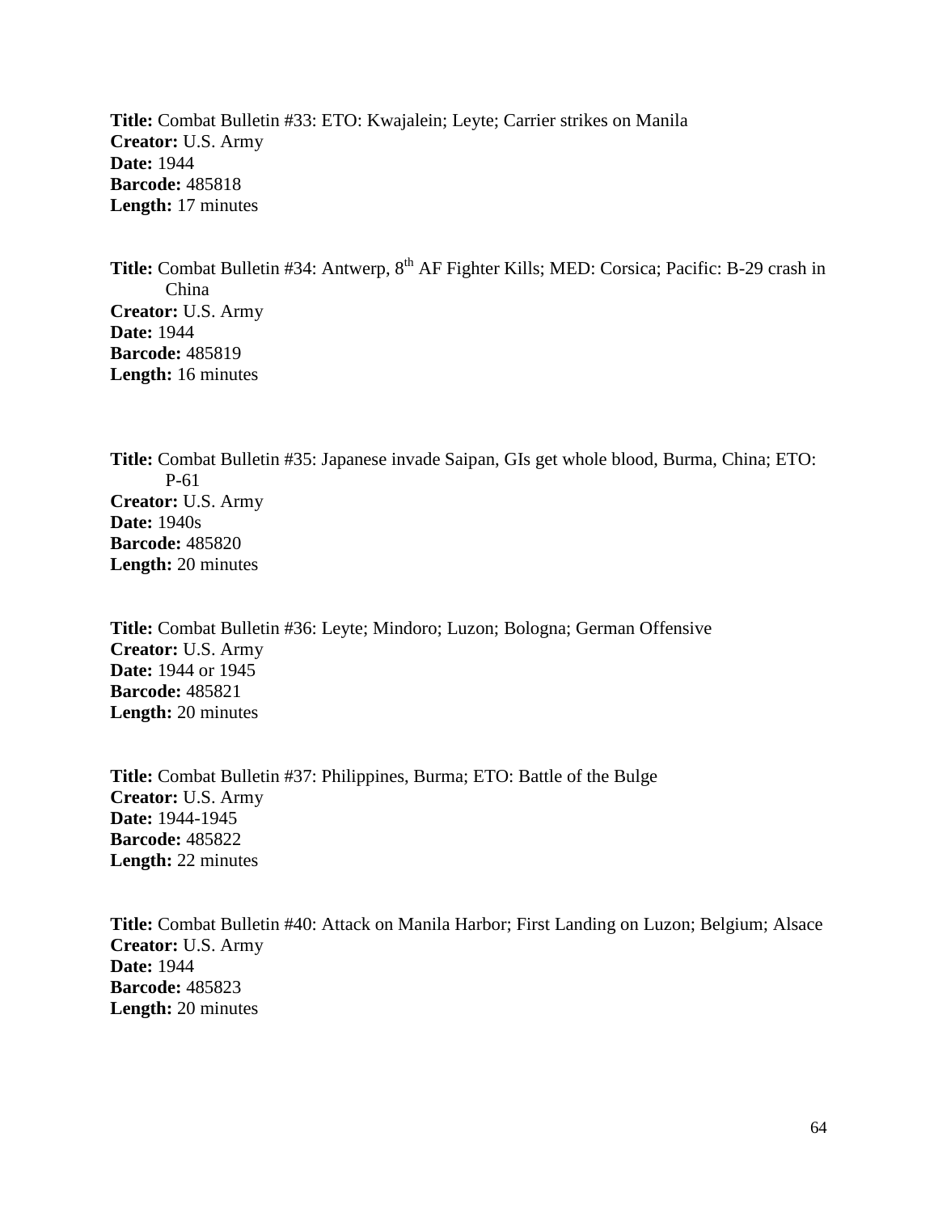**Title:** Combat Bulletin #33: ETO: Kwajalein; Leyte; Carrier strikes on Manila
**Creator:** U.S. Army
**Date:** 1944
**Barcode:** 485818
**Length:** 17 minutes

**Title:** Combat Bulletin #34: Antwerp, 8th AF Fighter Kills; MED: Corsica; Pacific: B-29 crash in China
**Creator:** U.S. Army
**Date:** 1944
**Barcode:** 485819
**Length:** 16 minutes

**Title:** Combat Bulletin #35: Japanese invade Saipan, GIs get whole blood, Burma, China; ETO: P-61
**Creator:** U.S. Army
**Date:** 1940s
**Barcode:** 485820
**Length:** 20 minutes

**Title:** Combat Bulletin #36: Leyte; Mindoro; Luzon; Bologna; German Offensive
**Creator:** U.S. Army
**Date:** 1944 or 1945
**Barcode:** 485821
**Length:** 20 minutes

**Title:** Combat Bulletin #37: Philippines, Burma; ETO: Battle of the Bulge
**Creator:** U.S. Army
**Date:** 1944-1945
**Barcode:** 485822
**Length:** 22 minutes

**Title:** Combat Bulletin #40: Attack on Manila Harbor; First Landing on Luzon; Belgium; Alsace
**Creator:** U.S. Army
**Date:** 1944
**Barcode:** 485823
**Length:** 20 minutes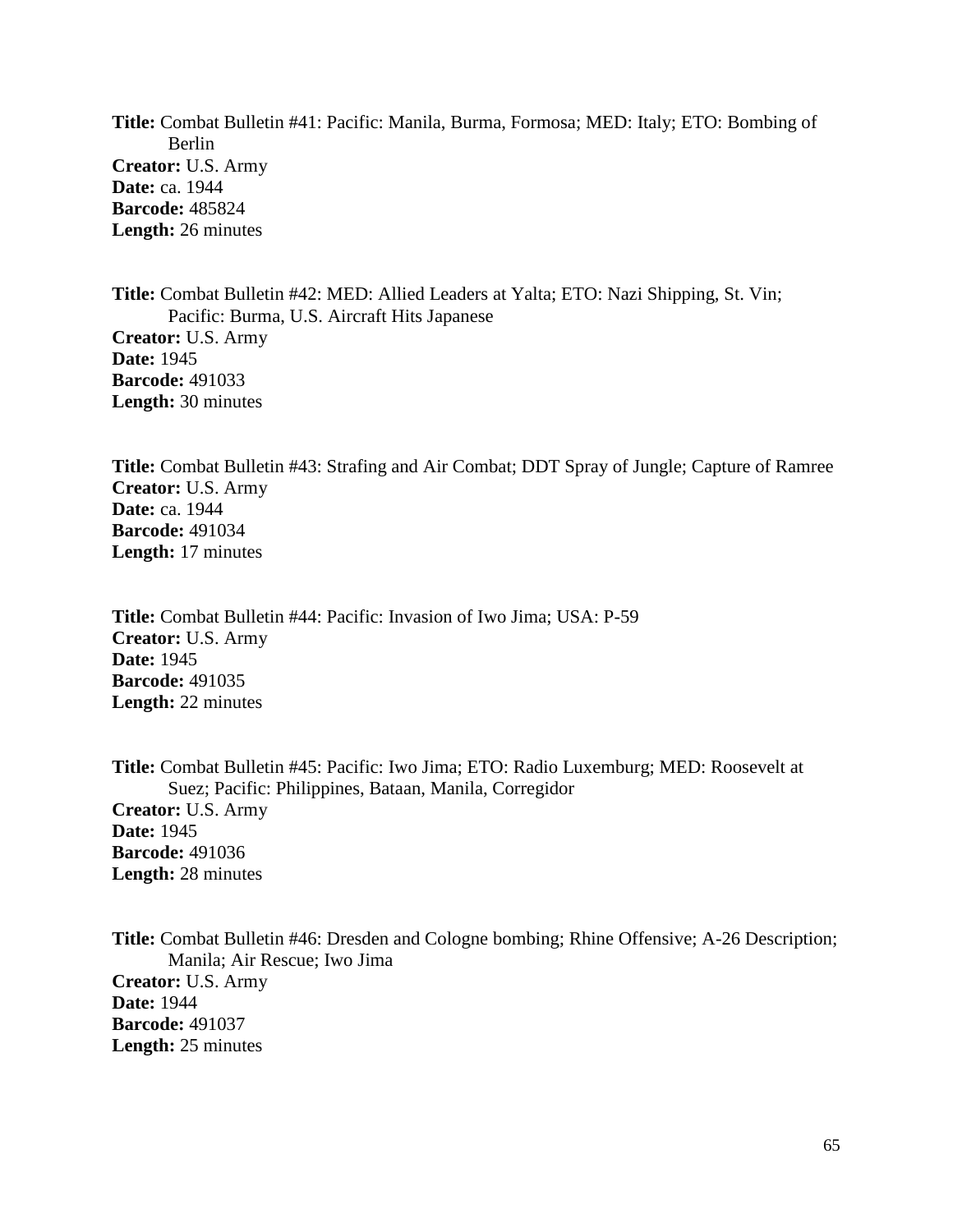**Title:** Combat Bulletin #41: Pacific: Manila, Burma, Formosa; MED: Italy; ETO: Bombing of Berlin
**Creator:** U.S. Army
**Date:** ca. 1944
**Barcode:** 485824
**Length:** 26 minutes

**Title:** Combat Bulletin #42: MED: Allied Leaders at Yalta; ETO: Nazi Shipping, St. Vin; Pacific: Burma, U.S. Aircraft Hits Japanese
**Creator:** U.S. Army
**Date:** 1945
**Barcode:** 491033
**Length:** 30 minutes

**Title:** Combat Bulletin #43: Strafing and Air Combat; DDT Spray of Jungle; Capture of Ramree
**Creator:** U.S. Army
**Date:** ca. 1944
**Barcode:** 491034
**Length:** 17 minutes

**Title:** Combat Bulletin #44: Pacific: Invasion of Iwo Jima; USA: P-59
**Creator:** U.S. Army
**Date:** 1945
**Barcode:** 491035
**Length:** 22 minutes

**Title:** Combat Bulletin #45: Pacific: Iwo Jima; ETO: Radio Luxemburg; MED: Roosevelt at Suez; Pacific: Philippines, Bataan, Manila, Corregidor
**Creator:** U.S. Army
**Date:** 1945
**Barcode:** 491036
**Length:** 28 minutes

**Title:** Combat Bulletin #46: Dresden and Cologne bombing; Rhine Offensive; A-26 Description; Manila; Air Rescue; Iwo Jima
**Creator:** U.S. Army
**Date:** 1944
**Barcode:** 491037
**Length:** 25 minutes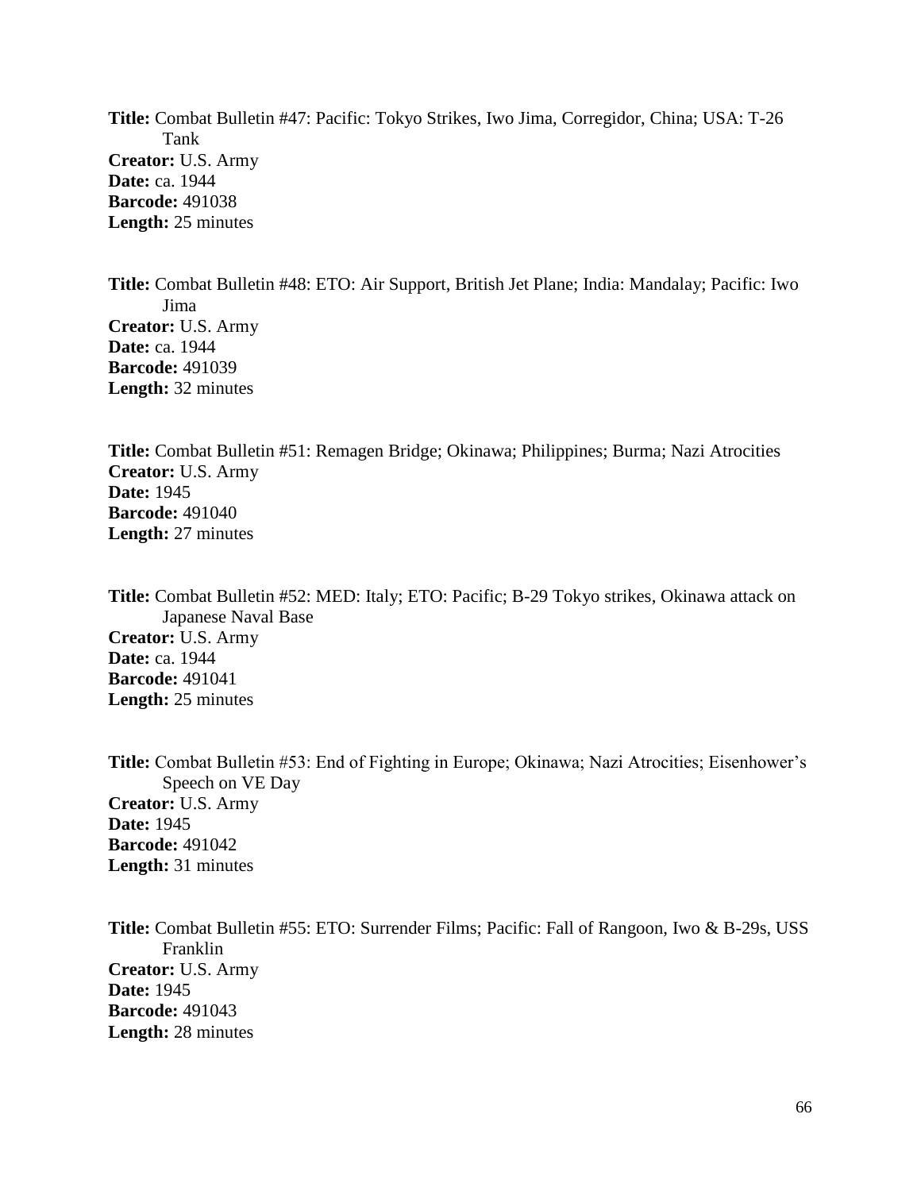**Title:** Combat Bulletin #47: Pacific: Tokyo Strikes, Iwo Jima, Corregidor, China; USA: T-26 Tank
**Creator:** U.S. Army
**Date:** ca. 1944
**Barcode:** 491038
**Length:** 25 minutes

**Title:** Combat Bulletin #48: ETO: Air Support, British Jet Plane; India: Mandalay; Pacific: Iwo Jima
**Creator:** U.S. Army
**Date:** ca. 1944
**Barcode:** 491039
**Length:** 32 minutes

**Title:** Combat Bulletin #51: Remagen Bridge; Okinawa; Philippines; Burma; Nazi Atrocities
**Creator:** U.S. Army
**Date:** 1945
**Barcode:** 491040
**Length:** 27 minutes

**Title:** Combat Bulletin #52: MED: Italy; ETO: Pacific; B-29 Tokyo strikes, Okinawa attack on Japanese Naval Base
**Creator:** U.S. Army
**Date:** ca. 1944
**Barcode:** 491041
**Length:** 25 minutes

**Title:** Combat Bulletin #53: End of Fighting in Europe; Okinawa; Nazi Atrocities; Eisenhower's Speech on VE Day
**Creator:** U.S. Army
**Date:** 1945
**Barcode:** 491042
**Length:** 31 minutes

**Title:** Combat Bulletin #55: ETO: Surrender Films; Pacific: Fall of Rangoon, Iwo & B-29s, USS Franklin
**Creator:** U.S. Army
**Date:** 1945
**Barcode:** 491043
**Length:** 28 minutes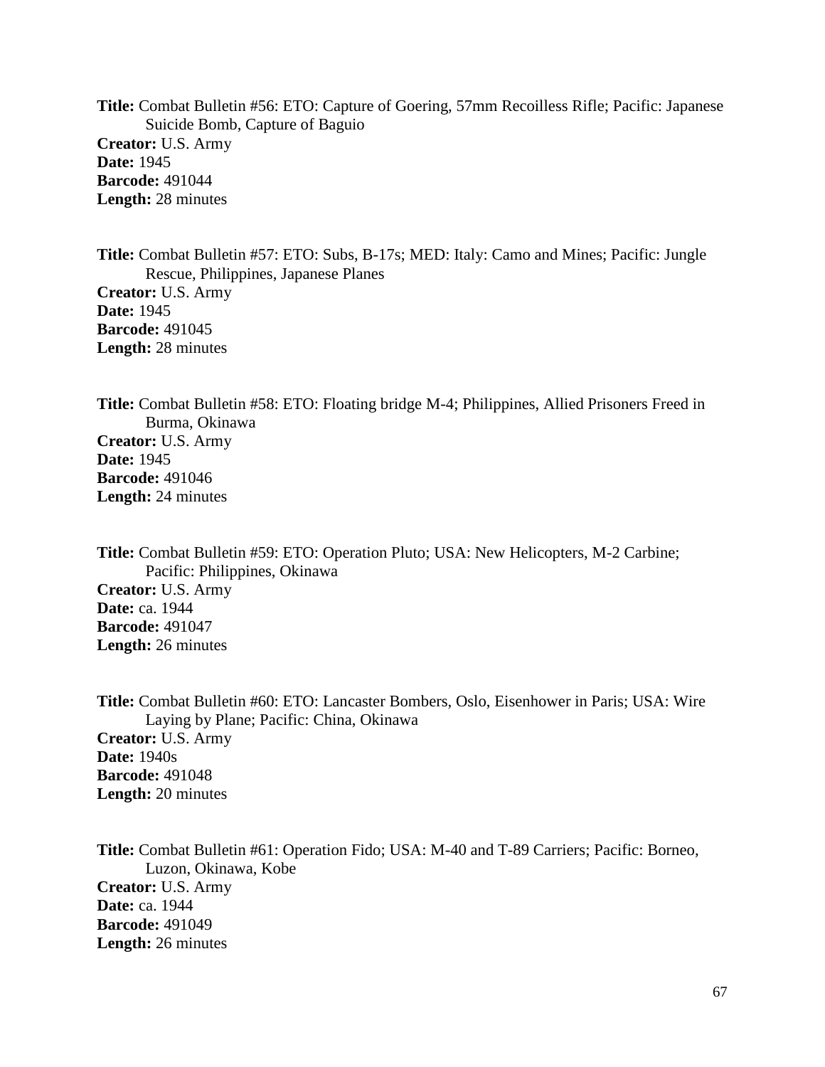**Title:** Combat Bulletin #56: ETO: Capture of Goering, 57mm Recoilless Rifle; Pacific: Japanese Suicide Bomb, Capture of Baguio
**Creator:** U.S. Army
**Date:** 1945
**Barcode:** 491044
**Length:** 28 minutes

**Title:** Combat Bulletin #57: ETO: Subs, B-17s; MED: Italy: Camo and Mines; Pacific: Jungle Rescue, Philippines, Japanese Planes
**Creator:** U.S. Army
**Date:** 1945
**Barcode:** 491045
**Length:** 28 minutes

**Title:** Combat Bulletin #58: ETO: Floating bridge M-4; Philippines, Allied Prisoners Freed in Burma, Okinawa
**Creator:** U.S. Army
**Date:** 1945
**Barcode:** 491046
**Length:** 24 minutes

**Title:** Combat Bulletin #59: ETO: Operation Pluto; USA: New Helicopters, M-2 Carbine; Pacific: Philippines, Okinawa
**Creator:** U.S. Army
**Date:** ca. 1944
**Barcode:** 491047
**Length:** 26 minutes

**Title:** Combat Bulletin #60: ETO: Lancaster Bombers, Oslo, Eisenhower in Paris; USA: Wire Laying by Plane; Pacific: China, Okinawa
**Creator:** U.S. Army
**Date:** 1940s
**Barcode:** 491048
**Length:** 20 minutes

**Title:** Combat Bulletin #61: Operation Fido; USA: M-40 and T-89 Carriers; Pacific: Borneo, Luzon, Okinawa, Kobe
**Creator:** U.S. Army
**Date:** ca. 1944
**Barcode:** 491049
**Length:** 26 minutes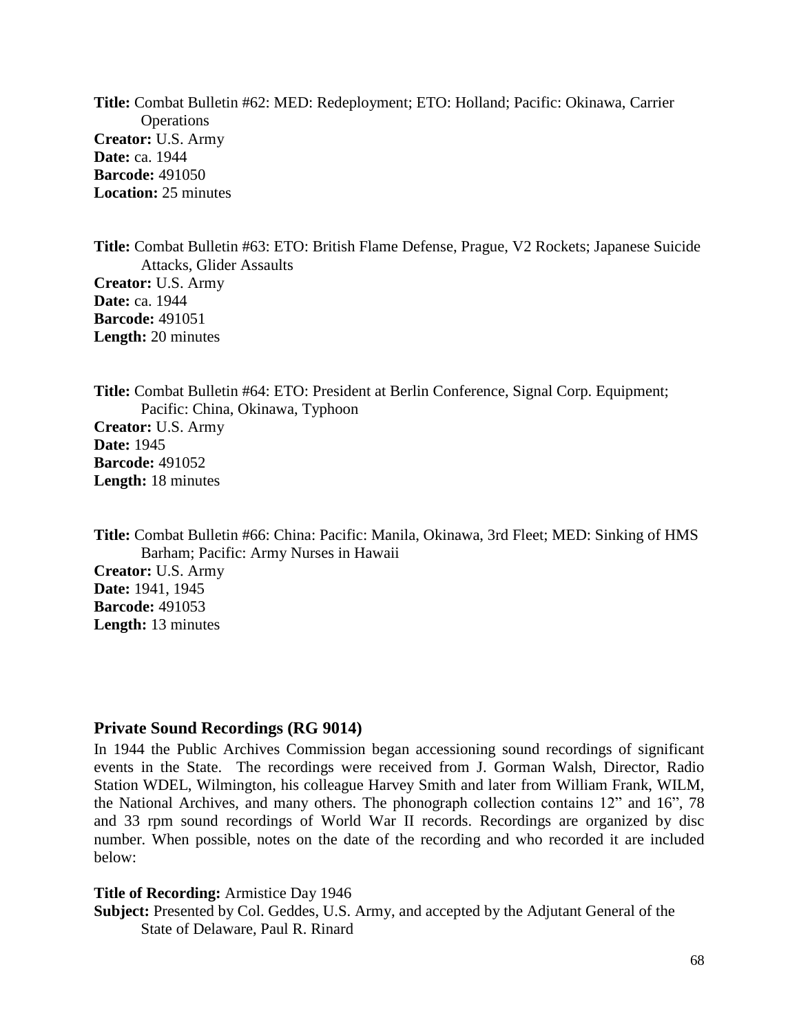**Title:** Combat Bulletin #62: MED: Redeployment; ETO: Holland; Pacific: Okinawa, Carrier Operations
**Creator:** U.S. Army
**Date:** ca. 1944
**Barcode:** 491050
**Location:** 25 minutes

**Title:** Combat Bulletin #63: ETO: British Flame Defense, Prague, V2 Rockets; Japanese Suicide Attacks, Glider Assaults
**Creator:** U.S. Army
**Date:** ca. 1944
**Barcode:** 491051
**Length:** 20 minutes

**Title:** Combat Bulletin #64: ETO: President at Berlin Conference, Signal Corp. Equipment; Pacific: China, Okinawa, Typhoon
**Creator:** U.S. Army
**Date:** 1945
**Barcode:** 491052
**Length:** 18 minutes

**Title:** Combat Bulletin #66: China: Pacific: Manila, Okinawa, 3rd Fleet; MED: Sinking of HMS Barham; Pacific: Army Nurses in Hawaii
**Creator:** U.S. Army
**Date:** 1941, 1945
**Barcode:** 491053
**Length:** 13 minutes

## Private Sound Recordings (RG 9014)

In 1944 the Public Archives Commission began accessioning sound recordings of significant events in the State. The recordings were received from J. Gorman Walsh, Director, Radio Station WDEL, Wilmington, his colleague Harvey Smith and later from William Frank, WILM, the National Archives, and many others. The phonograph collection contains 12" and 16", 78 and 33 rpm sound recordings of World War II records. Recordings are organized by disc number. When possible, notes on the date of the recording and who recorded it are included below:

**Title of Recording:** Armistice Day 1946
**Subject:** Presented by Col. Geddes, U.S. Army, and accepted by the Adjutant General of the State of Delaware, Paul R. Rinard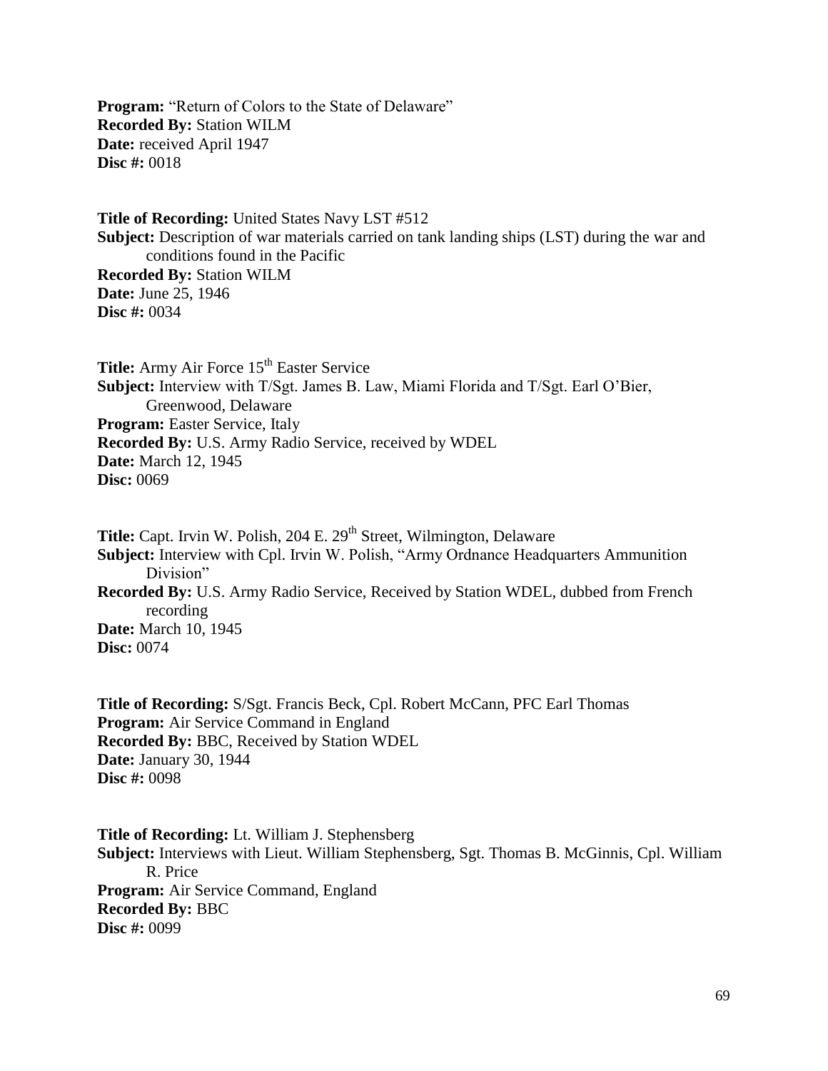**Program:** "Return of Colors to the State of Delaware"
**Recorded By:** Station WILM
**Date:** received April 1947
**Disc #:** 0018

**Title of Recording:** United States Navy LST #512
**Subject:** Description of war materials carried on tank landing ships (LST) during the war and conditions found in the Pacific
**Recorded By:** Station WILM
**Date:** June 25, 1946
**Disc #:** 0034

**Title:** Army Air Force 15th Easter Service
**Subject:** Interview with T/Sgt. James B. Law, Miami Florida and T/Sgt. Earl O'Bier, Greenwood, Delaware
**Program:** Easter Service, Italy
**Recorded By:** U.S. Army Radio Service, received by WDEL
**Date:** March 12, 1945
**Disc:** 0069

**Title:** Capt. Irvin W. Polish, 204 E. 29th Street, Wilmington, Delaware
**Subject:** Interview with Cpl. Irvin W. Polish, "Army Ordnance Headquarters Ammunition Division"
**Recorded By:** U.S. Army Radio Service, Received by Station WDEL, dubbed from French recording
**Date:** March 10, 1945
**Disc:** 0074

**Title of Recording:** S/Sgt. Francis Beck, Cpl. Robert McCann, PFC Earl Thomas
**Program:** Air Service Command in England
**Recorded By:** BBC, Received by Station WDEL
**Date:** January 30, 1944
**Disc #:** 0098

**Title of Recording:** Lt. William J. Stephensberg
**Subject:** Interviews with Lieut. William Stephensberg, Sgt. Thomas B. McGinnis, Cpl. William R. Price
**Program:** Air Service Command, England
**Recorded By:** BBC
**Disc #:** 0099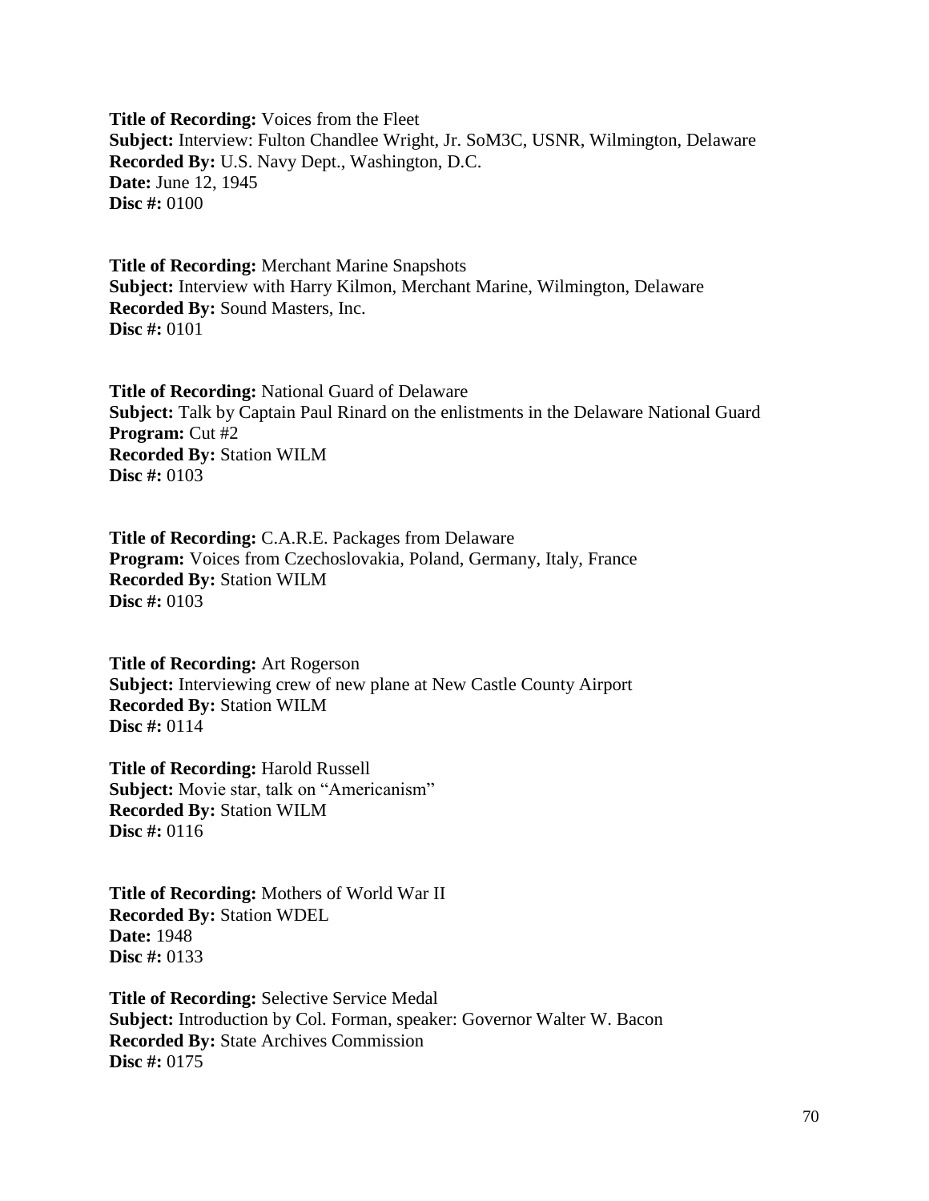**Title of Recording:** Voices from the Fleet
**Subject:** Interview: Fulton Chandlee Wright, Jr. SoM3C, USNR, Wilmington, Delaware
**Recorded By:** U.S. Navy Dept., Washington, D.C.
**Date:** June 12, 1945
**Disc #:** 0100

**Title of Recording:** Merchant Marine Snapshots
**Subject:** Interview with Harry Kilmon, Merchant Marine, Wilmington, Delaware
**Recorded By:** Sound Masters, Inc.
**Disc #:** 0101

**Title of Recording:** National Guard of Delaware
**Subject:** Talk by Captain Paul Rinard on the enlistments in the Delaware National Guard
**Program:** Cut #2
**Recorded By:** Station WILM
**Disc #:** 0103

**Title of Recording:** C.A.R.E. Packages from Delaware
**Program:** Voices from Czechoslovakia, Poland, Germany, Italy, France
**Recorded By:** Station WILM
**Disc #:** 0103

**Title of Recording:** Art Rogerson
**Subject:** Interviewing crew of new plane at New Castle County Airport
**Recorded By:** Station WILM
**Disc #:** 0114

**Title of Recording:** Harold Russell
**Subject:** Movie star, talk on "Americanism"
**Recorded By:** Station WILM
**Disc #:** 0116

**Title of Recording:** Mothers of World War II
**Recorded By:** Station WDEL
**Date:** 1948
**Disc #:** 0133

**Title of Recording:** Selective Service Medal
**Subject:** Introduction by Col. Forman, speaker: Governor Walter W. Bacon
**Recorded By:** State Archives Commission
**Disc #:** 0175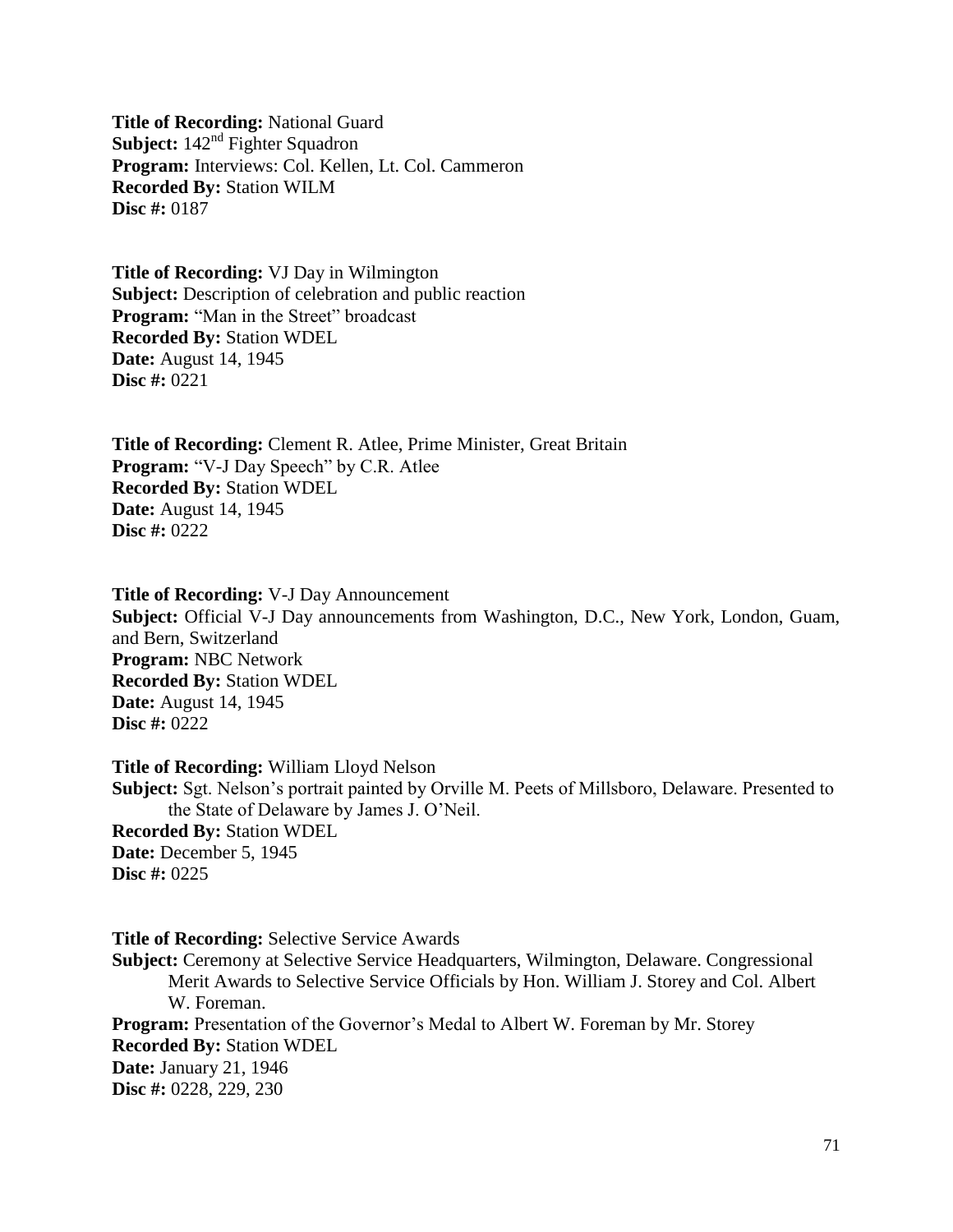**Title of Recording:** National Guard
**Subject:** 142nd Fighter Squadron
**Program:** Interviews: Col. Kellen, Lt. Col. Cammeron
**Recorded By:** Station WILM
**Disc #:** 0187

**Title of Recording:** VJ Day in Wilmington
**Subject:** Description of celebration and public reaction
**Program:** "Man in the Street" broadcast
**Recorded By:** Station WDEL
**Date:** August 14, 1945
**Disc #:** 0221

**Title of Recording:** Clement R. Atlee, Prime Minister, Great Britain
**Program:** "V-J Day Speech" by C.R. Atlee
**Recorded By:** Station WDEL
**Date:** August 14, 1945
**Disc #:** 0222

**Title of Recording:** V-J Day Announcement
**Subject:** Official V-J Day announcements from Washington, D.C., New York, London, Guam, and Bern, Switzerland
**Program:** NBC Network
**Recorded By:** Station WDEL
**Date:** August 14, 1945
**Disc #:** 0222

**Title of Recording:** William Lloyd Nelson
**Subject:** Sgt. Nelson's portrait painted by Orville M. Peets of Millsboro, Delaware. Presented to the State of Delaware by James J. O'Neil.
**Recorded By:** Station WDEL
**Date:** December 5, 1945
**Disc #:** 0225

**Title of Recording:** Selective Service Awards
**Subject:** Ceremony at Selective Service Headquarters, Wilmington, Delaware. Congressional Merit Awards to Selective Service Officials by Hon. William J. Storey and Col. Albert W. Foreman.
**Program:** Presentation of the Governor's Medal to Albert W. Foreman by Mr. Storey
**Recorded By:** Station WDEL
**Date:** January 21, 1946
**Disc #:** 0228, 229, 230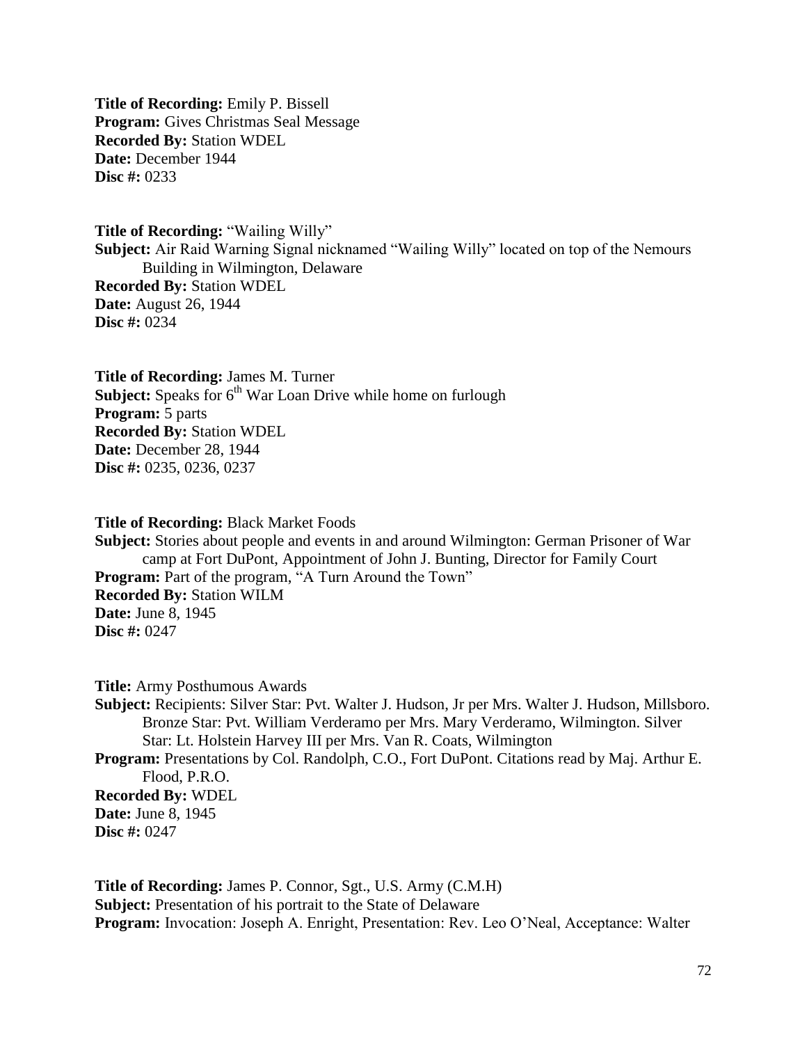**Title of Recording:** Emily P. Bissell
**Program:** Gives Christmas Seal Message
**Recorded By:** Station WDEL
**Date:** December 1944
**Disc #:** 0233

**Title of Recording:** "Wailing Willy"
**Subject:** Air Raid Warning Signal nicknamed "Wailing Willy" located on top of the Nemours Building in Wilmington, Delaware
**Recorded By:** Station WDEL
**Date:** August 26, 1944
**Disc #:** 0234

**Title of Recording:** James M. Turner
**Subject:** Speaks for 6th War Loan Drive while home on furlough
**Program:** 5 parts
**Recorded By:** Station WDEL
**Date:** December 28, 1944
**Disc #:** 0235, 0236, 0237

**Title of Recording:** Black Market Foods
**Subject:** Stories about people and events in and around Wilmington: German Prisoner of War camp at Fort DuPont, Appointment of John J. Bunting, Director for Family Court
**Program:** Part of the program, "A Turn Around the Town"
**Recorded By:** Station WILM
**Date:** June 8, 1945
**Disc #:** 0247

**Title:** Army Posthumous Awards
**Subject:** Recipients: Silver Star: Pvt. Walter J. Hudson, Jr per Mrs. Walter J. Hudson, Millsboro. Bronze Star: Pvt. William Verderamo per Mrs. Mary Verderamo, Wilmington. Silver Star: Lt. Holstein Harvey III per Mrs. Van R. Coats, Wilmington
**Program:** Presentations by Col. Randolph, C.O., Fort DuPont. Citations read by Maj. Arthur E. Flood, P.R.O.
**Recorded By:** WDEL
**Date:** June 8, 1945
**Disc #:** 0247

**Title of Recording:** James P. Connor, Sgt., U.S. Army (C.M.H)
**Subject:** Presentation of his portrait to the State of Delaware
**Program:** Invocation: Joseph A. Enright, Presentation: Rev. Leo O'Neal, Acceptance: Walter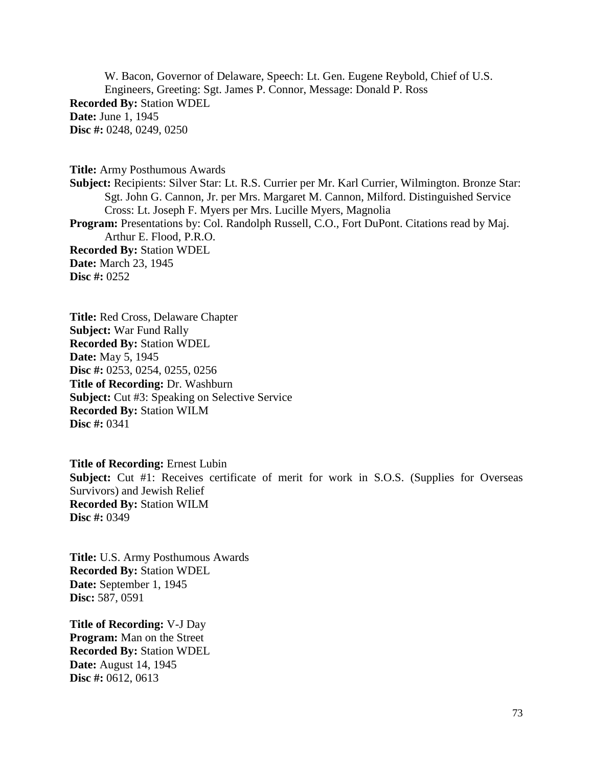W. Bacon, Governor of Delaware, Speech: Lt. Gen. Eugene Reybold, Chief of U.S. Engineers, Greeting: Sgt. James P. Connor, Message: Donald P. Ross
**Recorded By:** Station WDEL
**Date:** June 1, 1945
**Disc #:** 0248, 0249, 0250

**Title:** Army Posthumous Awards
**Subject:** Recipients: Silver Star: Lt. R.S. Currier per Mr. Karl Currier, Wilmington. Bronze Star: Sgt. John G. Cannon, Jr. per Mrs. Margaret M. Cannon, Milford. Distinguished Service Cross: Lt. Joseph F. Myers per Mrs. Lucille Myers, Magnolia
**Program:** Presentations by: Col. Randolph Russell, C.O., Fort DuPont. Citations read by Maj. Arthur E. Flood, P.R.O.
**Recorded By:** Station WDEL
**Date:** March 23, 1945
**Disc #:** 0252

**Title:** Red Cross, Delaware Chapter
**Subject:** War Fund Rally
**Recorded By:** Station WDEL
**Date:** May 5, 1945
**Disc #:** 0253, 0254, 0255, 0256
**Title of Recording:** Dr. Washburn
**Subject:** Cut #3: Speaking on Selective Service
**Recorded By:** Station WILM
**Disc #:** 0341

**Title of Recording:** Ernest Lubin
**Subject:** Cut #1: Receives certificate of merit for work in S.O.S. (Supplies for Overseas Survivors) and Jewish Relief
**Recorded By:** Station WILM
**Disc #:** 0349

**Title:** U.S. Army Posthumous Awards
**Recorded By:** Station WDEL
**Date:** September 1, 1945
**Disc:** 587, 0591

**Title of Recording:** V-J Day
**Program:** Man on the Street
**Recorded By:** Station WDEL
**Date:** August 14, 1945
**Disc #:** 0612, 0613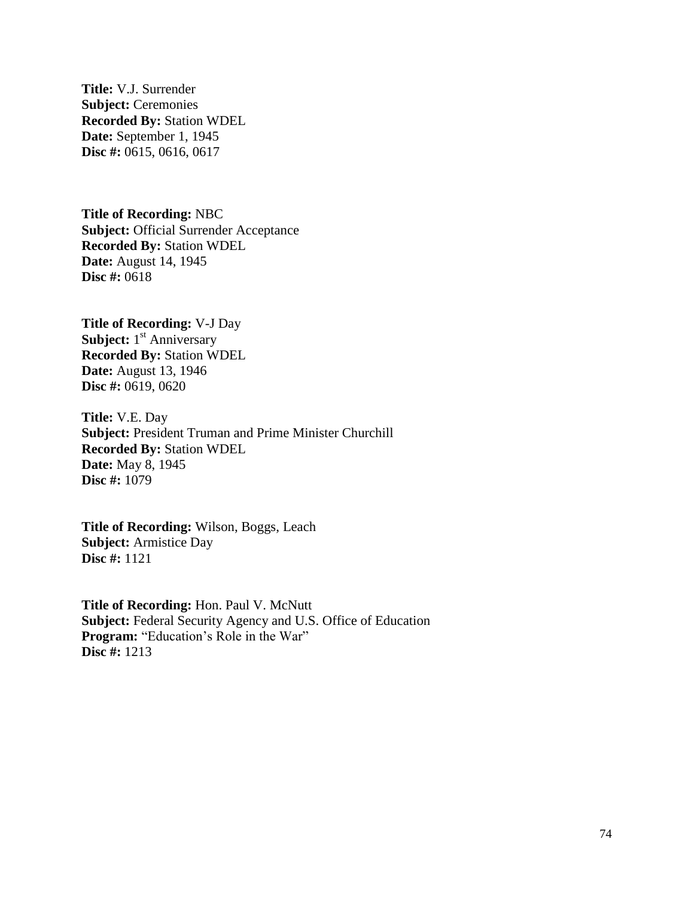**Title:** V.J. Surrender  
**Subject:** Ceremonies  
**Recorded By:** Station WDEL  
**Date:** September 1, 1945  
**Disc #:** 0615, 0616, 0617

**Title of Recording:** NBC  
**Subject:** Official Surrender Acceptance  
**Recorded By:** Station WDEL  
**Date:** August 14, 1945  
**Disc #:** 0618

**Title of Recording:** V-J Day  
**Subject:** 1st Anniversary  
**Recorded By:** Station WDEL  
**Date:** August 13, 1946  
**Disc #:** 0619, 0620

**Title:** V.E. Day  
**Subject:** President Truman and Prime Minister Churchill  
**Recorded By:** Station WDEL  
**Date:** May 8, 1945  
**Disc #:** 1079

**Title of Recording:** Wilson, Boggs, Leach  
**Subject:** Armistice Day  
**Disc #:** 1121

**Title of Recording:** Hon. Paul V. McNutt  
**Subject:** Federal Security Agency and U.S. Office of Education  
**Program:** "Education's Role in the War"  
**Disc #:** 1213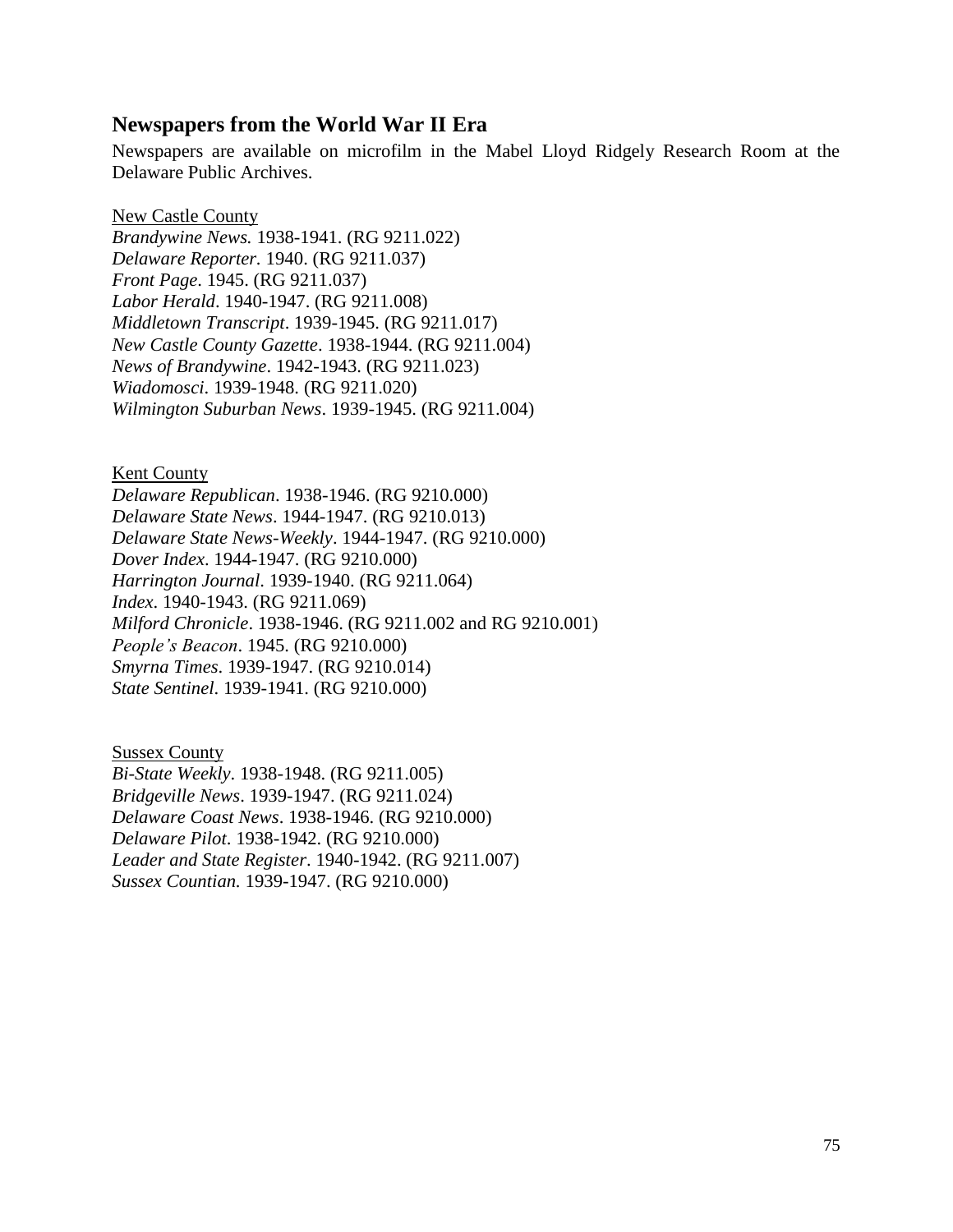## Newspapers from the World War II Era

Newspapers are available on microfilm in the Mabel Lloyd Ridgely Research Room at the Delaware Public Archives.

New Castle County
*Brandywine News.* 1938-1941. (RG 9211.022)
*Delaware Reporter*. 1940. (RG 9211.037)
*Front Page*. 1945. (RG 9211.037)
*Labor Herald*. 1940-1947. (RG 9211.008)
*Middletown Transcript*. 1939-1945. (RG 9211.017)
*New Castle County Gazette*. 1938-1944. (RG 9211.004)
*News of Brandywine*. 1942-1943. (RG 9211.023)
*Wiadomosci*. 1939-1948. (RG 9211.020)
*Wilmington Suburban News*. 1939-1945. (RG 9211.004)

Kent County
*Delaware Republican*. 1938-1946. (RG 9210.000)
*Delaware State News*. 1944-1947. (RG 9210.013)
*Delaware State News-Weekly*. 1944-1947. (RG 9210.000)
*Dover Index*. 1944-1947. (RG 9210.000)
*Harrington Journal*. 1939-1940. (RG 9211.064)
*Index*. 1940-1943. (RG 9211.069)
*Milford Chronicle*. 1938-1946. (RG 9211.002 and RG 9210.001)
*People's Beacon*. 1945. (RG 9210.000)
*Smyrna Times*. 1939-1947. (RG 9210.014)
*State Sentinel*. 1939-1941. (RG 9210.000)

Sussex County
*Bi-State Weekly*. 1938-1948. (RG 9211.005)
*Bridgeville News*. 1939-1947. (RG 9211.024)
*Delaware Coast News*. 1938-1946. (RG 9210.000)
*Delaware Pilot*. 1938-1942. (RG 9210.000)
*Leader and State Register*. 1940-1942. (RG 9211.007)
*Sussex Countian.* 1939-1947. (RG 9210.000)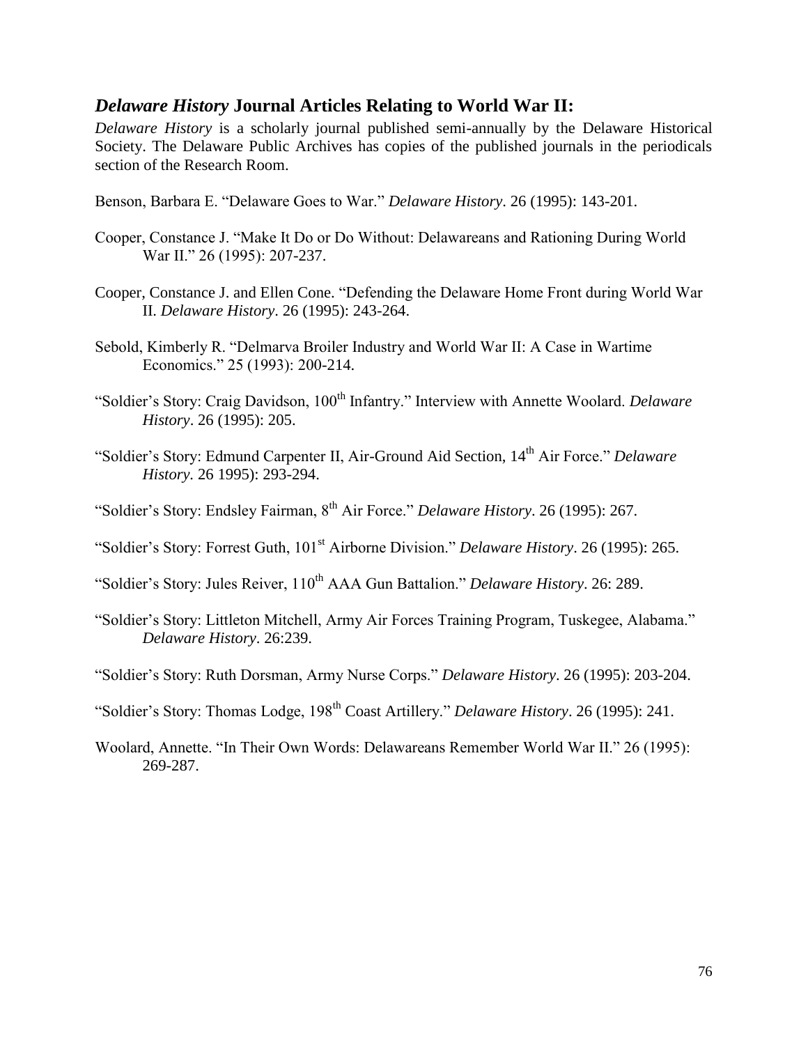## *Delaware History* Journal Articles Relating to World War II:

*Delaware History* is a scholarly journal published semi-annually by the Delaware Historical Society. The Delaware Public Archives has copies of the published journals in the periodicals section of the Research Room.

Benson, Barbara E. "Delaware Goes to War." *Delaware History*. 26 (1995): 143-201.

Cooper, Constance J. "Make It Do or Do Without: Delawareans and Rationing During World War II." 26 (1995): 207-237.

Cooper, Constance J. and Ellen Cone. "Defending the Delaware Home Front during World War II. *Delaware History*. 26 (1995): 243-264.

Sebold, Kimberly R. "Delmarva Broiler Industry and World War II: A Case in Wartime Economics." 25 (1993): 200-214.

"Soldier's Story: Craig Davidson, 100th Infantry." Interview with Annette Woolard. *Delaware History*. 26 (1995): 205.

"Soldier's Story: Edmund Carpenter II, Air-Ground Aid Section, 14th Air Force." *Delaware History.* 26 1995): 293-294.

"Soldier's Story: Endsley Fairman, 8th Air Force." *Delaware History*. 26 (1995): 267.

"Soldier's Story: Forrest Guth, 101st Airborne Division." *Delaware History*. 26 (1995): 265.

"Soldier's Story: Jules Reiver, 110th AAA Gun Battalion." *Delaware History*. 26: 289.

"Soldier's Story: Littleton Mitchell, Army Air Forces Training Program, Tuskegee, Alabama." *Delaware History*. 26:239.

"Soldier's Story: Ruth Dorsman, Army Nurse Corps." *Delaware History*. 26 (1995): 203-204.

"Soldier's Story: Thomas Lodge, 198th Coast Artillery." *Delaware History*. 26 (1995): 241.

Woolard, Annette. "In Their Own Words: Delawareans Remember World War II." 26 (1995): 269-287.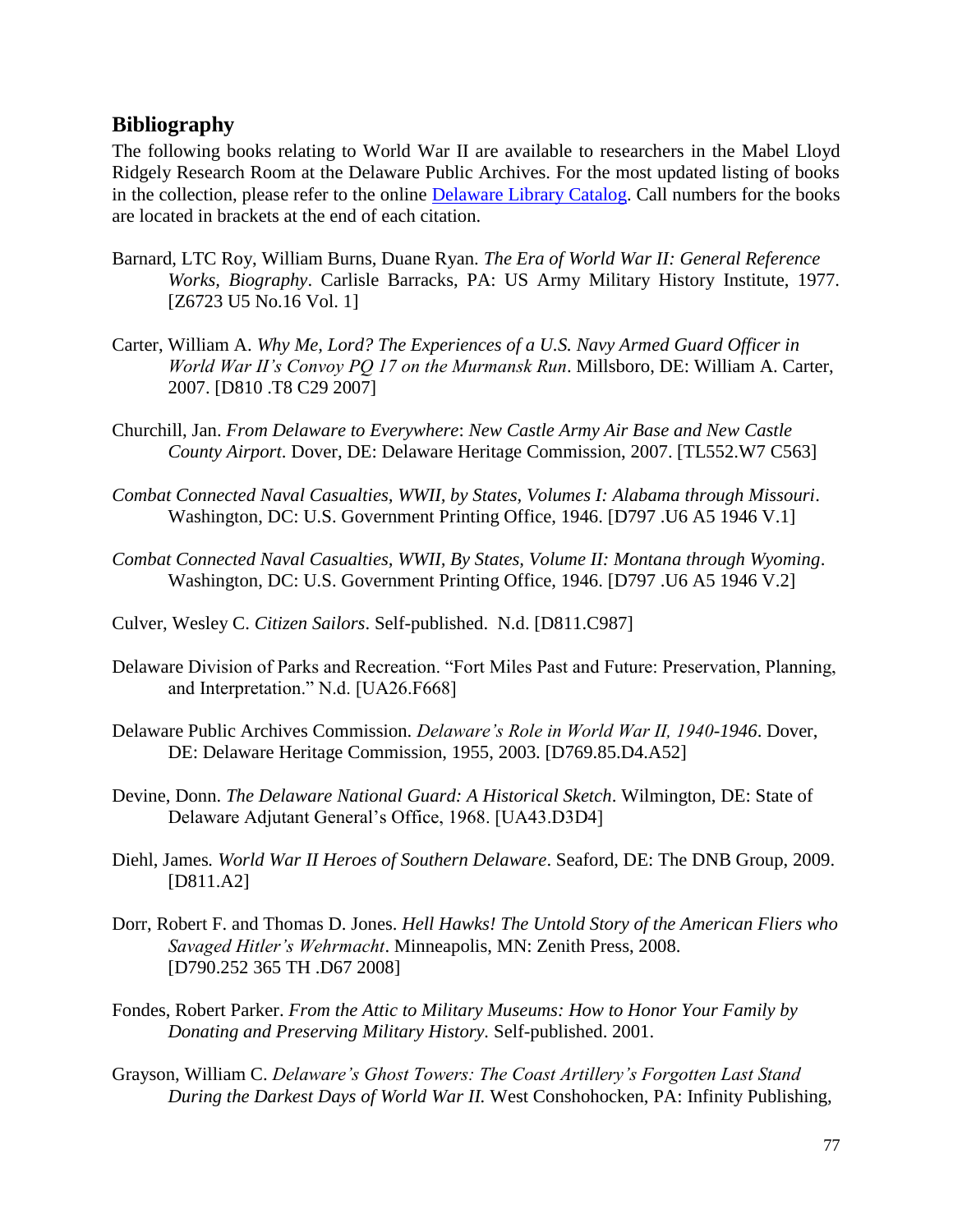## Bibliography

The following books relating to World War II are available to researchers in the Mabel Lloyd Ridgely Research Room at the Delaware Public Archives. For the most updated listing of books in the collection, please refer to the online Delaware Library Catalog. Call numbers for the books are located in brackets at the end of each citation.

Barnard, LTC Roy, William Burns, Duane Ryan. *The Era of World War II: General Reference Works, Biography*. Carlisle Barracks, PA: US Army Military History Institute, 1977. [Z6723 U5 No.16 Vol. 1]

Carter, William A. *Why Me, Lord? The Experiences of a U.S. Navy Armed Guard Officer in World War II's Convoy PQ 17 on the Murmansk Run*. Millsboro, DE: William A. Carter, 2007. [D810 .T8 C29 2007]

Churchill, Jan. *From Delaware to Everywhere*: *New Castle Army Air Base and New Castle County Airport*. Dover, DE: Delaware Heritage Commission, 2007. [TL552.W7 C563]

*Combat Connected Naval Casualties, WWII, by States, Volumes I: Alabama through Missouri*. Washington, DC: U.S. Government Printing Office, 1946. [D797 .U6 A5 1946 V.1]

*Combat Connected Naval Casualties, WWII, By States, Volume II: Montana through Wyoming*. Washington, DC: U.S. Government Printing Office, 1946. [D797 .U6 A5 1946 V.2]

Culver, Wesley C. *Citizen Sailors*. Self-published. N.d. [D811.C987]

Delaware Division of Parks and Recreation. "Fort Miles Past and Future: Preservation, Planning, and Interpretation." N.d. [UA26.F668]

Delaware Public Archives Commission. *Delaware's Role in World War II, 1940-1946*. Dover, DE: Delaware Heritage Commission, 1955, 2003. [D769.85.D4.A52]

Devine, Donn. *The Delaware National Guard: A Historical Sketch*. Wilmington, DE: State of Delaware Adjutant General's Office, 1968. [UA43.D3D4]

Diehl, James. *World War II Heroes of Southern Delaware*. Seaford, DE: The DNB Group, 2009. [D811.A2]

Dorr, Robert F. and Thomas D. Jones. *Hell Hawks! The Untold Story of the American Fliers who Savaged Hitler's Wehrmacht*. Minneapolis, MN: Zenith Press, 2008. [D790.252 365 TH .D67 2008]

Fondes, Robert Parker. *From the Attic to Military Museums: How to Honor Your Family by Donating and Preserving Military History.* Self-published. 2001.

Grayson, William C. *Delaware's Ghost Towers: The Coast Artillery's Forgotten Last Stand During the Darkest Days of World War II.* West Conshohocken, PA: Infinity Publishing,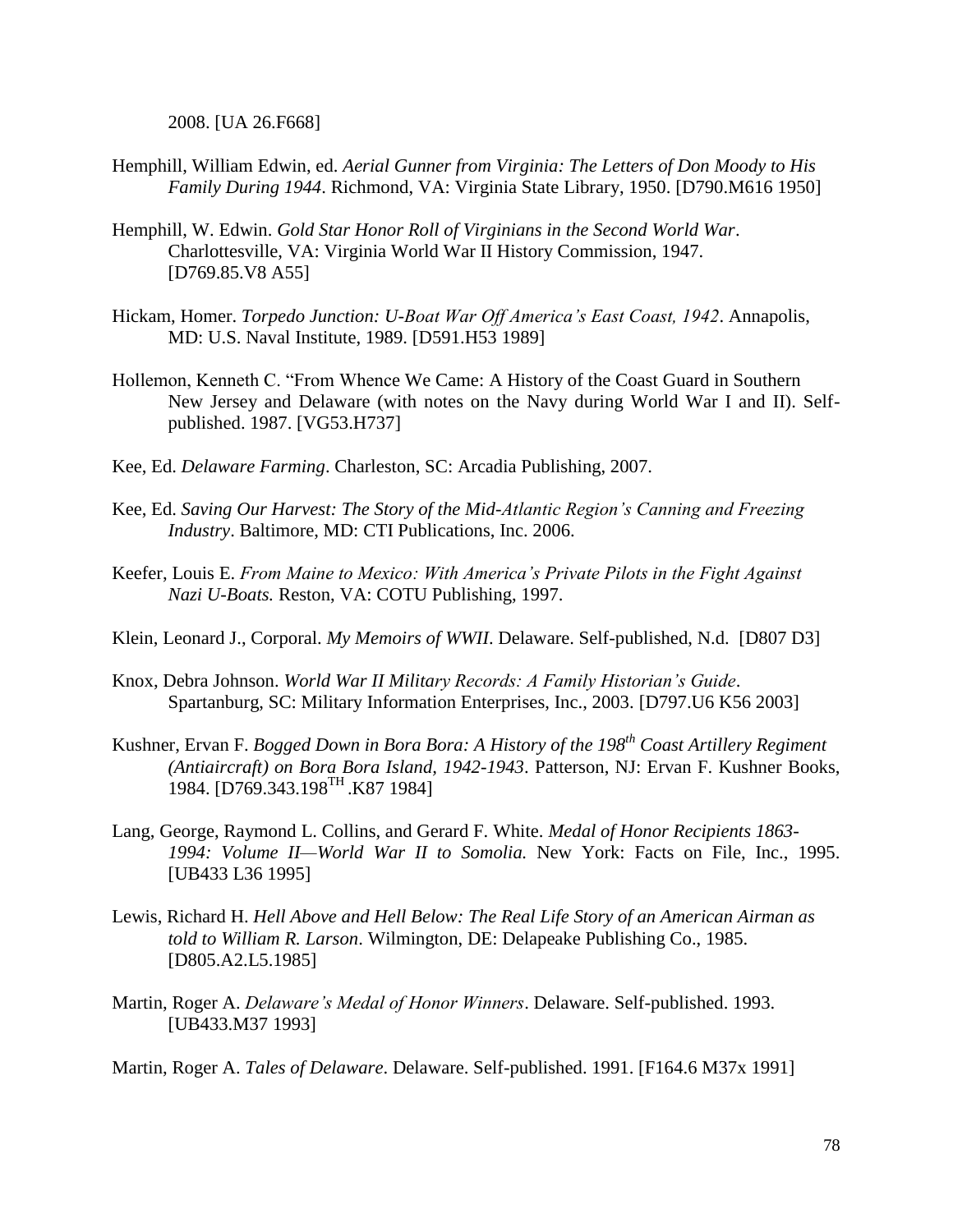2008. [UA 26.F668]

Hemphill, William Edwin, ed. *Aerial Gunner from Virginia: The Letters of Don Moody to His Family During 1944*. Richmond, VA: Virginia State Library, 1950. [D790.M616 1950]

Hemphill, W. Edwin. *Gold Star Honor Roll of Virginians in the Second World War*. Charlottesville, VA: Virginia World War II History Commission, 1947. [D769.85.V8 A55]

Hickam, Homer. *Torpedo Junction: U-Boat War Off America's East Coast, 1942*. Annapolis, MD: U.S. Naval Institute, 1989. [D591.H53 1989]

Hollemon, Kenneth C. "From Whence We Came: A History of the Coast Guard in Southern New Jersey and Delaware (with notes on the Navy during World War I and II). Self-published. 1987. [VG53.H737]

Kee, Ed. *Delaware Farming*. Charleston, SC: Arcadia Publishing, 2007.

Kee, Ed. *Saving Our Harvest: The Story of the Mid-Atlantic Region's Canning and Freezing Industry*. Baltimore, MD: CTI Publications, Inc. 2006.

Keefer, Louis E. *From Maine to Mexico: With America's Private Pilots in the Fight Against Nazi U-Boats.* Reston, VA: COTU Publishing, 1997.

Klein, Leonard J., Corporal. *My Memoirs of WWII*. Delaware. Self-published, N.d. [D807 D3]

Knox, Debra Johnson. *World War II Military Records: A Family Historian's Guide*. Spartanburg, SC: Military Information Enterprises, Inc., 2003. [D797.U6 K56 2003]

Kushner, Ervan F. *Bogged Down in Bora Bora: A History of the 198th Coast Artillery Regiment (Antiaircraft) on Bora Bora Island, 1942-1943*. Patterson, NJ: Ervan F. Kushner Books, 1984. [D769.343.198TH .K87 1984]

Lang, George, Raymond L. Collins, and Gerard F. White. *Medal of Honor Recipients 1863-1994: Volume II—World War II to Somolia.* New York: Facts on File, Inc., 1995. [UB433 L36 1995]

Lewis, Richard H. *Hell Above and Hell Below: The Real Life Story of an American Airman as told to William R. Larson*. Wilmington, DE: Delapeake Publishing Co., 1985. [D805.A2.L5.1985]

Martin, Roger A. *Delaware's Medal of Honor Winners*. Delaware. Self-published. 1993. [UB433.M37 1993]

Martin, Roger A. *Tales of Delaware*. Delaware. Self-published. 1991. [F164.6 M37x 1991]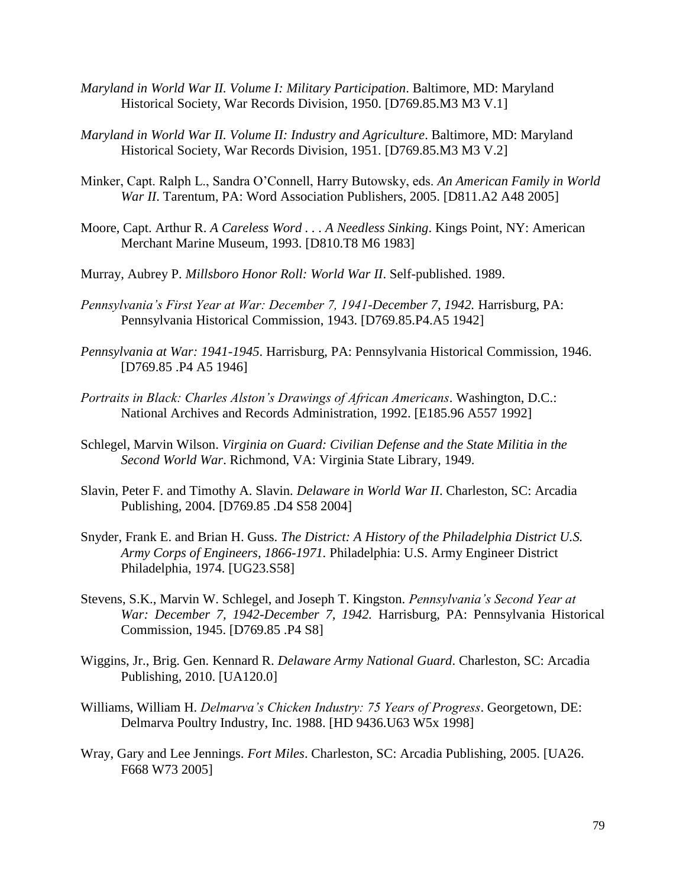*Maryland in World War II. Volume I: Military Participation*. Baltimore, MD: Maryland Historical Society, War Records Division, 1950. [D769.85.M3 M3 V.1]

*Maryland in World War II. Volume II: Industry and Agriculture*. Baltimore, MD: Maryland Historical Society, War Records Division, 1951. [D769.85.M3 M3 V.2]

Minker, Capt. Ralph L., Sandra O'Connell, Harry Butowsky, eds. *An American Family in World War II*. Tarentum, PA: Word Association Publishers, 2005. [D811.A2 A48 2005]

Moore, Capt. Arthur R. *A Careless Word . . . A Needless Sinking*. Kings Point, NY: American Merchant Marine Museum, 1993. [D810.T8 M6 1983]

Murray, Aubrey P. *Millsboro Honor Roll: World War II*. Self-published. 1989.

*Pennsylvania's First Year at War: December 7, 1941-December 7, 1942.* Harrisburg, PA: Pennsylvania Historical Commission, 1943. [D769.85.P4.A5 1942]

*Pennsylvania at War: 1941-1945*. Harrisburg, PA: Pennsylvania Historical Commission, 1946. [D769.85 .P4 A5 1946]

*Portraits in Black: Charles Alston's Drawings of African Americans*. Washington, D.C.: National Archives and Records Administration, 1992. [E185.96 A557 1992]

Schlegel, Marvin Wilson. *Virginia on Guard: Civilian Defense and the State Militia in the Second World War*. Richmond, VA: Virginia State Library, 1949.

Slavin, Peter F. and Timothy A. Slavin. *Delaware in World War II*. Charleston, SC: Arcadia Publishing, 2004. [D769.85 .D4 S58 2004]

Snyder, Frank E. and Brian H. Guss. *The District: A History of the Philadelphia District U.S. Army Corps of Engineers, 1866-1971.* Philadelphia: U.S. Army Engineer District Philadelphia, 1974. [UG23.S58]

Stevens, S.K., Marvin W. Schlegel, and Joseph T. Kingston. *Pennsylvania's Second Year at War: December 7, 1942-December 7, 1942.* Harrisburg, PA: Pennsylvania Historical Commission, 1945. [D769.85 .P4 S8]

Wiggins, Jr., Brig. Gen. Kennard R. *Delaware Army National Guard*. Charleston, SC: Arcadia Publishing, 2010. [UA120.0]

Williams, William H. *Delmarva's Chicken Industry: 75 Years of Progress*. Georgetown, DE: Delmarva Poultry Industry, Inc. 1988. [HD 9436.U63 W5x 1998]

Wray, Gary and Lee Jennings. *Fort Miles*. Charleston, SC: Arcadia Publishing, 2005. [UA26. F668 W73 2005]